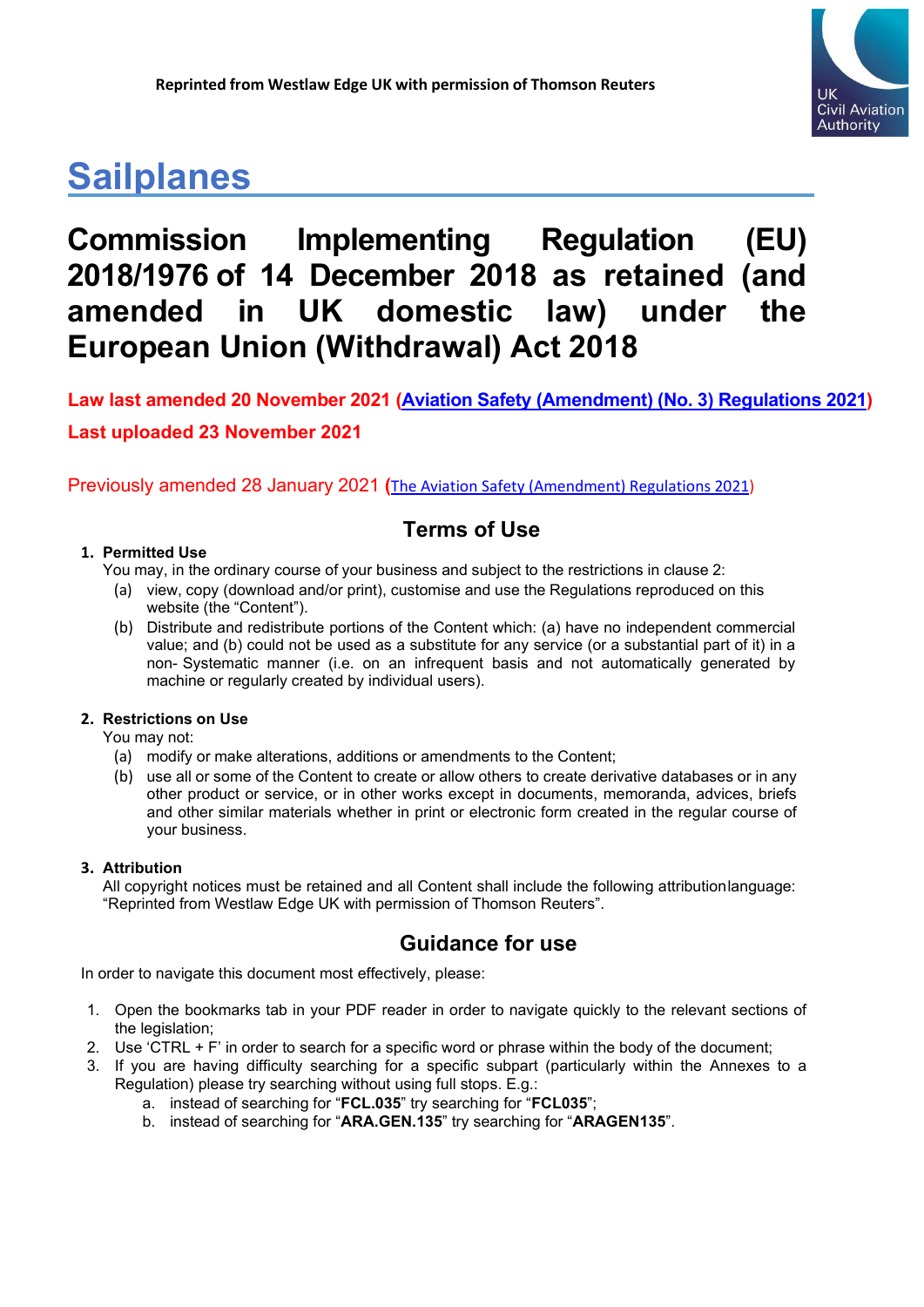Reprinted from Westlaw Edge UK with permission of Thomson Reuters

# Sailplanes

# Commission Implementing Regulation (EU) 2018/1976 of 14 December 2018 as retained (and amended in UK domestic law) under the European Union (Withdrawal) Act 2018

**Law last amended 20 November 2021 (Aviation Safety (Amendment) (No. 3) Regulations 2021)**

**Last uploaded 23 November 2021**

Previously amended 28 January 2021 (The Aviation Safety (Amendment) Regulations 2021)

## Terms of Use

1. **Permitted Use**
   You may, in the ordinary course of your business and subject to the restrictions in clause 2:
   (a) view, copy (download and/or print), customise and use the Regulations reproduced on this website (the "Content").
   (b) Distribute and redistribute portions of the Content which: (a) have no independent commercial value; and (b) could not be used as a substitute for any service (or a substantial part of it) in a non- Systematic manner (i.e. on an infrequent basis and not automatically generated by machine or regularly created by individual users).

2. **Restrictions on Use**
   You may not:
   (a) modify or make alterations, additions or amendments to the Content;
   (b) use all or some of the Content to create or allow others to create derivative databases or in any other product or service, or in other works except in documents, memoranda, advices, briefs and other similar materials whether in print or electronic form created in the regular course of your business.

3. **Attribution**
   All copyright notices must be retained and all Content shall include the following attribution language: "Reprinted from Westlaw Edge UK with permission of Thomson Reuters".

## Guidance for use

In order to navigate this document most effectively, please:

1. Open the bookmarks tab in your PDF reader in order to navigate quickly to the relevant sections of the legislation;
2. Use 'CTRL + F' in order to search for a specific word or phrase within the body of the document;
3. If you are having difficulty searching for a specific subpart (particularly within the Annexes to a Regulation) please try searching without using full stops. E.g.:
   a. instead of searching for "**FCL.035**" try searching for "**FCL035**";
   b. instead of searching for "**ARA.GEN.135**" try searching for "**ARAGEN135**".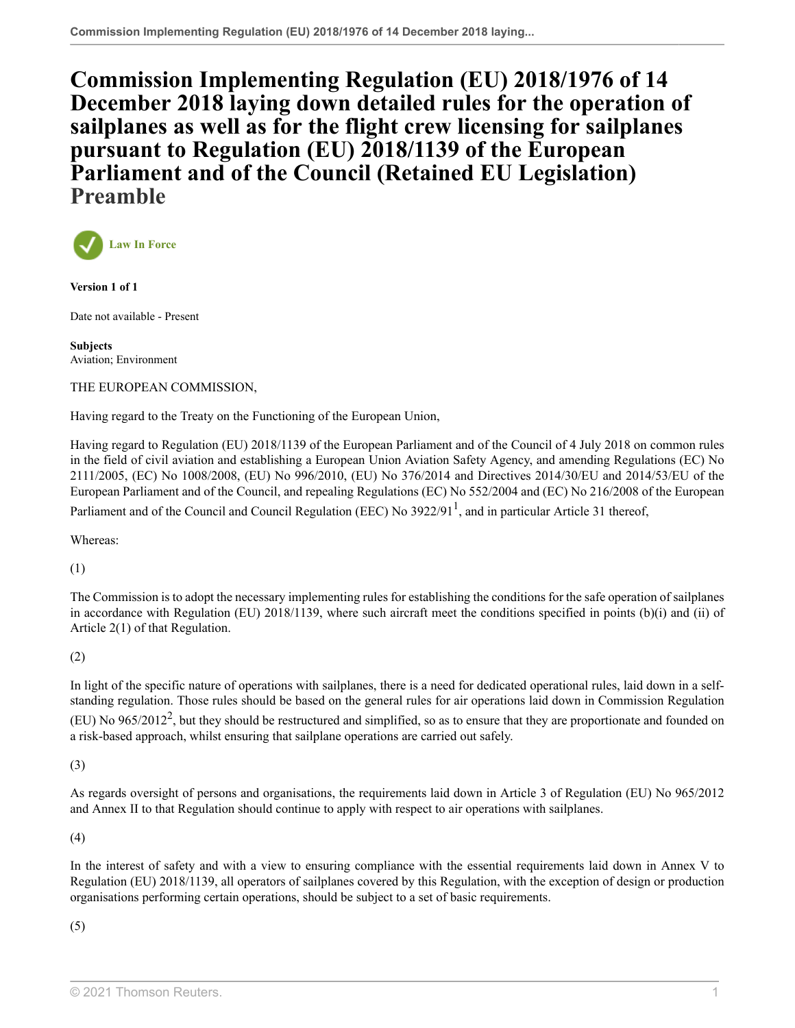# Commission Implementing Regulation (EU) 2018/1976 of 14 December 2018 laying down detailed rules for the operation of sailplanes as well as for the flight crew licensing for sailplanes pursuant to Regulation (EU) 2018/1139 of the European Parliament and of the Council (Retained EU Legislation) Preamble

Law In Force

**Version 1 of 1**

Date not available - Present

**Subjects**
Aviation; Environment

THE EUROPEAN COMMISSION,

Having regard to the Treaty on the Functioning of the European Union,

Having regard to Regulation (EU) 2018/1139 of the European Parliament and of the Council of 4 July 2018 on common rules in the field of civil aviation and establishing a European Union Aviation Safety Agency, and amending Regulations (EC) No 2111/2005, (EC) No 1008/2008, (EU) No 996/2010, (EU) No 376/2014 and Directives 2014/30/EU and 2014/53/EU of the European Parliament and of the Council, and repealing Regulations (EC) No 552/2004 and (EC) No 216/2008 of the European Parliament and of the Council and Council Regulation (EEC) No 3922/91[1], and in particular Article 31 thereof,

Whereas:

(1)

The Commission is to adopt the necessary implementing rules for establishing the conditions for the safe operation of sailplanes in accordance with Regulation (EU) 2018/1139, where such aircraft meet the conditions specified in points (b)(i) and (ii) of Article 2(1) of that Regulation.

(2)

In light of the specific nature of operations with sailplanes, there is a need for dedicated operational rules, laid down in a self-standing regulation. Those rules should be based on the general rules for air operations laid down in Commission Regulation (EU) No 965/2012[2], but they should be restructured and simplified, so as to ensure that they are proportionate and founded on a risk-based approach, whilst ensuring that sailplane operations are carried out safely.

(3)

As regards oversight of persons and organisations, the requirements laid down in Article 3 of Regulation (EU) No 965/2012 and Annex II to that Regulation should continue to apply with respect to air operations with sailplanes.

(4)

In the interest of safety and with a view to ensuring compliance with the essential requirements laid down in Annex V to Regulation (EU) 2018/1139, all operators of sailplanes covered by this Regulation, with the exception of design or production organisations performing certain operations, should be subject to a set of basic requirements.

(5)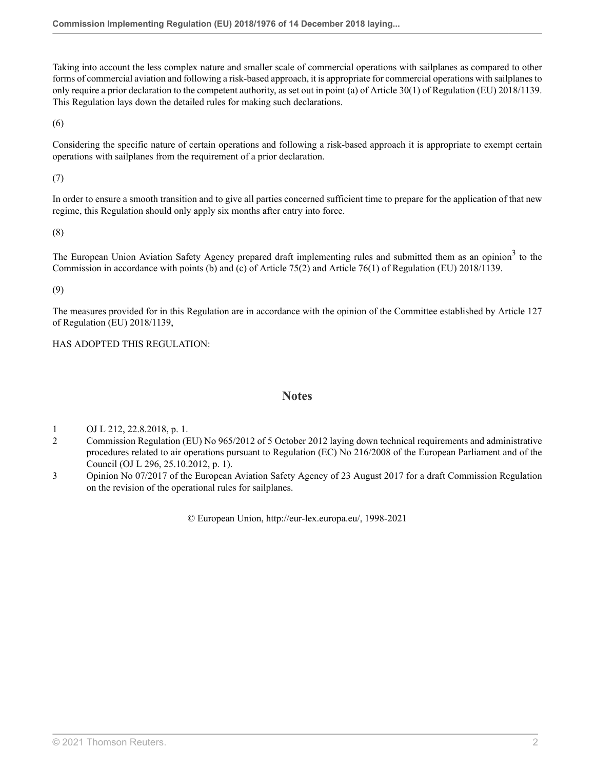Taking into account the less complex nature and smaller scale of commercial operations with sailplanes as compared to other forms of commercial aviation and following a risk-based approach, it is appropriate for commercial operations with sailplanes to only require a prior declaration to the competent authority, as set out in point (a) of Article 30(1) of Regulation (EU) 2018/1139. This Regulation lays down the detailed rules for making such declarations.

(6)

Considering the specific nature of certain operations and following a risk-based approach it is appropriate to exempt certain operations with sailplanes from the requirement of a prior declaration.

(7)

In order to ensure a smooth transition and to give all parties concerned sufficient time to prepare for the application of that new regime, this Regulation should only apply six months after entry into force.

(8)

The European Union Aviation Safety Agency prepared draft implementing rules and submitted them as an opinion[3] to the Commission in accordance with points (b) and (c) of Article 75(2) and Article 76(1) of Regulation (EU) 2018/1139.

(9)

The measures provided for in this Regulation are in accordance with the opinion of the Committee established by Article 127 of Regulation (EU) 2018/1139,

HAS ADOPTED THIS REGULATION:

## Notes

1 OJ L 212, 22.8.2018, p. 1.

2 Commission Regulation (EU) No 965/2012 of 5 October 2012 laying down technical requirements and administrative procedures related to air operations pursuant to Regulation (EC) No 216/2008 of the European Parliament and of the Council (OJ L 296, 25.10.2012, p. 1).

3 Opinion No 07/2017 of the European Aviation Safety Agency of 23 August 2017 for a draft Commission Regulation on the revision of the operational rules for sailplanes.

© European Union, http://eur-lex.europa.eu/, 1998-2021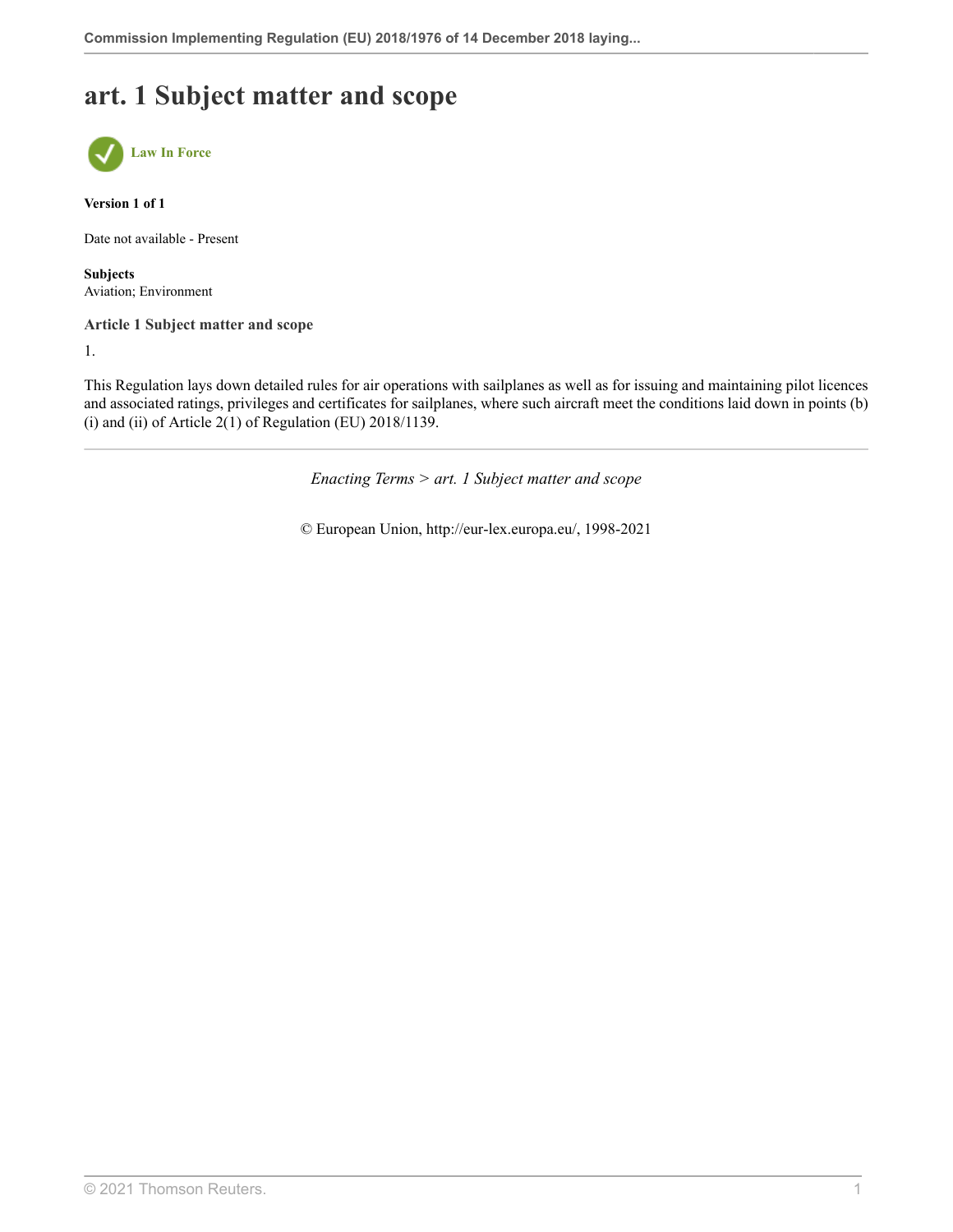# art. 1 Subject matter and scope

Law In Force

**Version 1 of 1**

Date not available - Present

**Subjects**
Aviation; Environment

### Article 1 Subject matter and scope

1.

This Regulation lays down detailed rules for air operations with sailplanes as well as for issuing and maintaining pilot licences and associated ratings, privileges and certificates for sailplanes, where such aircraft meet the conditions laid down in points (b)(i) and (ii) of Article 2(1) of Regulation (EU) 2018/1139.

---

*Enacting Terms > art. 1 Subject matter and scope*

© European Union, http://eur-lex.europa.eu/, 1998-2021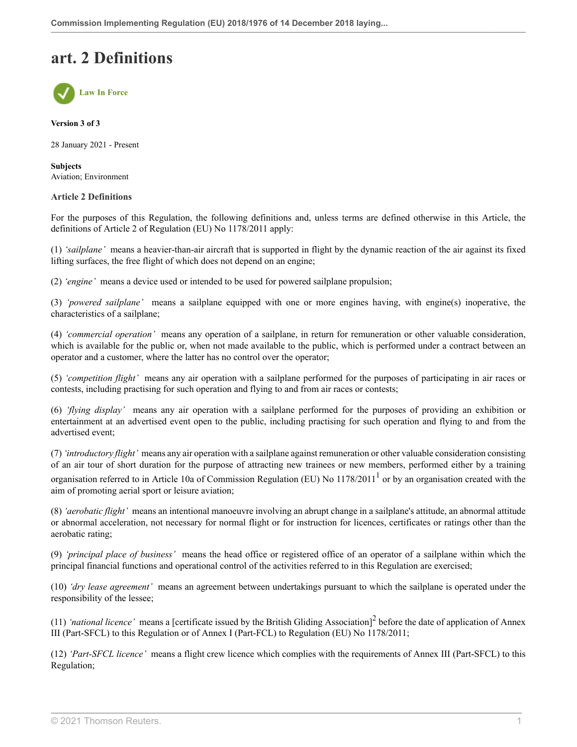# art. 2 Definitions

Law In Force

**Version 3 of 3**

28 January 2021 - Present

**Subjects**
Aviation; Environment

**Article 2 Definitions**

For the purposes of this Regulation, the following definitions and, unless terms are defined otherwise in this Article, the definitions of Article 2 of Regulation (EU) No 1178/2011 apply:

(1) *'sailplane'* means a heavier-than-air aircraft that is supported in flight by the dynamic reaction of the air against its fixed lifting surfaces, the free flight of which does not depend on an engine;

(2) *'engine'* means a device used or intended to be used for powered sailplane propulsion;

(3) *'powered sailplane'* means a sailplane equipped with one or more engines having, with engine(s) inoperative, the characteristics of a sailplane;

(4) *'commercial operation'* means any operation of a sailplane, in return for remuneration or other valuable consideration, which is available for the public or, when not made available to the public, which is performed under a contract between an operator and a customer, where the latter has no control over the operator;

(5) *'competition flight'* means any air operation with a sailplane performed for the purposes of participating in air races or contests, including practising for such operation and flying to and from air races or contests;

(6) *'flying display'* means any air operation with a sailplane performed for the purposes of providing an exhibition or entertainment at an advertised event open to the public, including practising for such operation and flying to and from the advertised event;

(7) *'introductory flight'* means any air operation with a sailplane against remuneration or other valuable consideration consisting of an air tour of short duration for the purpose of attracting new trainees or new members, performed either by a training organisation referred to in Article 10a of Commission Regulation (EU) No 1178/2011[1] or by an organisation created with the aim of promoting aerial sport or leisure aviation;

(8) *'aerobatic flight'* means an intentional manoeuvre involving an abrupt change in a sailplane's attitude, an abnormal attitude or abnormal acceleration, not necessary for normal flight or for instruction for licences, certificates or ratings other than the aerobatic rating;

(9) *'principal place of business'* means the head office or registered office of an operator of a sailplane within which the principal financial functions and operational control of the activities referred to in this Regulation are exercised;

(10) *'dry lease agreement'* means an agreement between undertakings pursuant to which the sailplane is operated under the responsibility of the lessee;

(11) *'national licence'* means a [certificate issued by the British Gliding Association][2] before the date of application of Annex III (Part-SFCL) to this Regulation or of Annex I (Part-FCL) to Regulation (EU) No 1178/2011;

(12) *'Part-SFCL licence'* means a flight crew licence which complies with the requirements of Annex III (Part-SFCL) to this Regulation;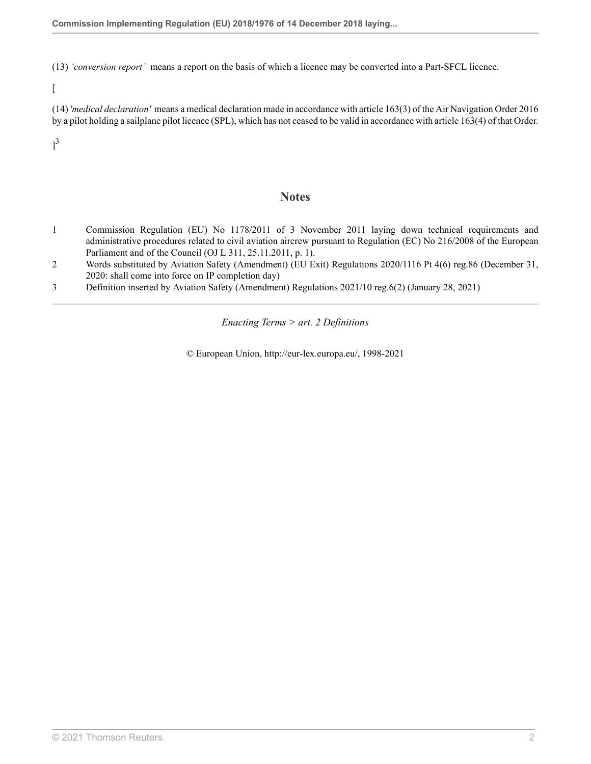(13) *'conversion report'* means a report on the basis of which a licence may be converted into a Part-SFCL licence.

[

(14) *'medical declaration'* means a medical declaration made in accordance with article 163(3) of the Air Navigation Order 2016 by a pilot holding a sailplane pilot licence (SPL), which has not ceased to be valid in accordance with article 163(4) of that Order.

][3]

## Notes

1. Commission Regulation (EU) No 1178/2011 of 3 November 2011 laying down technical requirements and administrative procedures related to civil aviation aircrew pursuant to Regulation (EC) No 216/2008 of the European Parliament and of the Council (OJ L 311, 25.11.2011, p. 1).
2. Words substituted by Aviation Safety (Amendment) (EU Exit) Regulations 2020/1116 Pt 4(6) reg.86 (December 31, 2020: shall come into force on IP completion day)
3. Definition inserted by Aviation Safety (Amendment) Regulations 2021/10 reg.6(2) (January 28, 2021)

*Enacting Terms > art. 2 Definitions*

© European Union, http://eur-lex.europa.eu/, 1998-2021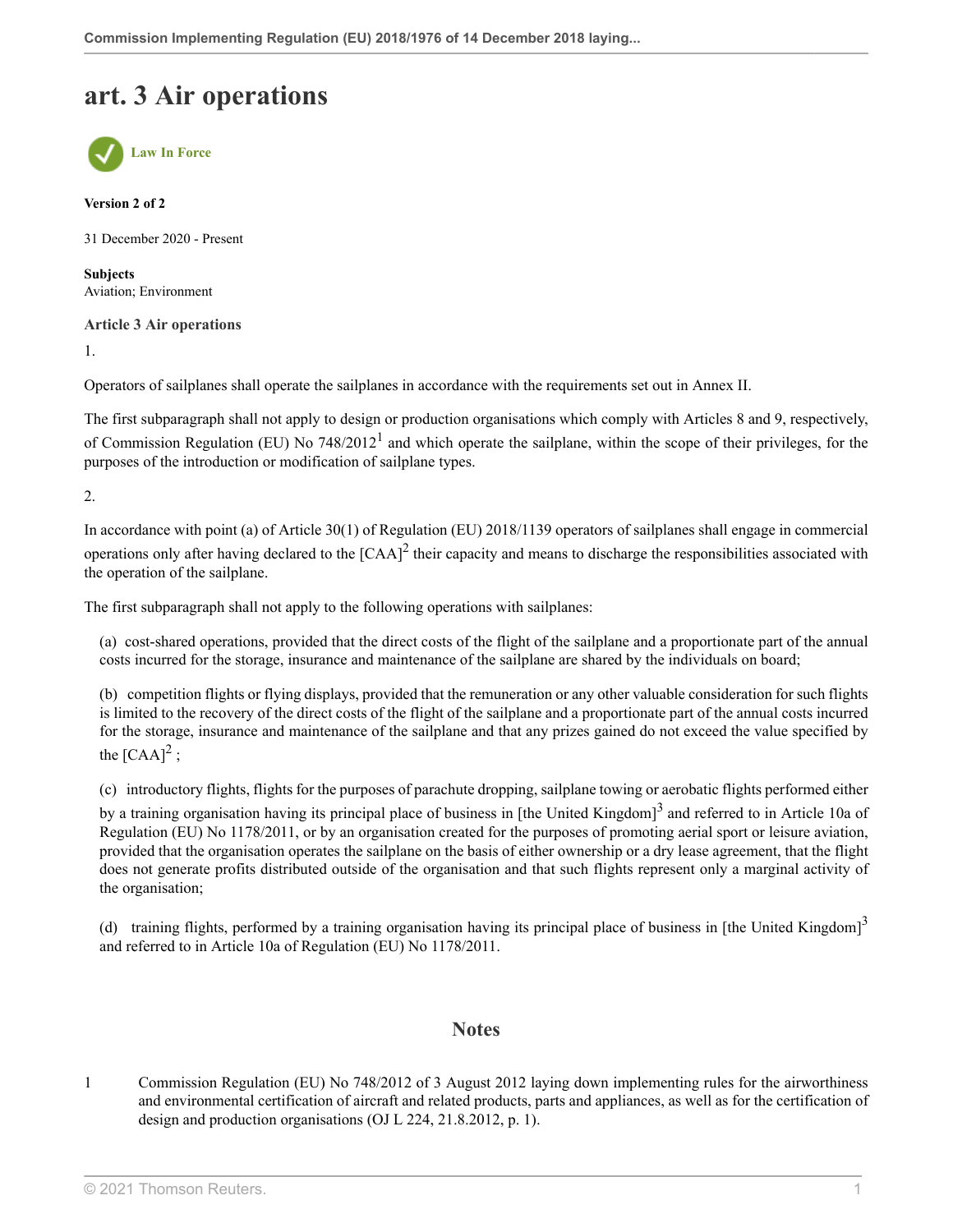# art. 3 Air operations

Law In Force

**Version 2 of 2**

31 December 2020 - Present

**Subjects**
Aviation; Environment

**Article 3 Air operations**

1.

Operators of sailplanes shall operate the sailplanes in accordance with the requirements set out in Annex II.

The first subparagraph shall not apply to design or production organisations which comply with Articles 8 and 9, respectively, of Commission Regulation (EU) No 748/2012[1] and which operate the sailplane, within the scope of their privileges, for the purposes of the introduction or modification of sailplane types.

2.

In accordance with point (a) of Article 30(1) of Regulation (EU) 2018/1139 operators of sailplanes shall engage in commercial operations only after having declared to the [CAA][2] their capacity and means to discharge the responsibilities associated with the operation of the sailplane.

The first subparagraph shall not apply to the following operations with sailplanes:

(a) cost-shared operations, provided that the direct costs of the flight of the sailplane and a proportionate part of the annual costs incurred for the storage, insurance and maintenance of the sailplane are shared by the individuals on board;

(b) competition flights or flying displays, provided that the remuneration or any other valuable consideration for such flights is limited to the recovery of the direct costs of the flight of the sailplane and a proportionate part of the annual costs incurred for the storage, insurance and maintenance of the sailplane and that any prizes gained do not exceed the value specified by the [CAA][2] ;

(c) introductory flights, flights for the purposes of parachute dropping, sailplane towing or aerobatic flights performed either by a training organisation having its principal place of business in [the United Kingdom][3] and referred to in Article 10a of Regulation (EU) No 1178/2011, or by an organisation created for the purposes of promoting aerial sport or leisure aviation, provided that the organisation operates the sailplane on the basis of either ownership or a dry lease agreement, that the flight does not generate profits distributed outside of the organisation and that such flights represent only a marginal activity of the organisation;

(d) training flights, performed by a training organisation having its principal place of business in [the United Kingdom][3] and referred to in Article 10a of Regulation (EU) No 1178/2011.

## Notes

1 Commission Regulation (EU) No 748/2012 of 3 August 2012 laying down implementing rules for the airworthiness and environmental certification of aircraft and related products, parts and appliances, as well as for the certification of design and production organisations (OJ L 224, 21.8.2012, p. 1).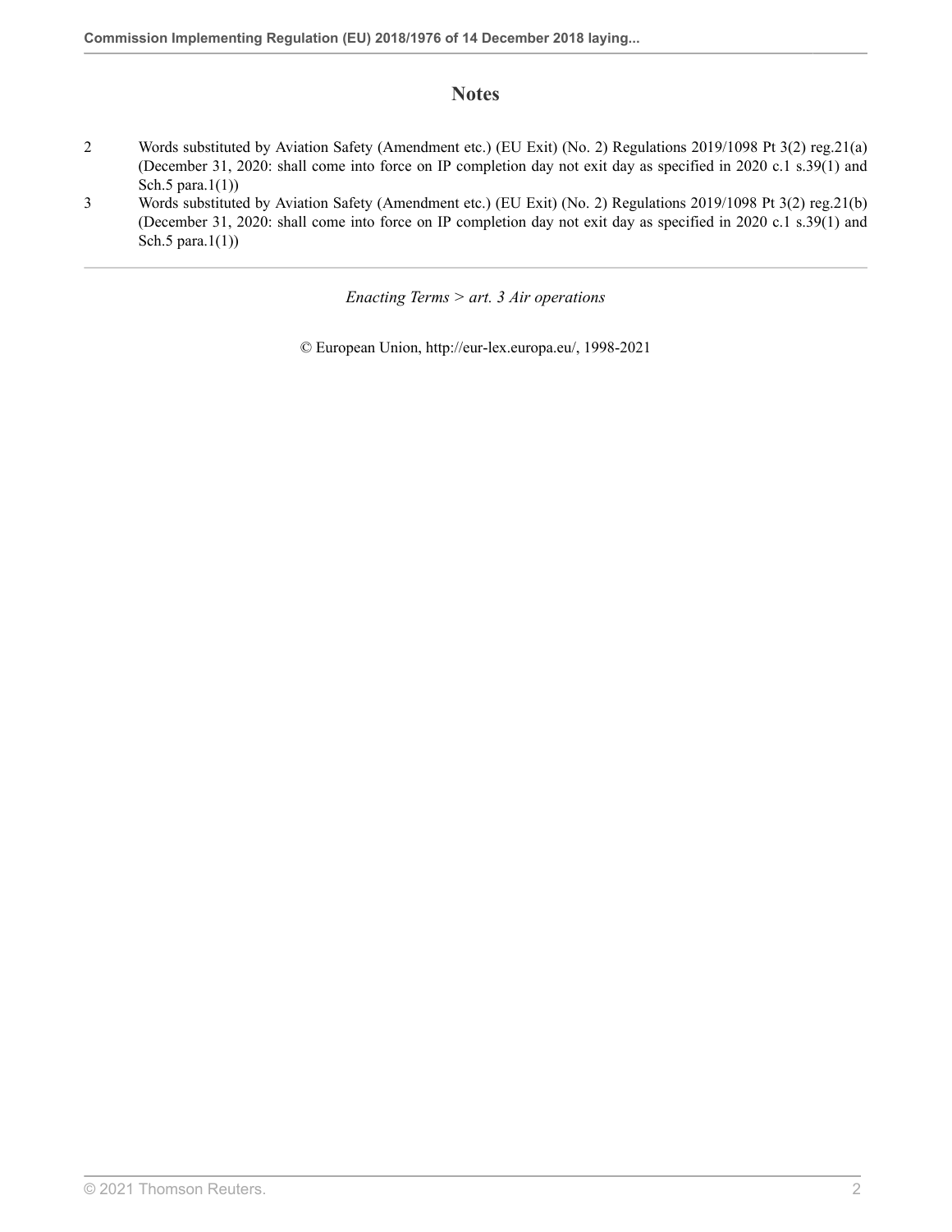## Notes

2 Words substituted by Aviation Safety (Amendment etc.) (EU Exit) (No. 2) Regulations 2019/1098 Pt 3(2) reg.21(a) (December 31, 2020: shall come into force on IP completion day not exit day as specified in 2020 c.1 s.39(1) and Sch.5 para.1(1))

3 Words substituted by Aviation Safety (Amendment etc.) (EU Exit) (No. 2) Regulations 2019/1098 Pt 3(2) reg.21(b) (December 31, 2020: shall come into force on IP completion day not exit day as specified in 2020 c.1 s.39(1) and Sch.5 para.1(1))

---

*Enacting Terms > art. 3 Air operations*

© European Union, http://eur-lex.europa.eu/, 1998-2021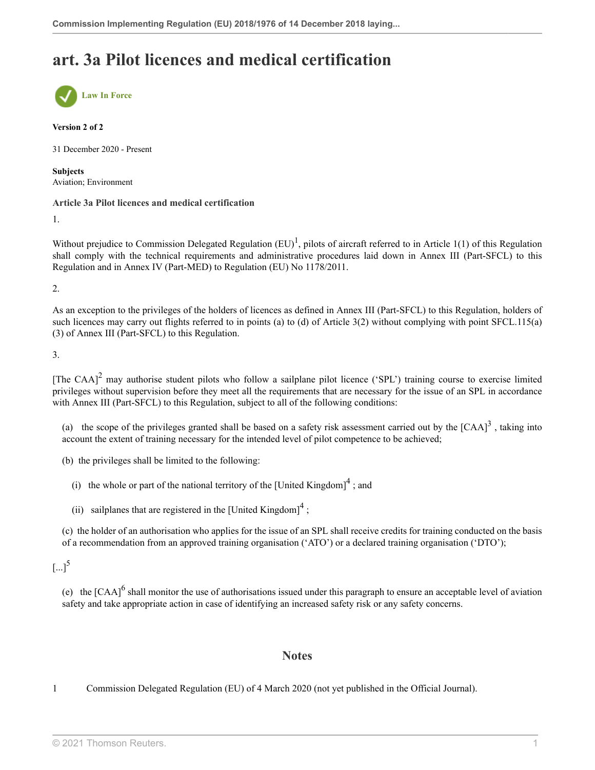# art. 3a Pilot licences and medical certification

Law In Force

**Version 2 of 2**

31 December 2020 - Present

**Subjects**
Aviation; Environment

**Article 3a Pilot licences and medical certification**

1.

Without prejudice to Commission Delegated Regulation (EU)[1], pilots of aircraft referred to in Article 1(1) of this Regulation shall comply with the technical requirements and administrative procedures laid down in Annex III (Part-SFCL) to this Regulation and in Annex IV (Part-MED) to Regulation (EU) No 1178/2011.

2.

As an exception to the privileges of the holders of licences as defined in Annex III (Part-SFCL) to this Regulation, holders of such licences may carry out flights referred to in points (a) to (d) of Article 3(2) without complying with point SFCL.115(a)(3) of Annex III (Part-SFCL) to this Regulation.

3.

[The CAA][2] may authorise student pilots who follow a sailplane pilot licence ('SPL') training course to exercise limited privileges without supervision before they meet all the requirements that are necessary for the issue of an SPL in accordance with Annex III (Part-SFCL) to this Regulation, subject to all of the following conditions:

(a) the scope of the privileges granted shall be based on a safety risk assessment carried out by the [CAA][3], taking into account the extent of training necessary for the intended level of pilot competence to be achieved;

(b) the privileges shall be limited to the following:

(i) the whole or part of the national territory of the [United Kingdom][4]; and

(ii) sailplanes that are registered in the [United Kingdom][4];

(c) the holder of an authorisation who applies for the issue of an SPL shall receive credits for training conducted on the basis of a recommendation from an approved training organisation ('ATO') or a declared training organisation ('DTO');

[...][5]

(e) the [CAA][6] shall monitor the use of authorisations issued under this paragraph to ensure an acceptable level of aviation safety and take appropriate action in case of identifying an increased safety risk or any safety concerns.

## Notes

1 Commission Delegated Regulation (EU) of 4 March 2020 (not yet published in the Official Journal).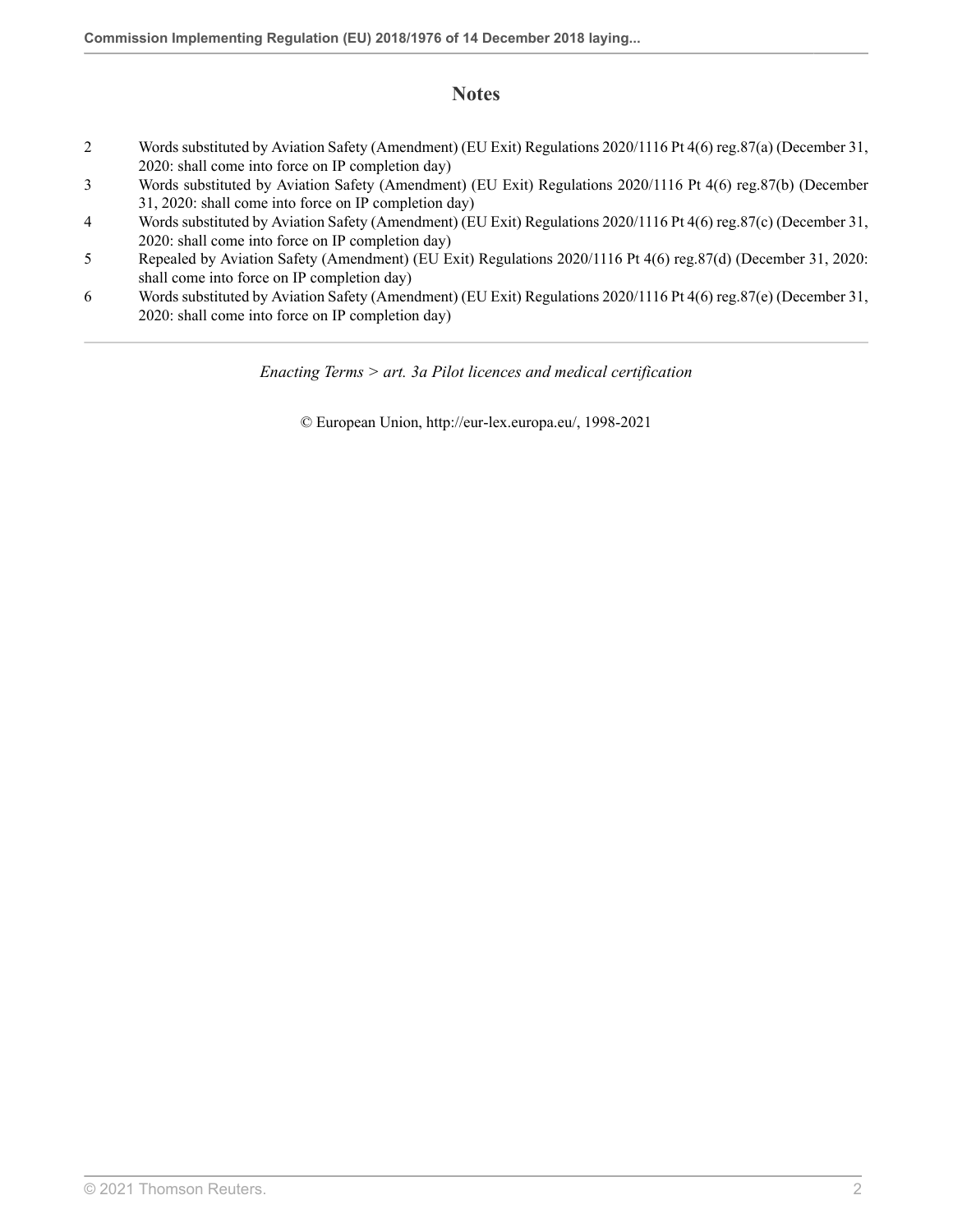## Notes

2 Words substituted by Aviation Safety (Amendment) (EU Exit) Regulations 2020/1116 Pt 4(6) reg.87(a) (December 31, 2020: shall come into force on IP completion day)

3 Words substituted by Aviation Safety (Amendment) (EU Exit) Regulations 2020/1116 Pt 4(6) reg.87(b) (December 31, 2020: shall come into force on IP completion day)

4 Words substituted by Aviation Safety (Amendment) (EU Exit) Regulations 2020/1116 Pt 4(6) reg.87(c) (December 31, 2020: shall come into force on IP completion day)

5 Repealed by Aviation Safety (Amendment) (EU Exit) Regulations 2020/1116 Pt 4(6) reg.87(d) (December 31, 2020: shall come into force on IP completion day)

6 Words substituted by Aviation Safety (Amendment) (EU Exit) Regulations 2020/1116 Pt 4(6) reg.87(e) (December 31, 2020: shall come into force on IP completion day)

---

*Enacting Terms > art. 3a Pilot licences and medical certification*

© European Union, http://eur-lex.europa.eu/, 1998-2021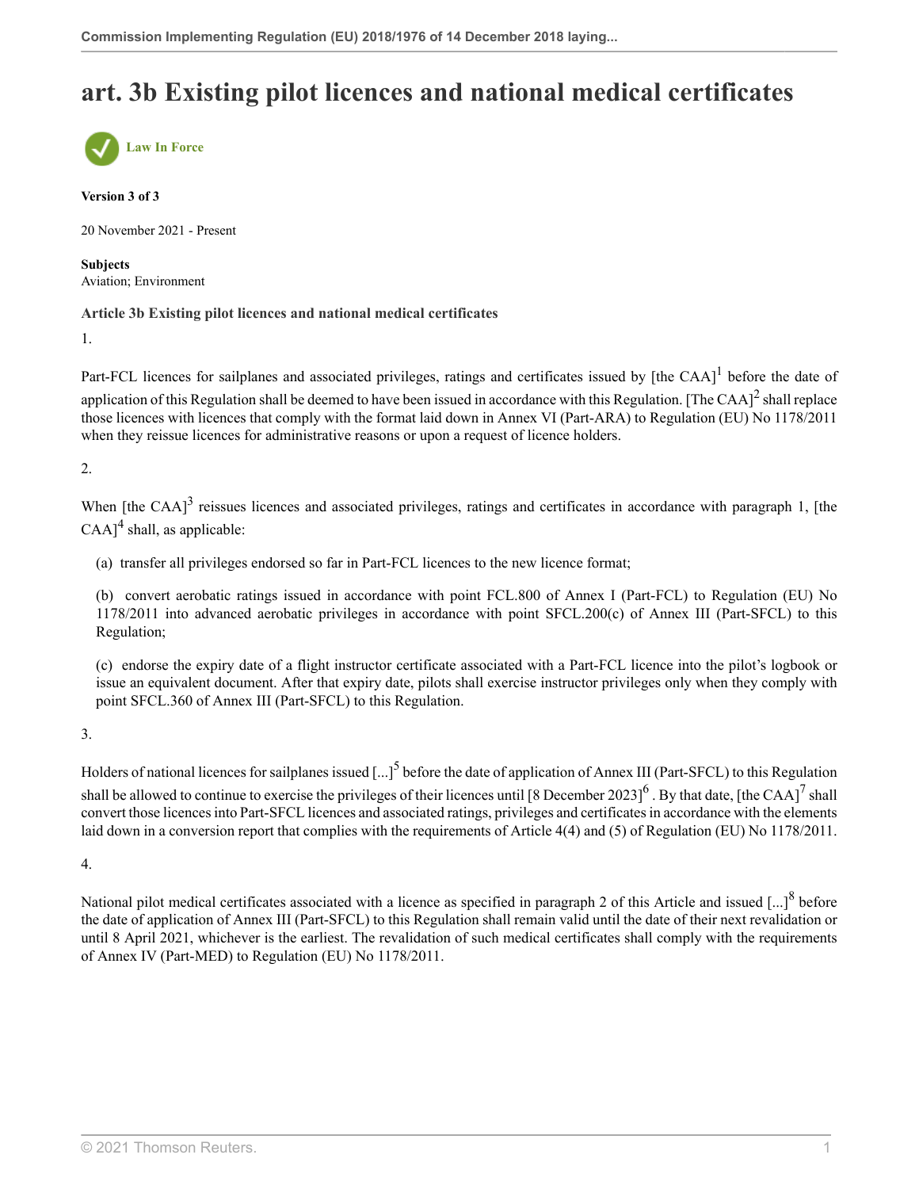# art. 3b Existing pilot licences and national medical certificates

Law In Force

**Version 3 of 3**

20 November 2021 - Present

**Subjects**
Aviation; Environment

**Article 3b Existing pilot licences and national medical certificates**

1.

Part-FCL licences for sailplanes and associated privileges, ratings and certificates issued by [the CAA][1] before the date of application of this Regulation shall be deemed to have been issued in accordance with this Regulation. [The CAA][2] shall replace those licences with licences that comply with the format laid down in Annex VI (Part-ARA) to Regulation (EU) No 1178/2011 when they reissue licences for administrative reasons or upon a request of licence holders.

2.

When [the CAA][3] reissues licences and associated privileges, ratings and certificates in accordance with paragraph 1, [the CAA][4] shall, as applicable:

(a) transfer all privileges endorsed so far in Part-FCL licences to the new licence format;

(b) convert aerobatic ratings issued in accordance with point FCL.800 of Annex I (Part-FCL) to Regulation (EU) No 1178/2011 into advanced aerobatic privileges in accordance with point SFCL.200(c) of Annex III (Part-SFCL) to this Regulation;

(c) endorse the expiry date of a flight instructor certificate associated with a Part-FCL licence into the pilot's logbook or issue an equivalent document. After that expiry date, pilots shall exercise instructor privileges only when they comply with point SFCL.360 of Annex III (Part-SFCL) to this Regulation.

3.

Holders of national licences for sailplanes issued [...][5] before the date of application of Annex III (Part-SFCL) to this Regulation shall be allowed to continue to exercise the privileges of their licences until [8 December 2023][6]. By that date, [the CAA][7] shall convert those licences into Part-SFCL licences and associated ratings, privileges and certificates in accordance with the elements laid down in a conversion report that complies with the requirements of Article 4(4) and (5) of Regulation (EU) No 1178/2011.

4.

National pilot medical certificates associated with a licence as specified in paragraph 2 of this Article and issued [...][8] before the date of application of Annex III (Part-SFCL) to this Regulation shall remain valid until the date of their next revalidation or until 8 April 2021, whichever is the earliest. The revalidation of such medical certificates shall comply with the requirements of Annex IV (Part-MED) to Regulation (EU) No 1178/2011.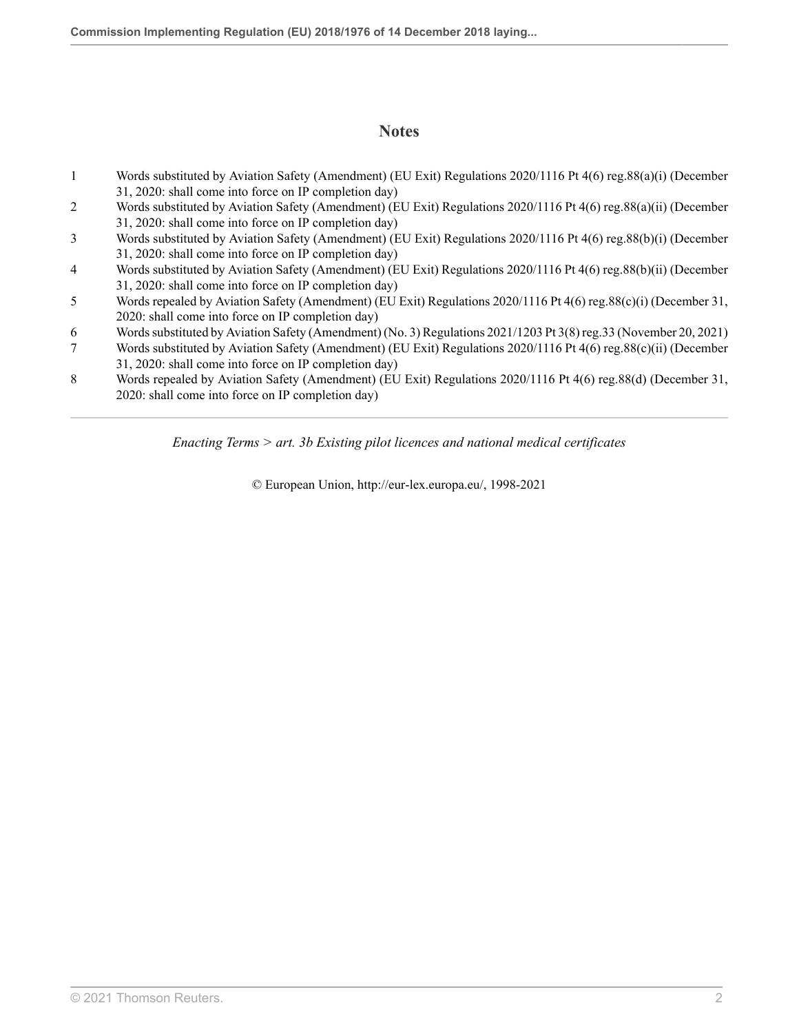## Notes

1. Words substituted by Aviation Safety (Amendment) (EU Exit) Regulations 2020/1116 Pt 4(6) reg.88(a)(i) (December 31, 2020: shall come into force on IP completion day)
2. Words substituted by Aviation Safety (Amendment) (EU Exit) Regulations 2020/1116 Pt 4(6) reg.88(a)(ii) (December 31, 2020: shall come into force on IP completion day)
3. Words substituted by Aviation Safety (Amendment) (EU Exit) Regulations 2020/1116 Pt 4(6) reg.88(b)(i) (December 31, 2020: shall come into force on IP completion day)
4. Words substituted by Aviation Safety (Amendment) (EU Exit) Regulations 2020/1116 Pt 4(6) reg.88(b)(ii) (December 31, 2020: shall come into force on IP completion day)
5. Words repealed by Aviation Safety (Amendment) (EU Exit) Regulations 2020/1116 Pt 4(6) reg.88(c)(i) (December 31, 2020: shall come into force on IP completion day)
6. Words substituted by Aviation Safety (Amendment) (No. 3) Regulations 2021/1203 Pt 3(8) reg.33 (November 20, 2021)
7. Words substituted by Aviation Safety (Amendment) (EU Exit) Regulations 2020/1116 Pt 4(6) reg.88(c)(ii) (December 31, 2020: shall come into force on IP completion day)
8. Words repealed by Aviation Safety (Amendment) (EU Exit) Regulations 2020/1116 Pt 4(6) reg.88(d) (December 31, 2020: shall come into force on IP completion day)

---

*Enacting Terms > art. 3b Existing pilot licences and national medical certificates*

© European Union, http://eur-lex.europa.eu/, 1998-2021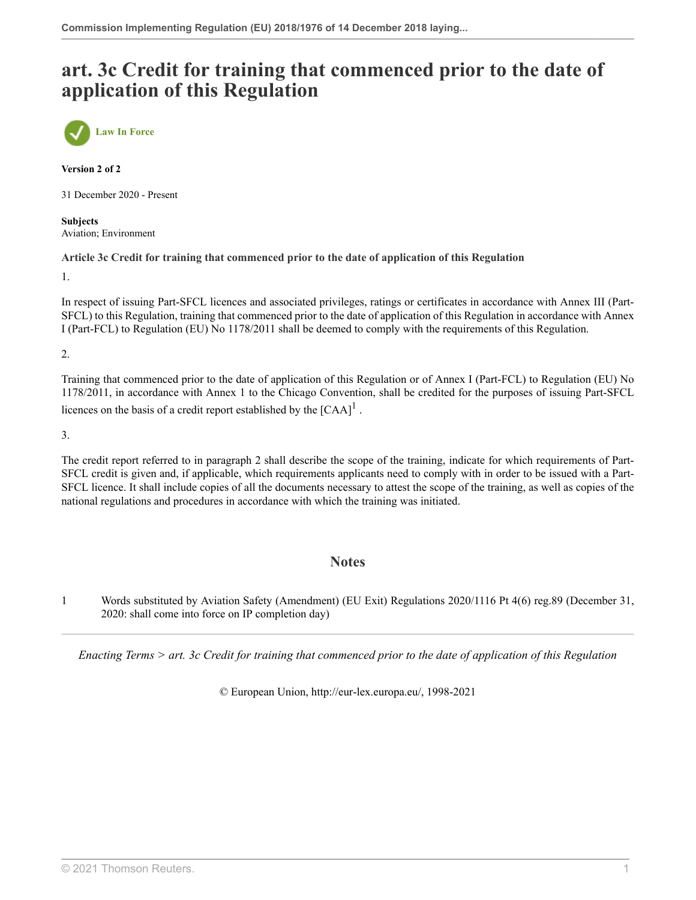# art. 3c Credit for training that commenced prior to the date of application of this Regulation

Law In Force

**Version 2 of 2**

31 December 2020 - Present

**Subjects**
Aviation; Environment

**Article 3c Credit for training that commenced prior to the date of application of this Regulation**

1.

In respect of issuing Part-SFCL licences and associated privileges, ratings or certificates in accordance with Annex III (Part-SFCL) to this Regulation, training that commenced prior to the date of application of this Regulation in accordance with Annex I (Part-FCL) to Regulation (EU) No 1178/2011 shall be deemed to comply with the requirements of this Regulation.

2.

Training that commenced prior to the date of application of this Regulation or of Annex I (Part-FCL) to Regulation (EU) No 1178/2011, in accordance with Annex 1 to the Chicago Convention, shall be credited for the purposes of issuing Part-SFCL licences on the basis of a credit report established by the [CAA][1] .

3.

The credit report referred to in paragraph 2 shall describe the scope of the training, indicate for which requirements of Part-SFCL credit is given and, if applicable, which requirements applicants need to comply with in order to be issued with a Part-SFCL licence. It shall include copies of all the documents necessary to attest the scope of the training, as well as copies of the national regulations and procedures in accordance with which the training was initiated.

## Notes

1 Words substituted by Aviation Safety (Amendment) (EU Exit) Regulations 2020/1116 Pt 4(6) reg.89 (December 31, 2020: shall come into force on IP completion day)

*Enacting Terms > art. 3c Credit for training that commenced prior to the date of application of this Regulation*

© European Union, http://eur-lex.europa.eu/, 1998-2021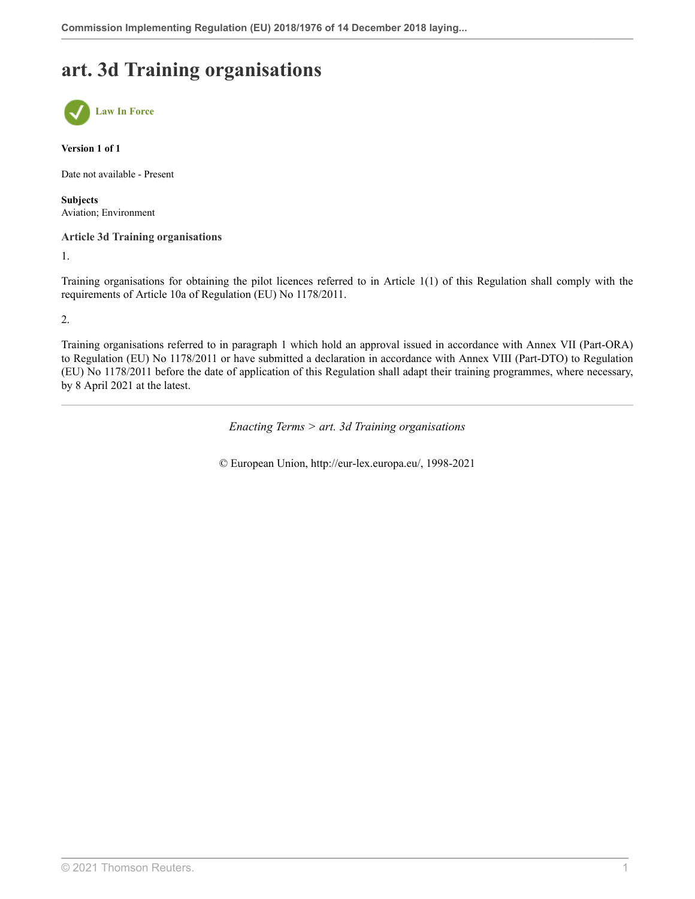# art. 3d Training organisations

Law In Force

**Version 1 of 1**

Date not available - Present

**Subjects**
Aviation; Environment

### Article 3d Training organisations

1.

Training organisations for obtaining the pilot licences referred to in Article 1(1) of this Regulation shall comply with the requirements of Article 10a of Regulation (EU) No 1178/2011.

2.

Training organisations referred to in paragraph 1 which hold an approval issued in accordance with Annex VII (Part-ORA) to Regulation (EU) No 1178/2011 or have submitted a declaration in accordance with Annex VIII (Part-DTO) to Regulation (EU) No 1178/2011 before the date of application of this Regulation shall adapt their training programmes, where necessary, by 8 April 2021 at the latest.

---

*Enacting Terms > art. 3d Training organisations*

© European Union, http://eur-lex.europa.eu/, 1998-2021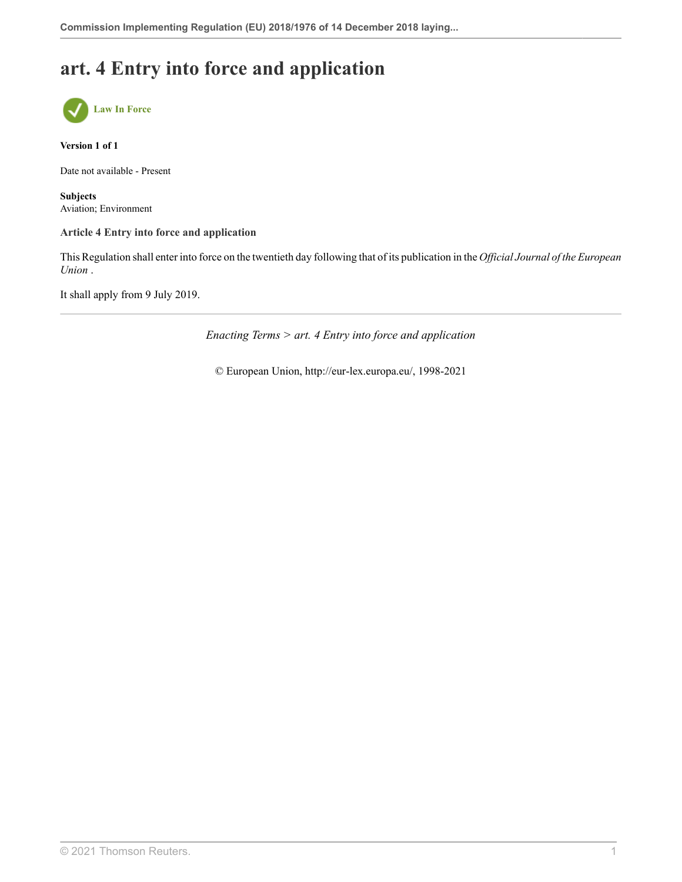# art. 4 Entry into force and application

**Law In Force**

**Version 1 of 1**

Date not available - Present

**Subjects**
Aviation; Environment

**Article 4 Entry into force and application**

This Regulation shall enter into force on the twentieth day following that of its publication in the *Official Journal of the European Union* .

It shall apply from 9 July 2019.

*Enacting Terms > art. 4 Entry into force and application*

© European Union, http://eur-lex.europa.eu/, 1998-2021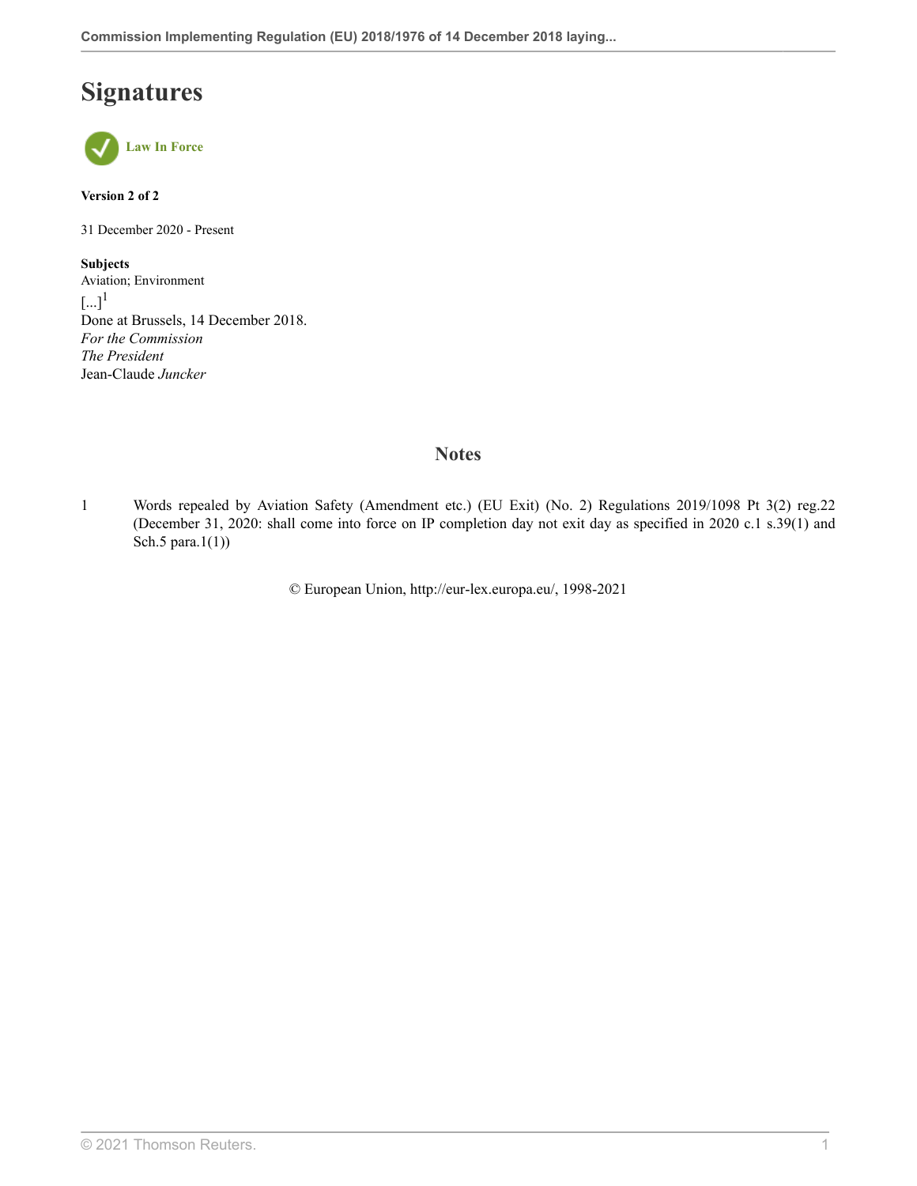# Signatures

**Law In Force**

**Version 2 of 2**

31 December 2020 - Present

**Subjects**
Aviation; Environment

[...][1]
Done at Brussels, 14 December 2018.
*For the Commission*
*The President*
Jean-Claude *Juncker*

## Notes

1 Words repealed by Aviation Safety (Amendment etc.) (EU Exit) (No. 2) Regulations 2019/1098 Pt 3(2) reg.22 (December 31, 2020: shall come into force on IP completion day not exit day as specified in 2020 c.1 s.39(1) and Sch.5 para.1(1))

© European Union, http://eur-lex.europa.eu/, 1998-2021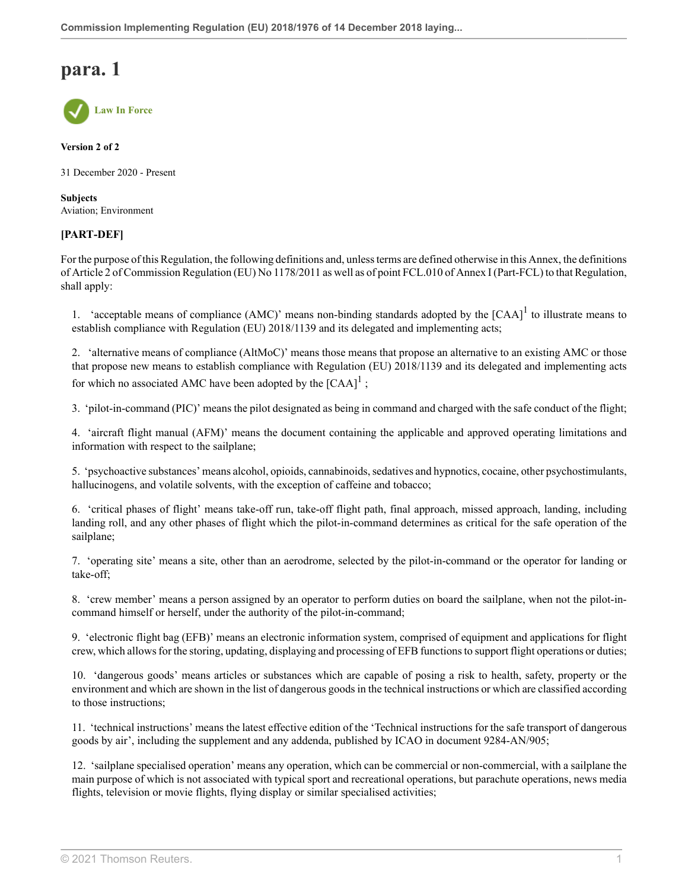# para. 1

Law In Force

**Version 2 of 2**

31 December 2020 - Present

**Subjects**
Aviation; Environment

**[PART-DEF]**

For the purpose of this Regulation, the following definitions and, unless terms are defined otherwise in this Annex, the definitions of Article 2 of Commission Regulation (EU) No 1178/2011 as well as of point FCL.010 of Annex I (Part-FCL) to that Regulation, shall apply:

1. 'acceptable means of compliance (AMC)' means non-binding standards adopted by the [CAA][1] to illustrate means to establish compliance with Regulation (EU) 2018/1139 and its delegated and implementing acts;

2. 'alternative means of compliance (AltMoC)' means those means that propose an alternative to an existing AMC or those that propose new means to establish compliance with Regulation (EU) 2018/1139 and its delegated and implementing acts for which no associated AMC have been adopted by the [CAA][1] ;

3. 'pilot-in-command (PIC)' means the pilot designated as being in command and charged with the safe conduct of the flight;

4. 'aircraft flight manual (AFM)' means the document containing the applicable and approved operating limitations and information with respect to the sailplane;

5. 'psychoactive substances' means alcohol, opioids, cannabinoids, sedatives and hypnotics, cocaine, other psychostimulants, hallucinogens, and volatile solvents, with the exception of caffeine and tobacco;

6. 'critical phases of flight' means take-off run, take-off flight path, final approach, missed approach, landing, including landing roll, and any other phases of flight which the pilot-in-command determines as critical for the safe operation of the sailplane;

7. 'operating site' means a site, other than an aerodrome, selected by the pilot-in-command or the operator for landing or take-off;

8. 'crew member' means a person assigned by an operator to perform duties on board the sailplane, when not the pilot-in-command himself or herself, under the authority of the pilot-in-command;

9. 'electronic flight bag (EFB)' means an electronic information system, comprised of equipment and applications for flight crew, which allows for the storing, updating, displaying and processing of EFB functions to support flight operations or duties;

10. 'dangerous goods' means articles or substances which are capable of posing a risk to health, safety, property or the environment and which are shown in the list of dangerous goods in the technical instructions or which are classified according to those instructions;

11. 'technical instructions' means the latest effective edition of the 'Technical instructions for the safe transport of dangerous goods by air', including the supplement and any addenda, published by ICAO in document 9284-AN/905;

12. 'sailplane specialised operation' means any operation, which can be commercial or non-commercial, with a sailplane the main purpose of which is not associated with typical sport and recreational operations, but parachute operations, news media flights, television or movie flights, flying display or similar specialised activities;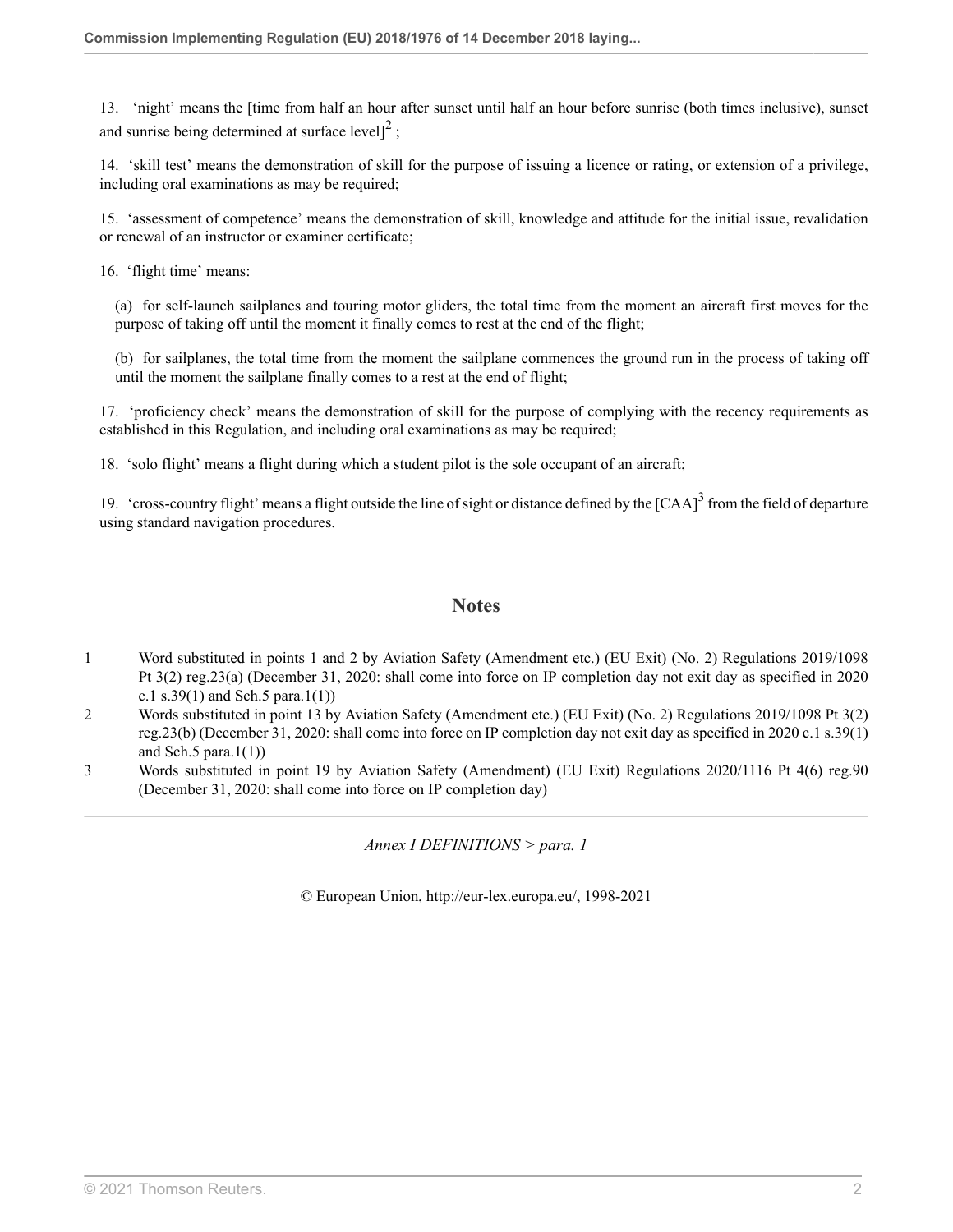13. ‘night’ means the [time from half an hour after sunset until half an hour before sunrise (both times inclusive), sunset and sunrise being determined at surface level][2] ;

14. ‘skill test’ means the demonstration of skill for the purpose of issuing a licence or rating, or extension of a privilege, including oral examinations as may be required;

15. ‘assessment of competence’ means the demonstration of skill, knowledge and attitude for the initial issue, revalidation or renewal of an instructor or examiner certificate;

16. ‘flight time’ means:

(a) for self-launch sailplanes and touring motor gliders, the total time from the moment an aircraft first moves for the purpose of taking off until the moment it finally comes to rest at the end of the flight;

(b) for sailplanes, the total time from the moment the sailplane commences the ground run in the process of taking off until the moment the sailplane finally comes to a rest at the end of flight;

17. ‘proficiency check’ means the demonstration of skill for the purpose of complying with the recency requirements as established in this Regulation, and including oral examinations as may be required;

18. ‘solo flight’ means a flight during which a student pilot is the sole occupant of an aircraft;

19. ‘cross-country flight’ means a flight outside the line of sight or distance defined by the [CAA][3] from the field of departure using standard navigation procedures.

## Notes

1 Word substituted in points 1 and 2 by Aviation Safety (Amendment etc.) (EU Exit) (No. 2) Regulations 2019/1098 Pt 3(2) reg.23(a) (December 31, 2020: shall come into force on IP completion day not exit day as specified in 2020 c.1 s.39(1) and Sch.5 para.1(1))

2 Words substituted in point 13 by Aviation Safety (Amendment etc.) (EU Exit) (No. 2) Regulations 2019/1098 Pt 3(2) reg.23(b) (December 31, 2020: shall come into force on IP completion day not exit day as specified in 2020 c.1 s.39(1) and Sch.5 para.1(1))

3 Words substituted in point 19 by Aviation Safety (Amendment) (EU Exit) Regulations 2020/1116 Pt 4(6) reg.90 (December 31, 2020: shall come into force on IP completion day)

*Annex I DEFINITIONS > para. 1*

© European Union, http://eur-lex.europa.eu/, 1998-2021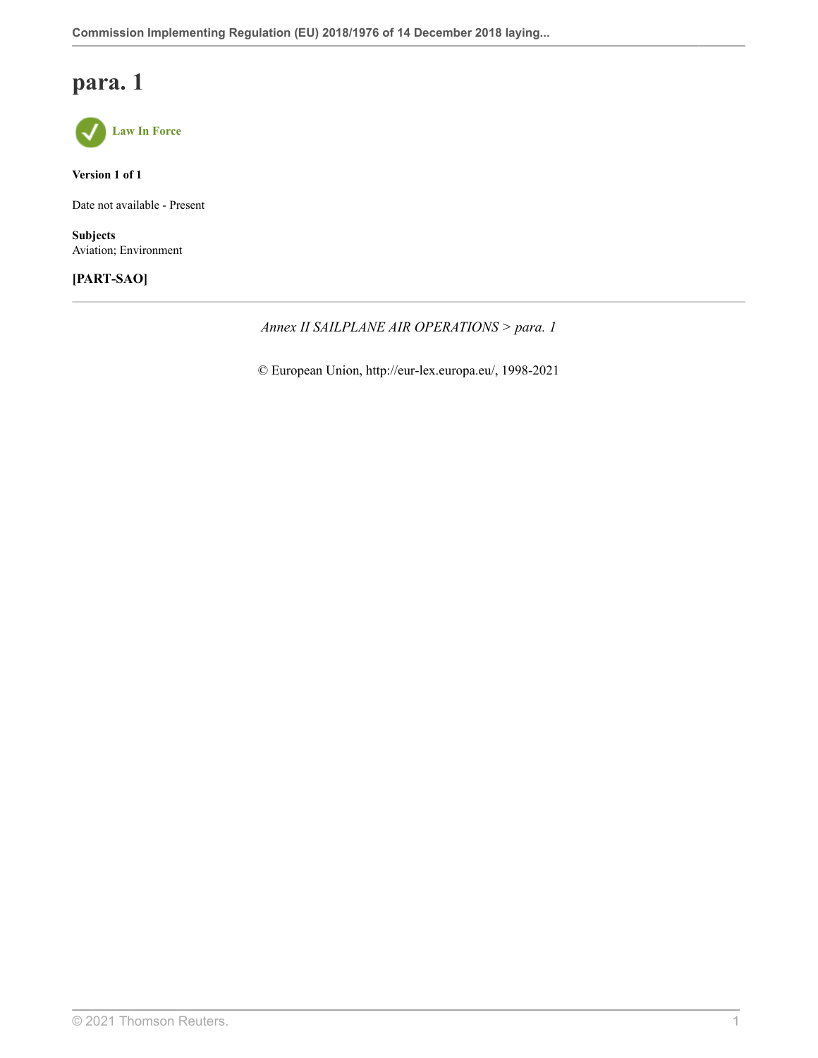# para. 1

Law In Force

**Version 1 of 1**

Date not available - Present

**Subjects**
Aviation; Environment

**[PART-SAO]**

---

*Annex II SAILPLANE AIR OPERATIONS > para. 1*

© European Union, http://eur-lex.europa.eu/, 1998-2021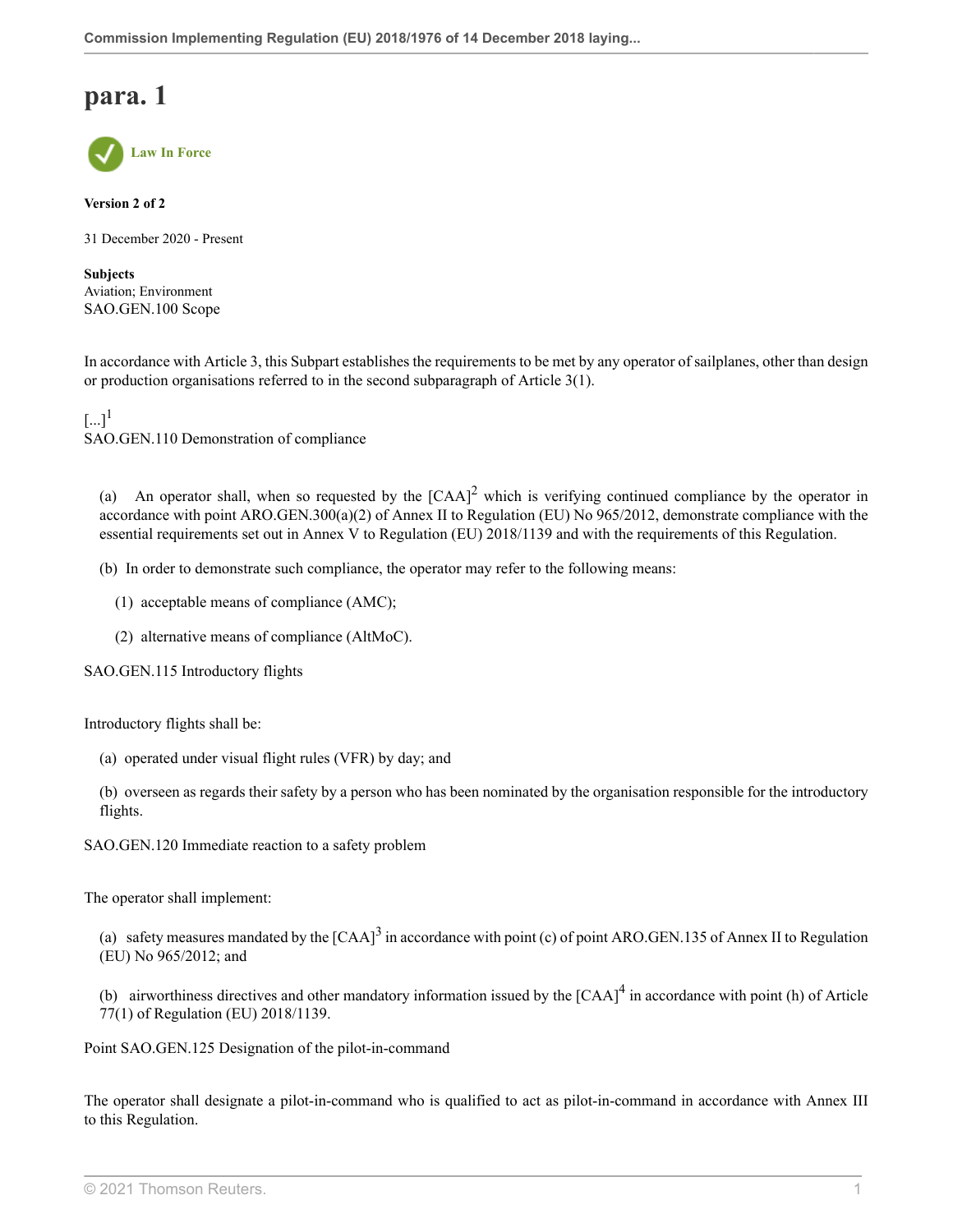# para. 1

Law In Force

**Version 2 of 2**

31 December 2020 - Present

**Subjects**
Aviation; Environment
SAO.GEN.100 Scope

In accordance with Article 3, this Subpart establishes the requirements to be met by any operator of sailplanes, other than design or production organisations referred to in the second subparagraph of Article 3(1).

[...][1]
SAO.GEN.110 Demonstration of compliance

(a) An operator shall, when so requested by the [CAA][2] which is verifying continued compliance by the operator in accordance with point ARO.GEN.300(a)(2) of Annex II to Regulation (EU) No 965/2012, demonstrate compliance with the essential requirements set out in Annex V to Regulation (EU) 2018/1139 and with the requirements of this Regulation.

(b) In order to demonstrate such compliance, the operator may refer to the following means:

(1) acceptable means of compliance (AMC);

(2) alternative means of compliance (AltMoC).

SAO.GEN.115 Introductory flights

Introductory flights shall be:

(a) operated under visual flight rules (VFR) by day; and

(b) overseen as regards their safety by a person who has been nominated by the organisation responsible for the introductory flights.

SAO.GEN.120 Immediate reaction to a safety problem

The operator shall implement:

(a) safety measures mandated by the [CAA][3] in accordance with point (c) of point ARO.GEN.135 of Annex II to Regulation (EU) No 965/2012; and

(b) airworthiness directives and other mandatory information issued by the [CAA][4] in accordance with point (h) of Article 77(1) of Regulation (EU) 2018/1139.

Point SAO.GEN.125 Designation of the pilot-in-command

The operator shall designate a pilot-in-command who is qualified to act as pilot-in-command in accordance with Annex III to this Regulation.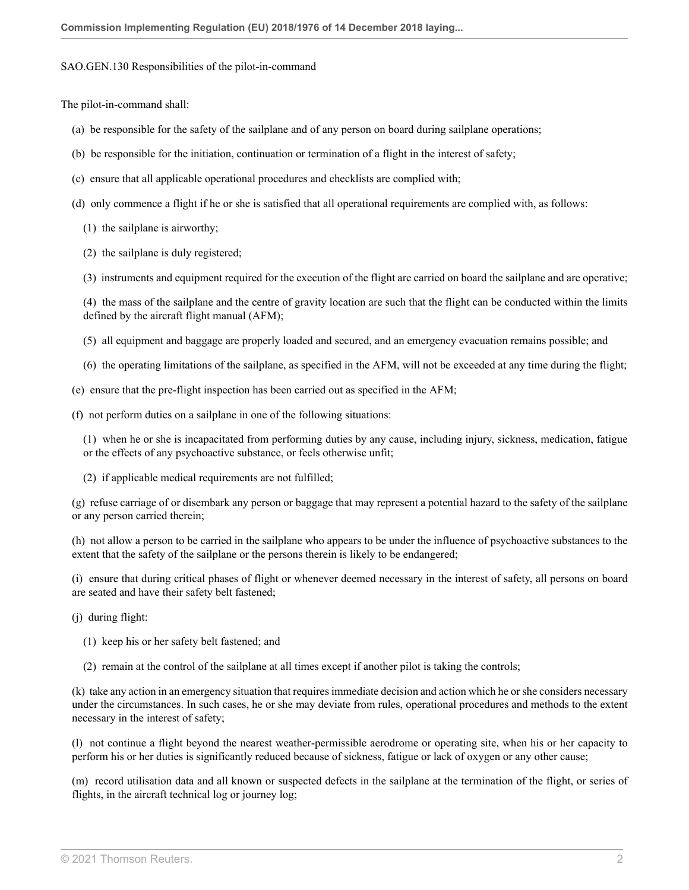SAO.GEN.130 Responsibilities of the pilot-in-command

The pilot-in-command shall:

(a) be responsible for the safety of the sailplane and of any person on board during sailplane operations;

(b) be responsible for the initiation, continuation or termination of a flight in the interest of safety;

(c) ensure that all applicable operational procedures and checklists are complied with;

(d) only commence a flight if he or she is satisfied that all operational requirements are complied with, as follows:

(1) the sailplane is airworthy;

(2) the sailplane is duly registered;

(3) instruments and equipment required for the execution of the flight are carried on board the sailplane and are operative;

(4) the mass of the sailplane and the centre of gravity location are such that the flight can be conducted within the limits defined by the aircraft flight manual (AFM);

(5) all equipment and baggage are properly loaded and secured, and an emergency evacuation remains possible; and

(6) the operating limitations of the sailplane, as specified in the AFM, will not be exceeded at any time during the flight;

(e) ensure that the pre-flight inspection has been carried out as specified in the AFM;

(f) not perform duties on a sailplane in one of the following situations:

(1) when he or she is incapacitated from performing duties by any cause, including injury, sickness, medication, fatigue or the effects of any psychoactive substance, or feels otherwise unfit;

(2) if applicable medical requirements are not fulfilled;

(g) refuse carriage of or disembark any person or baggage that may represent a potential hazard to the safety of the sailplane or any person carried therein;

(h) not allow a person to be carried in the sailplane who appears to be under the influence of psychoactive substances to the extent that the safety of the sailplane or the persons therein is likely to be endangered;

(i) ensure that during critical phases of flight or whenever deemed necessary in the interest of safety, all persons on board are seated and have their safety belt fastened;

(j) during flight:

(1) keep his or her safety belt fastened; and

(2) remain at the control of the sailplane at all times except if another pilot is taking the controls;

(k) take any action in an emergency situation that requires immediate decision and action which he or she considers necessary under the circumstances. In such cases, he or she may deviate from rules, operational procedures and methods to the extent necessary in the interest of safety;

(l) not continue a flight beyond the nearest weather-permissible aerodrome or operating site, when his or her capacity to perform his or her duties is significantly reduced because of sickness, fatigue or lack of oxygen or any other cause;

(m) record utilisation data and all known or suspected defects in the sailplane at the termination of the flight, or series of flights, in the aircraft technical log or journey log;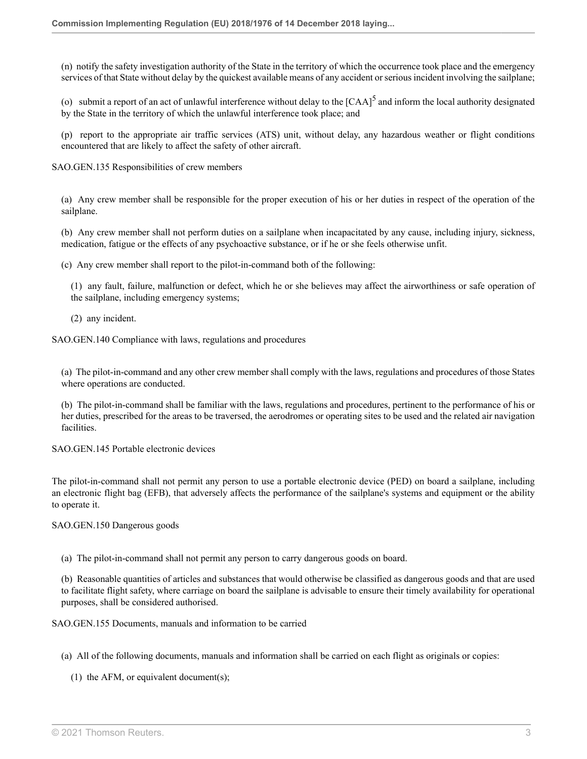(n) notify the safety investigation authority of the State in the territory of which the occurrence took place and the emergency services of that State without delay by the quickest available means of any accident or serious incident involving the sailplane;

(o) submit a report of an act of unlawful interference without delay to the [CAA][5] and inform the local authority designated by the State in the territory of which the unlawful interference took place; and

(p) report to the appropriate air traffic services (ATS) unit, without delay, any hazardous weather or flight conditions encountered that are likely to affect the safety of other aircraft.

SAO.GEN.135 Responsibilities of crew members

(a) Any crew member shall be responsible for the proper execution of his or her duties in respect of the operation of the sailplane.

(b) Any crew member shall not perform duties on a sailplane when incapacitated by any cause, including injury, sickness, medication, fatigue or the effects of any psychoactive substance, or if he or she feels otherwise unfit.

(c) Any crew member shall report to the pilot-in-command both of the following:

(1) any fault, failure, malfunction or defect, which he or she believes may affect the airworthiness or safe operation of the sailplane, including emergency systems;

(2) any incident.

SAO.GEN.140 Compliance with laws, regulations and procedures

(a) The pilot-in-command and any other crew member shall comply with the laws, regulations and procedures of those States where operations are conducted.

(b) The pilot-in-command shall be familiar with the laws, regulations and procedures, pertinent to the performance of his or her duties, prescribed for the areas to be traversed, the aerodromes or operating sites to be used and the related air navigation facilities.

SAO.GEN.145 Portable electronic devices

The pilot-in-command shall not permit any person to use a portable electronic device (PED) on board a sailplane, including an electronic flight bag (EFB), that adversely affects the performance of the sailplane's systems and equipment or the ability to operate it.

SAO.GEN.150 Dangerous goods

(a) The pilot-in-command shall not permit any person to carry dangerous goods on board.

(b) Reasonable quantities of articles and substances that would otherwise be classified as dangerous goods and that are used to facilitate flight safety, where carriage on board the sailplane is advisable to ensure their timely availability for operational purposes, shall be considered authorised.

SAO.GEN.155 Documents, manuals and information to be carried

(a) All of the following documents, manuals and information shall be carried on each flight as originals or copies:

(1) the AFM, or equivalent document(s);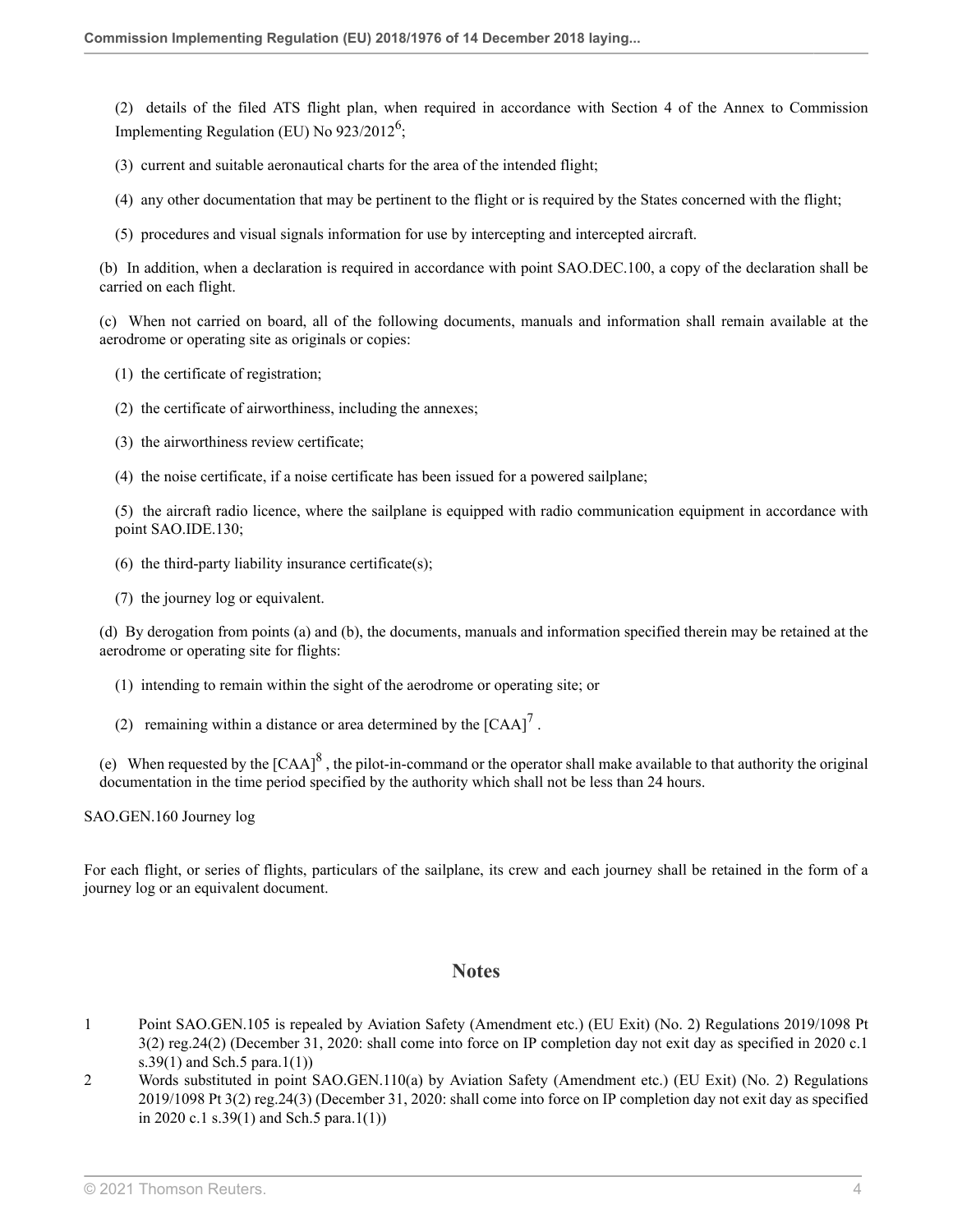(2) details of the filed ATS flight plan, when required in accordance with Section 4 of the Annex to Commission Implementing Regulation (EU) No 923/2012[6];

(3) current and suitable aeronautical charts for the area of the intended flight;

(4) any other documentation that may be pertinent to the flight or is required by the States concerned with the flight;

(5) procedures and visual signals information for use by intercepting and intercepted aircraft.

(b) In addition, when a declaration is required in accordance with point SAO.DEC.100, a copy of the declaration shall be carried on each flight.

(c) When not carried on board, all of the following documents, manuals and information shall remain available at the aerodrome or operating site as originals or copies:

(1) the certificate of registration;

(2) the certificate of airworthiness, including the annexes;

(3) the airworthiness review certificate;

(4) the noise certificate, if a noise certificate has been issued for a powered sailplane;

(5) the aircraft radio licence, where the sailplane is equipped with radio communication equipment in accordance with point SAO.IDE.130;

(6) the third-party liability insurance certificate(s);

(7) the journey log or equivalent.

(d) By derogation from points (a) and (b), the documents, manuals and information specified therein may be retained at the aerodrome or operating site for flights:

(1) intending to remain within the sight of the aerodrome or operating site; or

(2) remaining within a distance or area determined by the [CAA][7] .

(e) When requested by the [CAA][8] , the pilot-in-command or the operator shall make available to that authority the original documentation in the time period specified by the authority which shall not be less than 24 hours.

SAO.GEN.160 Journey log

For each flight, or series of flights, particulars of the sailplane, its crew and each journey shall be retained in the form of a journey log or an equivalent document.

## Notes

1 Point SAO.GEN.105 is repealed by Aviation Safety (Amendment etc.) (EU Exit) (No. 2) Regulations 2019/1098 Pt 3(2) reg.24(2) (December 31, 2020: shall come into force on IP completion day not exit day as specified in 2020 c.1 s.39(1) and Sch.5 para.1(1))

2 Words substituted in point SAO.GEN.110(a) by Aviation Safety (Amendment etc.) (EU Exit) (No. 2) Regulations 2019/1098 Pt 3(2) reg.24(3) (December 31, 2020: shall come into force on IP completion day not exit day as specified in 2020 c.1 s.39(1) and Sch.5 para.1(1))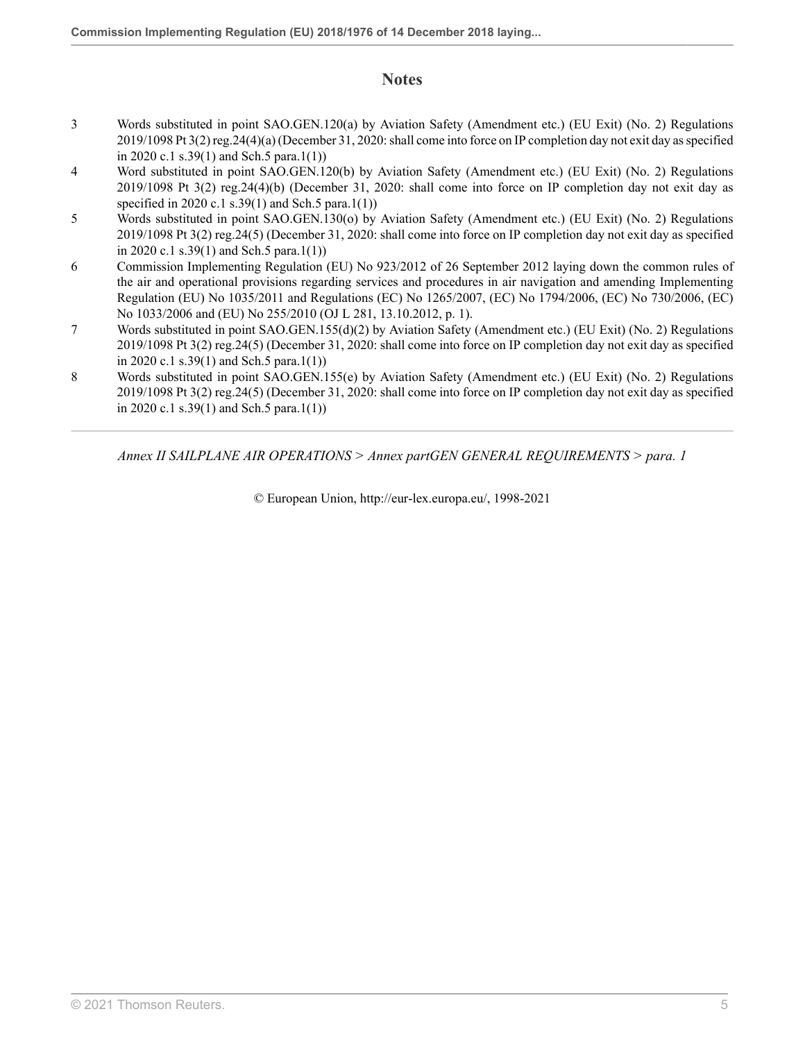## Notes

3 Words substituted in point SAO.GEN.120(a) by Aviation Safety (Amendment etc.) (EU Exit) (No. 2) Regulations 2019/1098 Pt 3(2) reg.24(4)(a) (December 31, 2020: shall come into force on IP completion day not exit day as specified in 2020 c.1 s.39(1) and Sch.5 para.1(1))

4 Word substituted in point SAO.GEN.120(b) by Aviation Safety (Amendment etc.) (EU Exit) (No. 2) Regulations 2019/1098 Pt 3(2) reg.24(4)(b) (December 31, 2020: shall come into force on IP completion day not exit day as specified in 2020 c.1 s.39(1) and Sch.5 para.1(1))

5 Words substituted in point SAO.GEN.130(o) by Aviation Safety (Amendment etc.) (EU Exit) (No. 2) Regulations 2019/1098 Pt 3(2) reg.24(5) (December 31, 2020: shall come into force on IP completion day not exit day as specified in 2020 c.1 s.39(1) and Sch.5 para.1(1))

6 Commission Implementing Regulation (EU) No 923/2012 of 26 September 2012 laying down the common rules of the air and operational provisions regarding services and procedures in air navigation and amending Implementing Regulation (EU) No 1035/2011 and Regulations (EC) No 1265/2007, (EC) No 1794/2006, (EC) No 730/2006, (EC) No 1033/2006 and (EU) No 255/2010 (OJ L 281, 13.10.2012, p. 1).

7 Words substituted in point SAO.GEN.155(d)(2) by Aviation Safety (Amendment etc.) (EU Exit) (No. 2) Regulations 2019/1098 Pt 3(2) reg.24(5) (December 31, 2020: shall come into force on IP completion day not exit day as specified in 2020 c.1 s.39(1) and Sch.5 para.1(1))

8 Words substituted in point SAO.GEN.155(e) by Aviation Safety (Amendment etc.) (EU Exit) (No. 2) Regulations 2019/1098 Pt 3(2) reg.24(5) (December 31, 2020: shall come into force on IP completion day not exit day as specified in 2020 c.1 s.39(1) and Sch.5 para.1(1))

---

*Annex II SAILPLANE AIR OPERATIONS > Annex partGEN GENERAL REQUIREMENTS > para. 1*

© European Union, http://eur-lex.europa.eu/, 1998-2021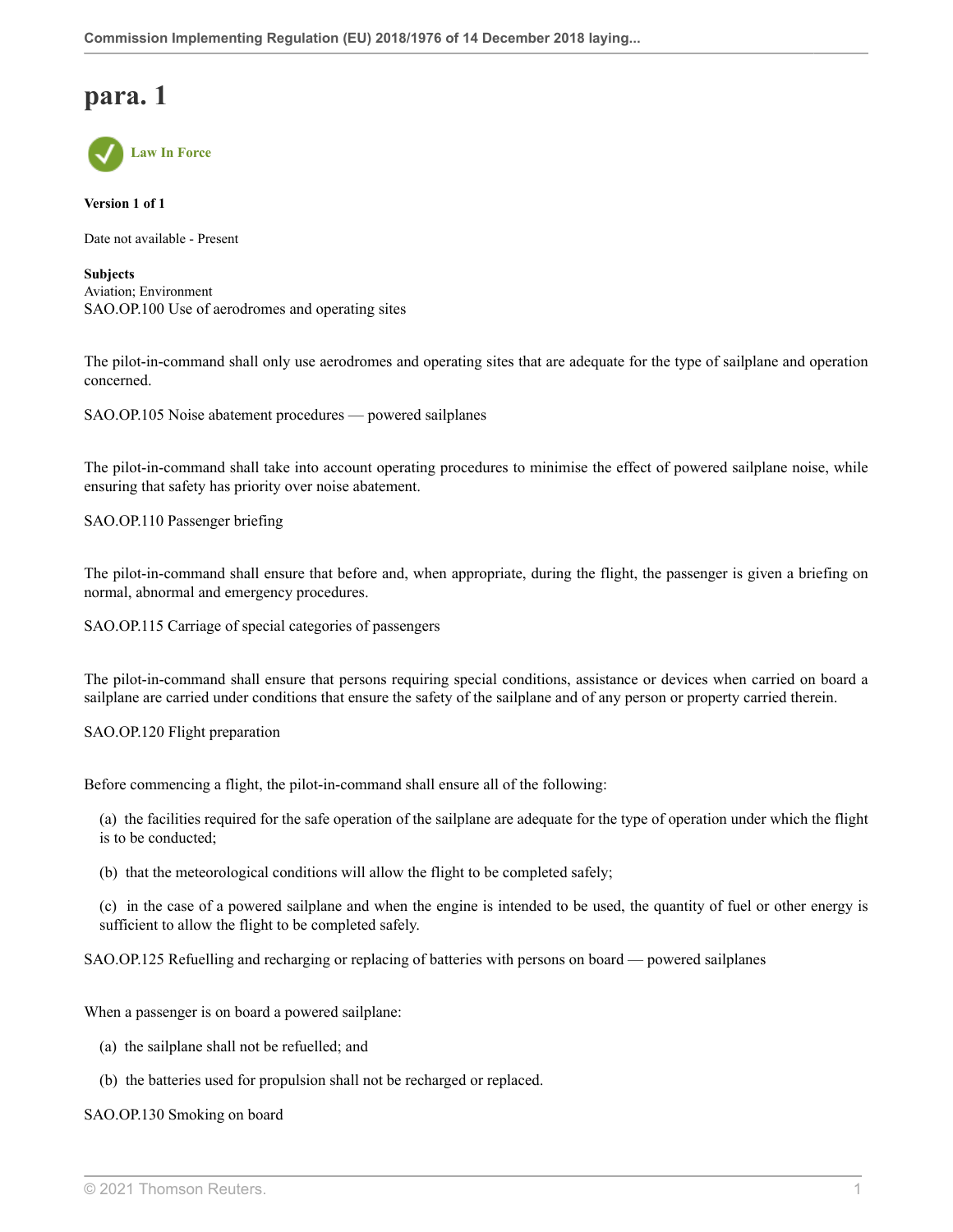# para. 1

Law In Force

**Version 1 of 1**

Date not available - Present

**Subjects**
Aviation; Environment
SAO.OP.100 Use of aerodromes and operating sites

The pilot-in-command shall only use aerodromes and operating sites that are adequate for the type of sailplane and operation concerned.

SAO.OP.105 Noise abatement procedures — powered sailplanes

The pilot-in-command shall take into account operating procedures to minimise the effect of powered sailplane noise, while ensuring that safety has priority over noise abatement.

SAO.OP.110 Passenger briefing

The pilot-in-command shall ensure that before and, when appropriate, during the flight, the passenger is given a briefing on normal, abnormal and emergency procedures.

SAO.OP.115 Carriage of special categories of passengers

The pilot-in-command shall ensure that persons requiring special conditions, assistance or devices when carried on board a sailplane are carried under conditions that ensure the safety of the sailplane and of any person or property carried therein.

SAO.OP.120 Flight preparation

Before commencing a flight, the pilot-in-command shall ensure all of the following:

(a) the facilities required for the safe operation of the sailplane are adequate for the type of operation under which the flight is to be conducted;

(b) that the meteorological conditions will allow the flight to be completed safely;

(c) in the case of a powered sailplane and when the engine is intended to be used, the quantity of fuel or other energy is sufficient to allow the flight to be completed safely.

SAO.OP.125 Refuelling and recharging or replacing of batteries with persons on board — powered sailplanes

When a passenger is on board a powered sailplane:

(a) the sailplane shall not be refuelled; and

(b) the batteries used for propulsion shall not be recharged or replaced.

SAO.OP.130 Smoking on board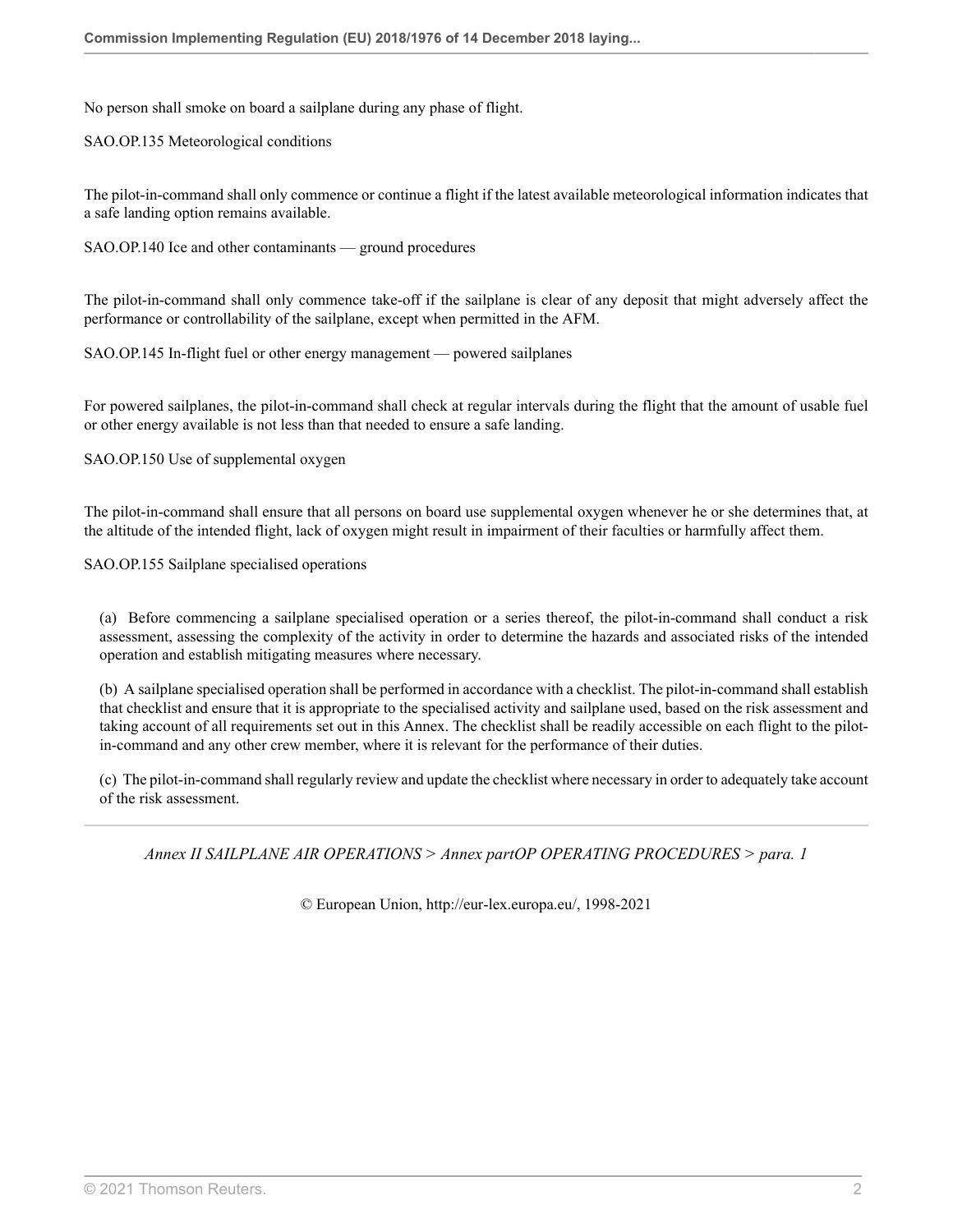No person shall smoke on board a sailplane during any phase of flight.

SAO.OP.135 Meteorological conditions

The pilot-in-command shall only commence or continue a flight if the latest available meteorological information indicates that a safe landing option remains available.

SAO.OP.140 Ice and other contaminants — ground procedures

The pilot-in-command shall only commence take-off if the sailplane is clear of any deposit that might adversely affect the performance or controllability of the sailplane, except when permitted in the AFM.

SAO.OP.145 In-flight fuel or other energy management — powered sailplanes

For powered sailplanes, the pilot-in-command shall check at regular intervals during the flight that the amount of usable fuel or other energy available is not less than that needed to ensure a safe landing.

SAO.OP.150 Use of supplemental oxygen

The pilot-in-command shall ensure that all persons on board use supplemental oxygen whenever he or she determines that, at the altitude of the intended flight, lack of oxygen might result in impairment of their faculties or harmfully affect them.

SAO.OP.155 Sailplane specialised operations

(a) Before commencing a sailplane specialised operation or a series thereof, the pilot-in-command shall conduct a risk assessment, assessing the complexity of the activity in order to determine the hazards and associated risks of the intended operation and establish mitigating measures where necessary.

(b) A sailplane specialised operation shall be performed in accordance with a checklist. The pilot-in-command shall establish that checklist and ensure that it is appropriate to the specialised activity and sailplane used, based on the risk assessment and taking account of all requirements set out in this Annex. The checklist shall be readily accessible on each flight to the pilot-in-command and any other crew member, where it is relevant for the performance of their duties.

(c) The pilot-in-command shall regularly review and update the checklist where necessary in order to adequately take account of the risk assessment.

*Annex II SAILPLANE AIR OPERATIONS > Annex partOP OPERATING PROCEDURES > para. 1*

© European Union, http://eur-lex.europa.eu/, 1998-2021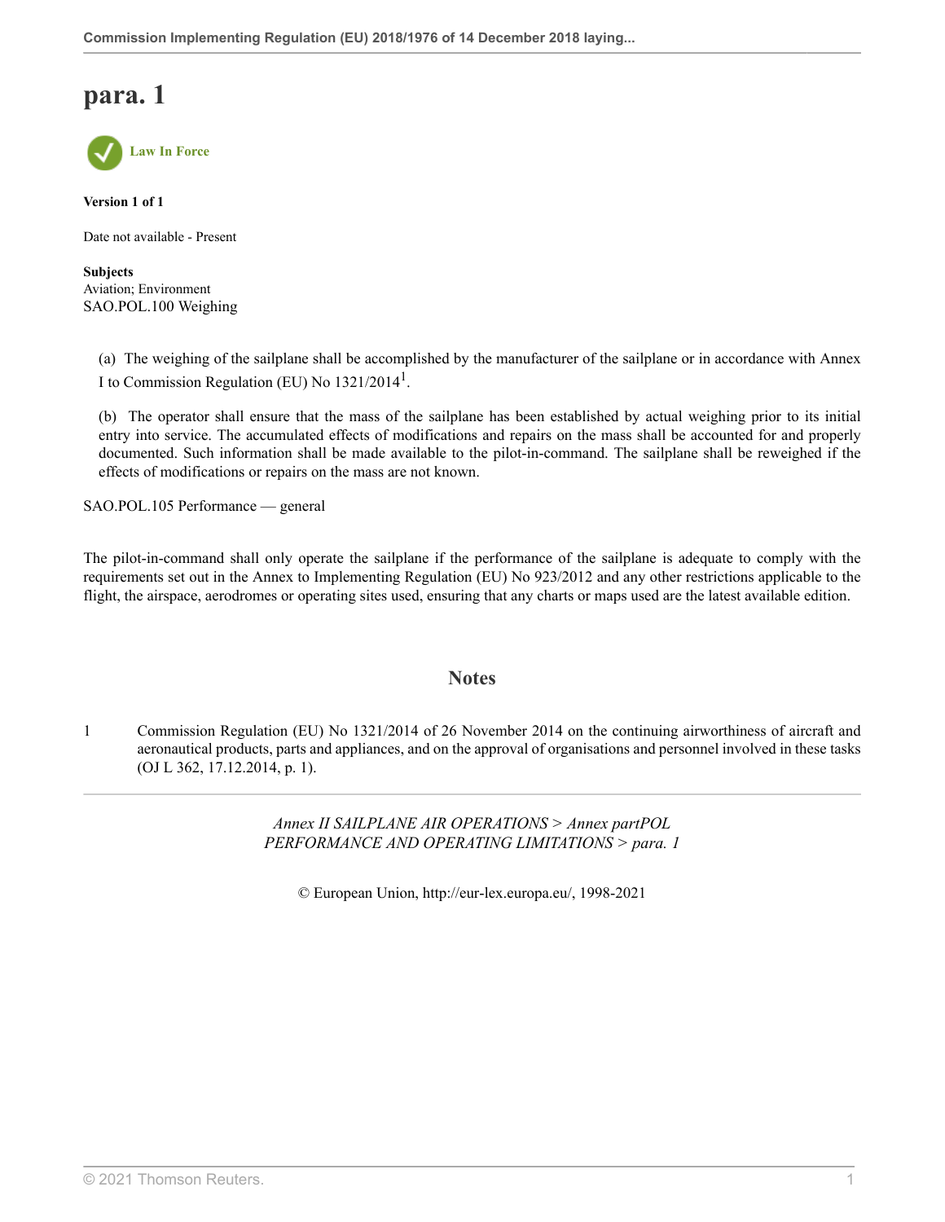# para. 1

Law In Force

**Version 1 of 1**

Date not available - Present

**Subjects**
Aviation; Environment
SAO.POL.100 Weighing

(a) The weighing of the sailplane shall be accomplished by the manufacturer of the sailplane or in accordance with Annex I to Commission Regulation (EU) No 1321/2014[1].

(b) The operator shall ensure that the mass of the sailplane has been established by actual weighing prior to its initial entry into service. The accumulated effects of modifications and repairs on the mass shall be accounted for and properly documented. Such information shall be made available to the pilot-in-command. The sailplane shall be reweighed if the effects of modifications or repairs on the mass are not known.

SAO.POL.105 Performance — general

The pilot-in-command shall only operate the sailplane if the performance of the sailplane is adequate to comply with the requirements set out in the Annex to Implementing Regulation (EU) No 923/2012 and any other restrictions applicable to the flight, the airspace, aerodromes or operating sites used, ensuring that any charts or maps used are the latest available edition.

## Notes

1. Commission Regulation (EU) No 1321/2014 of 26 November 2014 on the continuing airworthiness of aircraft and aeronautical products, parts and appliances, and on the approval of organisations and personnel involved in these tasks (OJ L 362, 17.12.2014, p. 1).

*Annex II SAILPLANE AIR OPERATIONS > Annex partPOL PERFORMANCE AND OPERATING LIMITATIONS > para. 1*

© European Union, http://eur-lex.europa.eu/, 1998-2021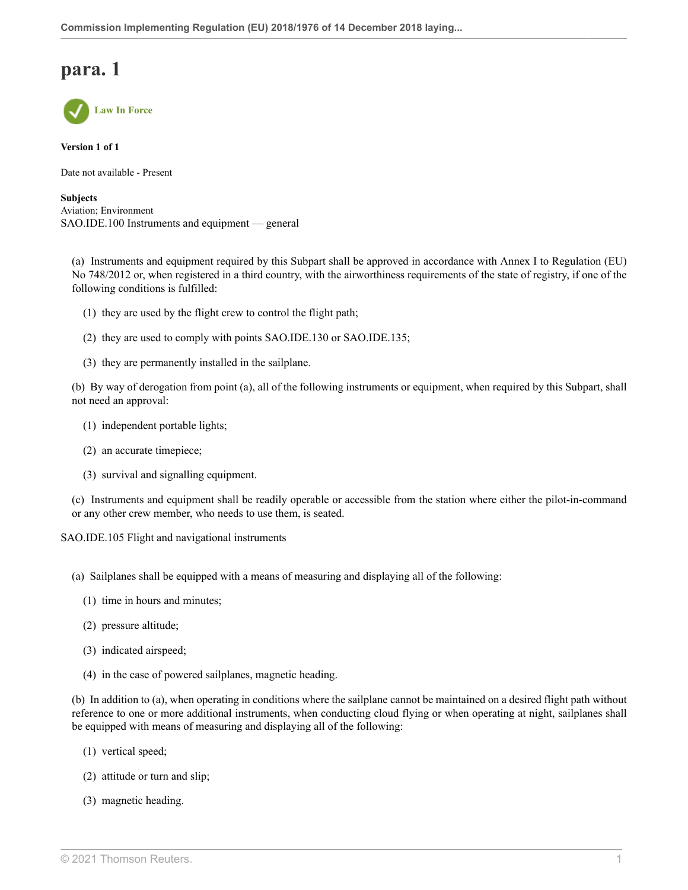# para. 1

Law In Force

**Version 1 of 1**

Date not available - Present

**Subjects**
Aviation; Environment
SAO.IDE.100 Instruments and equipment — general

(a) Instruments and equipment required by this Subpart shall be approved in accordance with Annex I to Regulation (EU) No 748/2012 or, when registered in a third country, with the airworthiness requirements of the state of registry, if one of the following conditions is fulfilled:

(1) they are used by the flight crew to control the flight path;

(2) they are used to comply with points SAO.IDE.130 or SAO.IDE.135;

(3) they are permanently installed in the sailplane.

(b) By way of derogation from point (a), all of the following instruments or equipment, when required by this Subpart, shall not need an approval:

(1) independent portable lights;

(2) an accurate timepiece;

(3) survival and signalling equipment.

(c) Instruments and equipment shall be readily operable or accessible from the station where either the pilot-in-command or any other crew member, who needs to use them, is seated.

SAO.IDE.105 Flight and navigational instruments

(a) Sailplanes shall be equipped with a means of measuring and displaying all of the following:

(1) time in hours and minutes;

(2) pressure altitude;

(3) indicated airspeed;

(4) in the case of powered sailplanes, magnetic heading.

(b) In addition to (a), when operating in conditions where the sailplane cannot be maintained on a desired flight path without reference to one or more additional instruments, when conducting cloud flying or when operating at night, sailplanes shall be equipped with means of measuring and displaying all of the following:

(1) vertical speed;

(2) attitude or turn and slip;

(3) magnetic heading.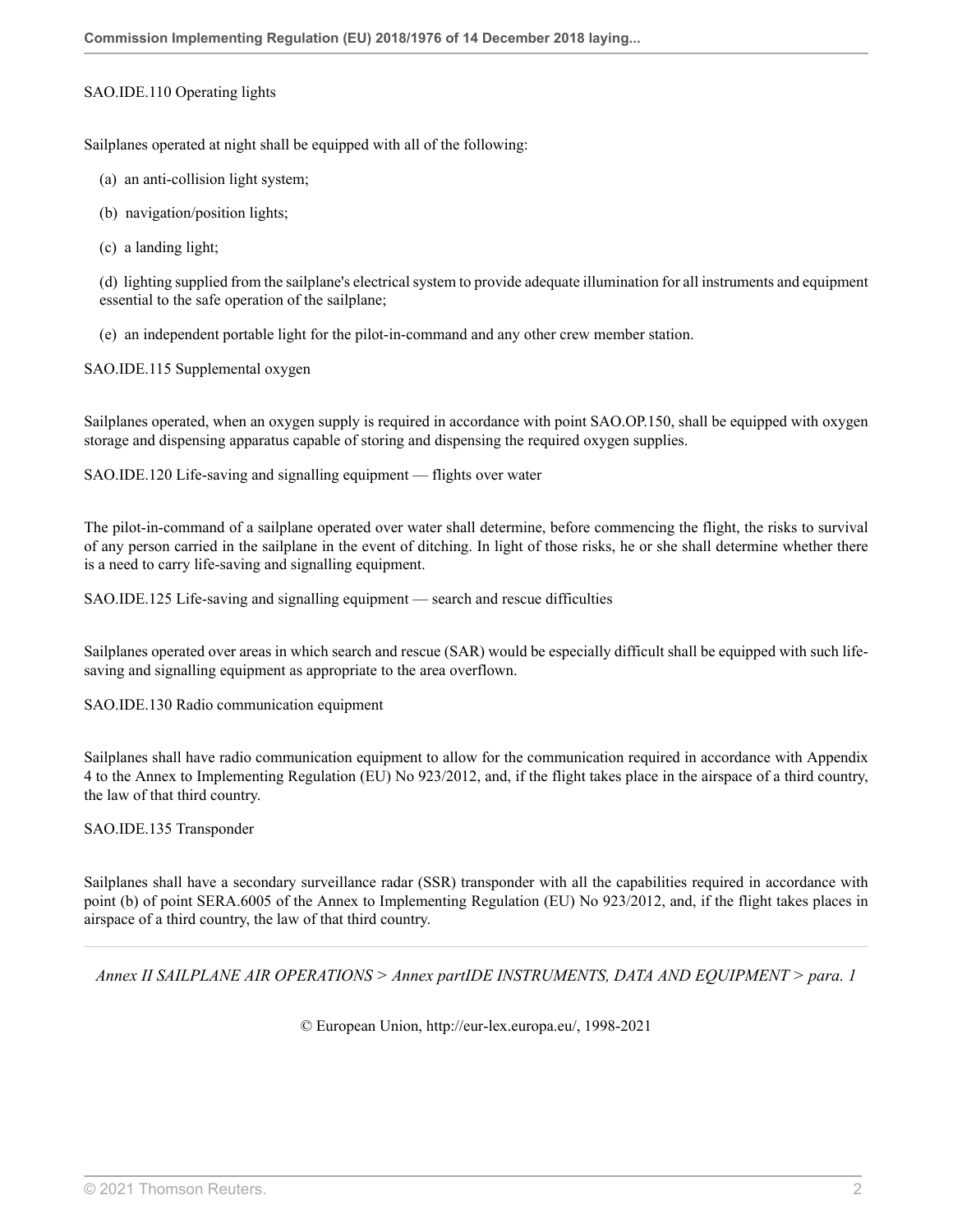SAO.IDE.110 Operating lights

Sailplanes operated at night shall be equipped with all of the following:

(a) an anti-collision light system;

(b) navigation/position lights;

(c) a landing light;

(d) lighting supplied from the sailplane's electrical system to provide adequate illumination for all instruments and equipment essential to the safe operation of the sailplane;

(e) an independent portable light for the pilot-in-command and any other crew member station.

SAO.IDE.115 Supplemental oxygen

Sailplanes operated, when an oxygen supply is required in accordance with point SAO.OP.150, shall be equipped with oxygen storage and dispensing apparatus capable of storing and dispensing the required oxygen supplies.

SAO.IDE.120 Life-saving and signalling equipment — flights over water

The pilot-in-command of a sailplane operated over water shall determine, before commencing the flight, the risks to survival of any person carried in the sailplane in the event of ditching. In light of those risks, he or she shall determine whether there is a need to carry life-saving and signalling equipment.

SAO.IDE.125 Life-saving and signalling equipment — search and rescue difficulties

Sailplanes operated over areas in which search and rescue (SAR) would be especially difficult shall be equipped with such life-saving and signalling equipment as appropriate to the area overflown.

SAO.IDE.130 Radio communication equipment

Sailplanes shall have radio communication equipment to allow for the communication required in accordance with Appendix 4 to the Annex to Implementing Regulation (EU) No 923/2012, and, if the flight takes place in the airspace of a third country, the law of that third country.

SAO.IDE.135 Transponder

Sailplanes shall have a secondary surveillance radar (SSR) transponder with all the capabilities required in accordance with point (b) of point SERA.6005 of the Annex to Implementing Regulation (EU) No 923/2012, and, if the flight takes places in airspace of a third country, the law of that third country.

---

*Annex II SAILPLANE AIR OPERATIONS > Annex partIDE INSTRUMENTS, DATA AND EQUIPMENT > para. 1*

© European Union, http://eur-lex.europa.eu/, 1998-2021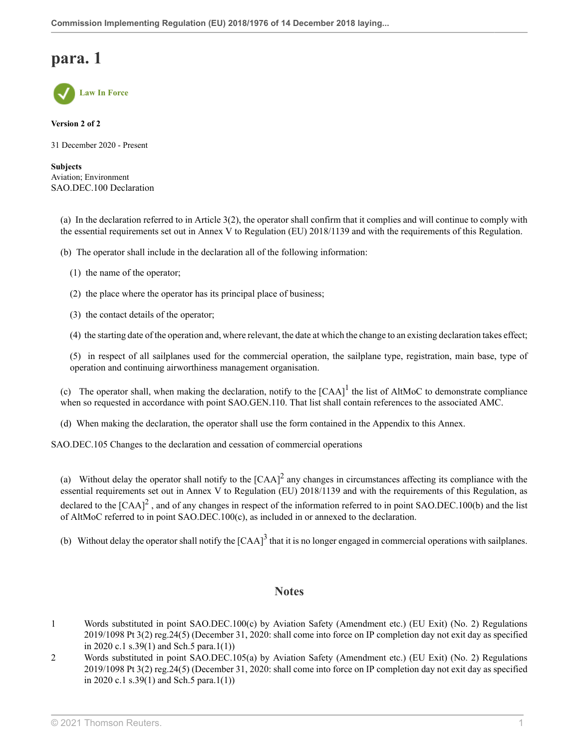# para. 1

Law In Force

**Version 2 of 2**

31 December 2020 - Present

**Subjects**
Aviation; Environment
SAO.DEC.100 Declaration

(a) In the declaration referred to in Article 3(2), the operator shall confirm that it complies and will continue to comply with the essential requirements set out in Annex V to Regulation (EU) 2018/1139 and with the requirements of this Regulation.

(b) The operator shall include in the declaration all of the following information:

(1) the name of the operator;

(2) the place where the operator has its principal place of business;

(3) the contact details of the operator;

(4) the starting date of the operation and, where relevant, the date at which the change to an existing declaration takes effect;

(5) in respect of all sailplanes used for the commercial operation, the sailplane type, registration, main base, type of operation and continuing airworthiness management organisation.

(c) The operator shall, when making the declaration, notify to the [CAA][1] the list of AltMoC to demonstrate compliance when so requested in accordance with point SAO.GEN.110. That list shall contain references to the associated AMC.

(d) When making the declaration, the operator shall use the form contained in the Appendix to this Annex.

SAO.DEC.105 Changes to the declaration and cessation of commercial operations

(a) Without delay the operator shall notify to the [CAA][2] any changes in circumstances affecting its compliance with the essential requirements set out in Annex V to Regulation (EU) 2018/1139 and with the requirements of this Regulation, as declared to the [CAA][2], and of any changes in respect of the information referred to in point SAO.DEC.100(b) and the list of AltMoC referred to in point SAO.DEC.100(c), as included in or annexed to the declaration.

(b) Without delay the operator shall notify the [CAA][3] that it is no longer engaged in commercial operations with sailplanes.

## Notes

1. Words substituted in point SAO.DEC.100(c) by Aviation Safety (Amendment etc.) (EU Exit) (No. 2) Regulations 2019/1098 Pt 3(2) reg.24(5) (December 31, 2020: shall come into force on IP completion day not exit day as specified in 2020 c.1 s.39(1) and Sch.5 para.1(1))
2. Words substituted in point SAO.DEC.105(a) by Aviation Safety (Amendment etc.) (EU Exit) (No. 2) Regulations 2019/1098 Pt 3(2) reg.24(5) (December 31, 2020: shall come into force on IP completion day not exit day as specified in 2020 c.1 s.39(1) and Sch.5 para.1(1))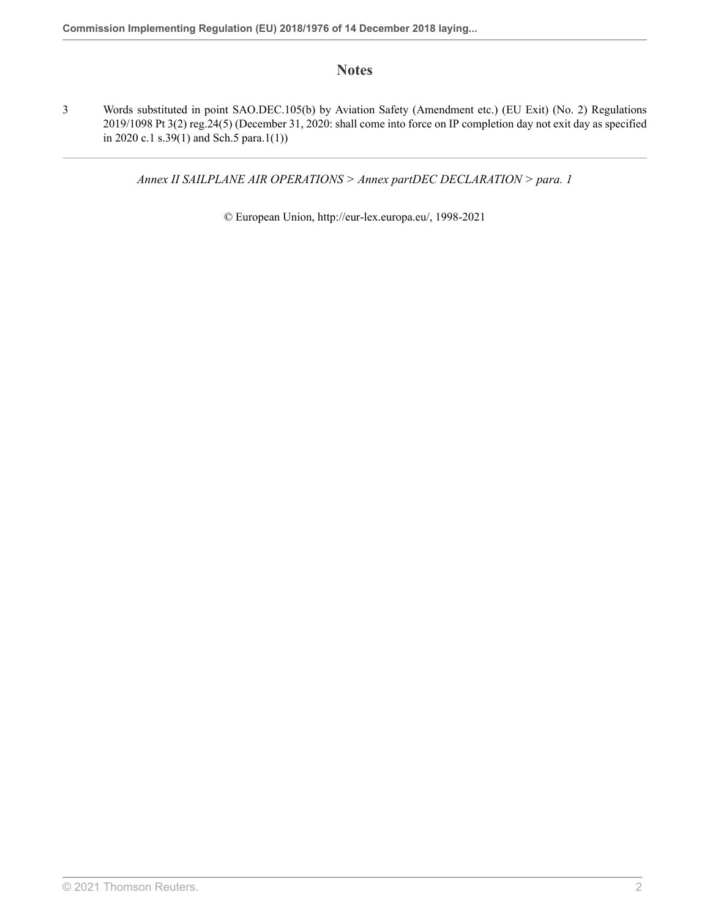## Notes

3 Words substituted in point SAO.DEC.105(b) by Aviation Safety (Amendment etc.) (EU Exit) (No. 2) Regulations 2019/1098 Pt 3(2) reg.24(5) (December 31, 2020: shall come into force on IP completion day not exit day as specified in 2020 c.1 s.39(1) and Sch.5 para.1(1))

*Annex II SAILPLANE AIR OPERATIONS > Annex partDEC DECLARATION > para. 1*

© European Union, http://eur-lex.europa.eu/, 1998-2021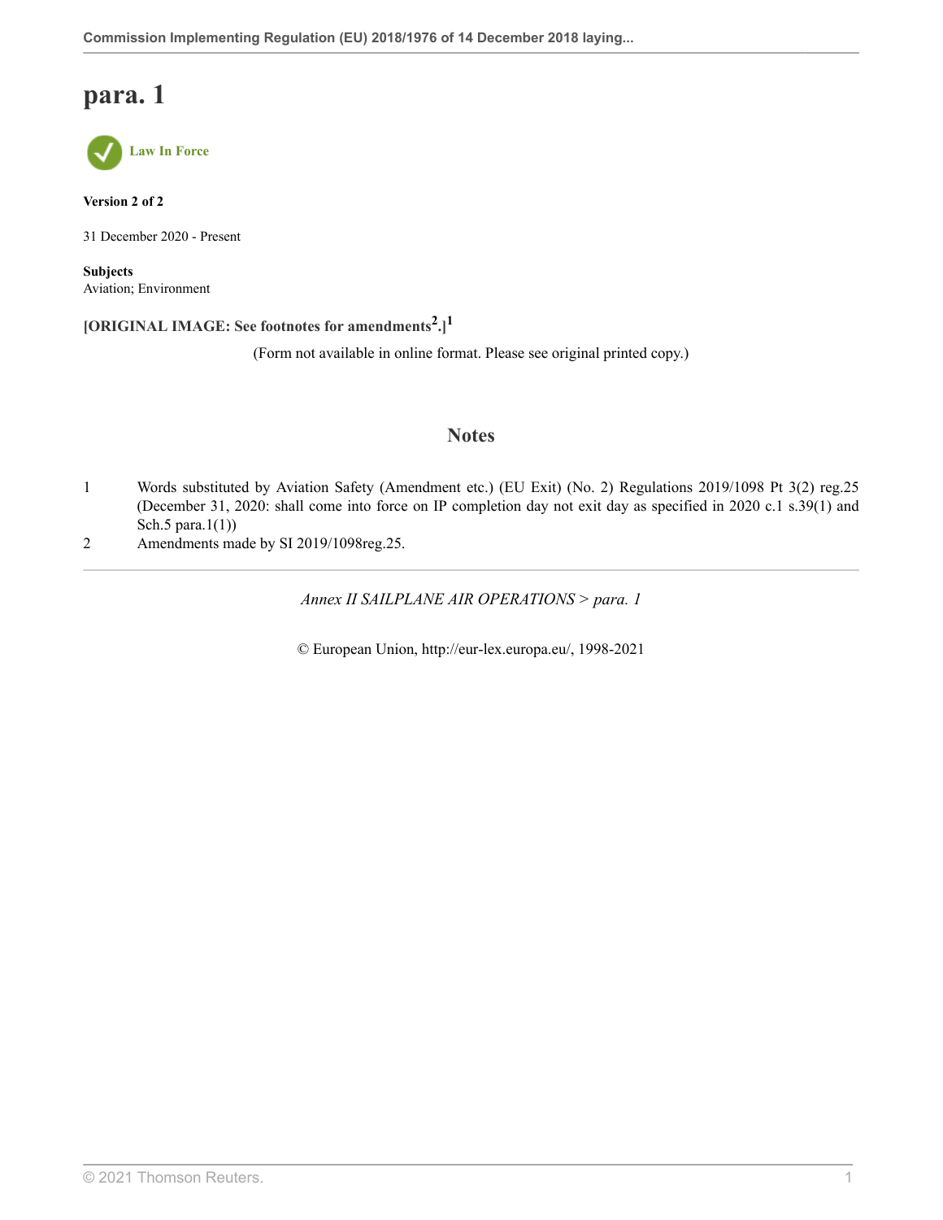# para. 1

Law In Force

**Version 2 of 2**

31 December 2020 - Present

**Subjects**
Aviation; Environment

**[ORIGINAL IMAGE: See footnotes for amendments[2].][1]**

(Form not available in online format. Please see original printed copy.)

## Notes

1 Words substituted by Aviation Safety (Amendment etc.) (EU Exit) (No. 2) Regulations 2019/1098 Pt 3(2) reg.25 (December 31, 2020: shall come into force on IP completion day not exit day as specified in 2020 c.1 s.39(1) and Sch.5 para.1(1))

2 Amendments made by SI 2019/1098reg.25.

*Annex II SAILPLANE AIR OPERATIONS > para. 1*

© European Union, http://eur-lex.europa.eu/, 1998-2021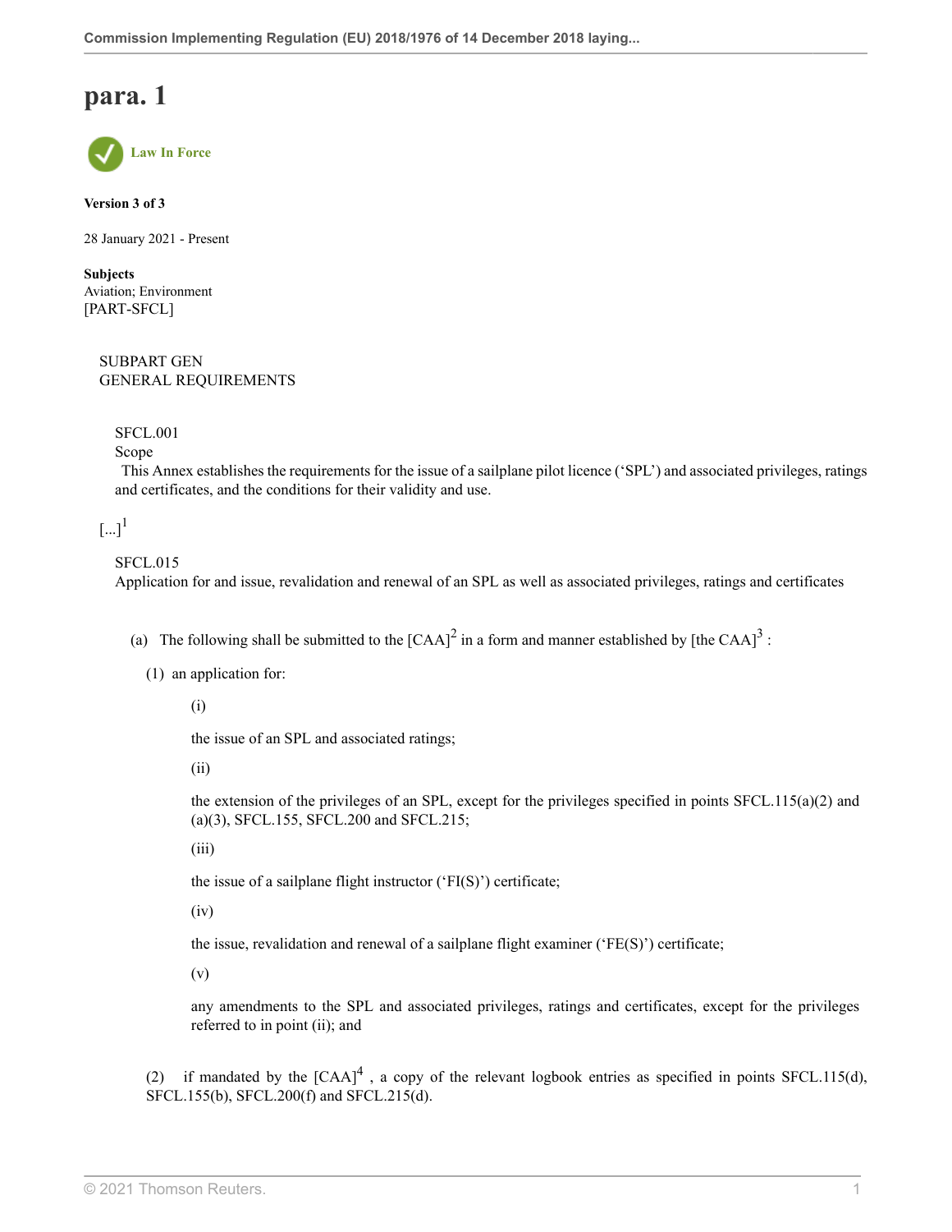# para. 1

Law In Force

**Version 3 of 3**

28 January 2021 - Present

**Subjects**
Aviation; Environment
[PART-SFCL]

SUBPART GEN
GENERAL REQUIREMENTS

SFCL.001
Scope
This Annex establishes the requirements for the issue of a sailplane pilot licence ('SPL') and associated privileges, ratings and certificates, and the conditions for their validity and use.

[...][1]

SFCL.015
Application for and issue, revalidation and renewal of an SPL as well as associated privileges, ratings and certificates

(a) The following shall be submitted to the [CAA][2] in a form and manner established by [the CAA][3] :

(1) an application for:

(i)

the issue of an SPL and associated ratings;

(ii)

the extension of the privileges of an SPL, except for the privileges specified in points SFCL.115(a)(2) and (a)(3), SFCL.155, SFCL.200 and SFCL.215;

(iii)

the issue of a sailplane flight instructor ('FI(S)') certificate;

(iv)

the issue, revalidation and renewal of a sailplane flight examiner ('FE(S)') certificate;

(v)

any amendments to the SPL and associated privileges, ratings and certificates, except for the privileges referred to in point (ii); and

(2) if mandated by the [CAA][4] , a copy of the relevant logbook entries as specified in points SFCL.115(d), SFCL.155(b), SFCL.200(f) and SFCL.215(d).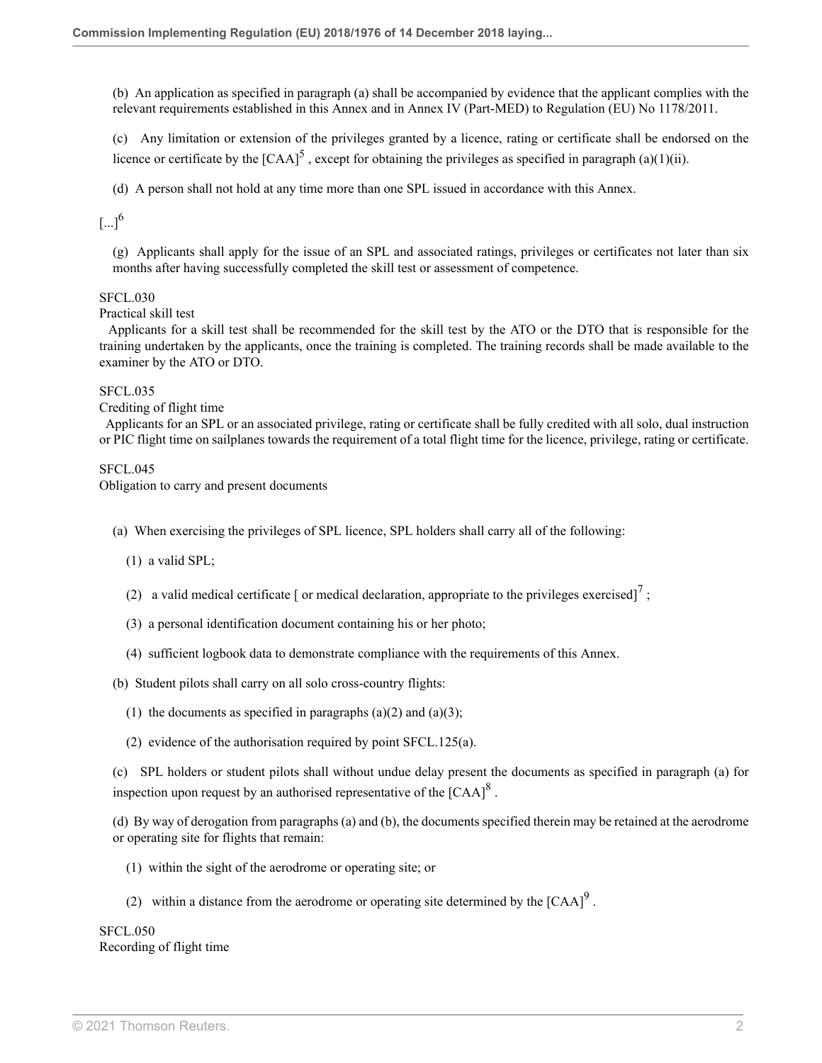(b) An application as specified in paragraph (a) shall be accompanied by evidence that the applicant complies with the relevant requirements established in this Annex and in Annex IV (Part-MED) to Regulation (EU) No 1178/2011.

(c) Any limitation or extension of the privileges granted by a licence, rating or certificate shall be endorsed on the licence or certificate by the [CAA][5], except for obtaining the privileges as specified in paragraph (a)(1)(ii).

(d) A person shall not hold at any time more than one SPL issued in accordance with this Annex.

[...][6]

(g) Applicants shall apply for the issue of an SPL and associated ratings, privileges or certificates not later than six months after having successfully completed the skill test or assessment of competence.

SFCL.030
Practical skill test

Applicants for a skill test shall be recommended for the skill test by the ATO or the DTO that is responsible for the training undertaken by the applicants, once the training is completed. The training records shall be made available to the examiner by the ATO or DTO.

SFCL.035
Crediting of flight time

Applicants for an SPL or an associated privilege, rating or certificate shall be fully credited with all solo, dual instruction or PIC flight time on sailplanes towards the requirement of a total flight time for the licence, privilege, rating or certificate.

SFCL.045
Obligation to carry and present documents

(a) When exercising the privileges of SPL licence, SPL holders shall carry all of the following:

(1) a valid SPL;

(2) a valid medical certificate [ or medical declaration, appropriate to the privileges exercised][7];

(3) a personal identification document containing his or her photo;

(4) sufficient logbook data to demonstrate compliance with the requirements of this Annex.

(b) Student pilots shall carry on all solo cross-country flights:

(1) the documents as specified in paragraphs (a)(2) and (a)(3);

(2) evidence of the authorisation required by point SFCL.125(a).

(c) SPL holders or student pilots shall without undue delay present the documents as specified in paragraph (a) for inspection upon request by an authorised representative of the [CAA][8].

(d) By way of derogation from paragraphs (a) and (b), the documents specified therein may be retained at the aerodrome or operating site for flights that remain:

(1) within the sight of the aerodrome or operating site; or

(2) within a distance from the aerodrome or operating site determined by the [CAA][9].

SFCL.050
Recording of flight time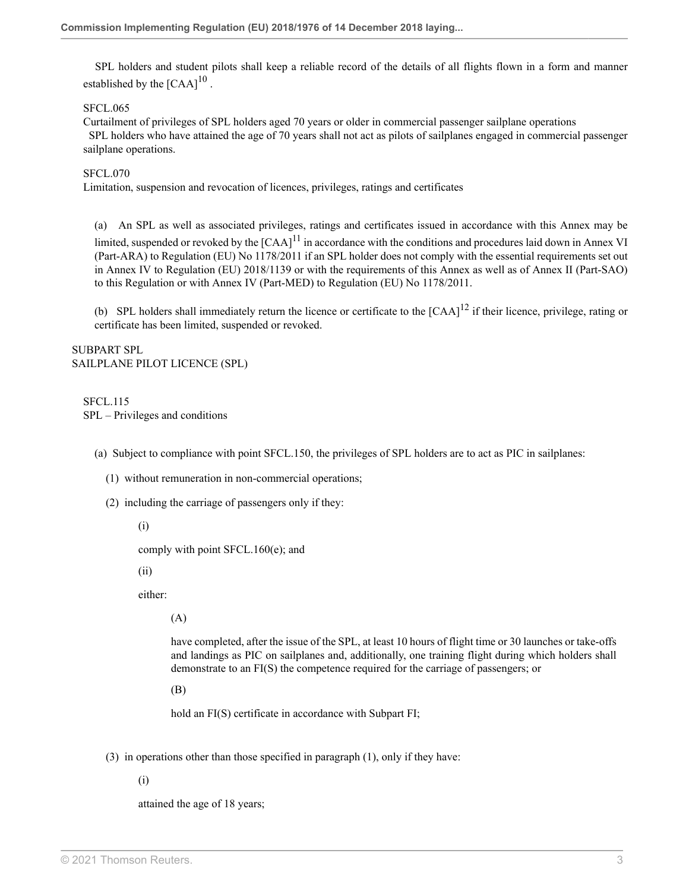SPL holders and student pilots shall keep a reliable record of the details of all flights flown in a form and manner established by the [CAA][10] .

SFCL.065

Curtailment of privileges of SPL holders aged 70 years or older in commercial passenger sailplane operations

SPL holders who have attained the age of 70 years shall not act as pilots of sailplanes engaged in commercial passenger sailplane operations.

SFCL.070

Limitation, suspension and revocation of licences, privileges, ratings and certificates

(a) An SPL as well as associated privileges, ratings and certificates issued in accordance with this Annex may be limited, suspended or revoked by the [CAA][11] in accordance with the conditions and procedures laid down in Annex VI (Part-ARA) to Regulation (EU) No 1178/2011 if an SPL holder does not comply with the essential requirements set out in Annex IV to Regulation (EU) 2018/1139 or with the requirements of this Annex as well as of Annex II (Part-SAO) to this Regulation or with Annex IV (Part-MED) to Regulation (EU) No 1178/2011.

(b) SPL holders shall immediately return the licence or certificate to the [CAA][12] if their licence, privilege, rating or certificate has been limited, suspended or revoked.

## SUBPART SPL
## SAILPLANE PILOT LICENCE (SPL)

SFCL.115

SPL – Privileges and conditions

(a) Subject to compliance with point SFCL.150, the privileges of SPL holders are to act as PIC in sailplanes:

(1) without remuneration in non-commercial operations;

(2) including the carriage of passengers only if they:

(i)

comply with point SFCL.160(e); and

(ii)

either:

(A)

have completed, after the issue of the SPL, at least 10 hours of flight time or 30 launches or take-offs and landings as PIC on sailplanes and, additionally, one training flight during which holders shall demonstrate to an FI(S) the competence required for the carriage of passengers; or

(B)

hold an FI(S) certificate in accordance with Subpart FI;

(3) in operations other than those specified in paragraph (1), only if they have:

(i)

attained the age of 18 years;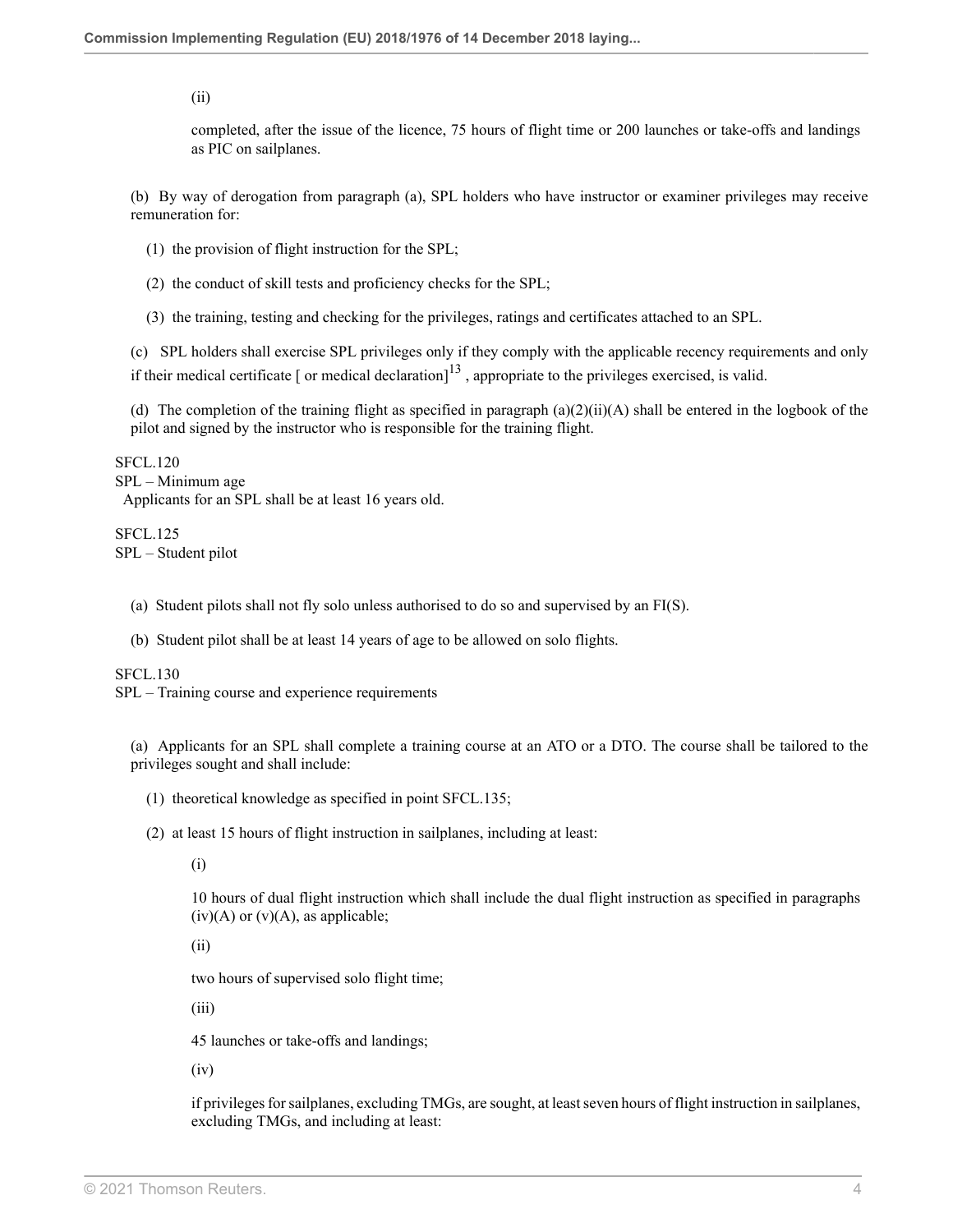(ii)

completed, after the issue of the licence, 75 hours of flight time or 200 launches or take-offs and landings as PIC on sailplanes.

(b) By way of derogation from paragraph (a), SPL holders who have instructor or examiner privileges may receive remuneration for:

(1) the provision of flight instruction for the SPL;

(2) the conduct of skill tests and proficiency checks for the SPL;

(3) the training, testing and checking for the privileges, ratings and certificates attached to an SPL.

(c) SPL holders shall exercise SPL privileges only if they comply with the applicable recency requirements and only if their medical certificate [ or medical declaration][13] , appropriate to the privileges exercised, is valid.

(d) The completion of the training flight as specified in paragraph (a)(2)(ii)(A) shall be entered in the logbook of the pilot and signed by the instructor who is responsible for the training flight.

SFCL.120
SPL – Minimum age
Applicants for an SPL shall be at least 16 years old.

SFCL.125
SPL – Student pilot

(a) Student pilots shall not fly solo unless authorised to do so and supervised by an FI(S).

(b) Student pilot shall be at least 14 years of age to be allowed on solo flights.

SFCL.130
SPL – Training course and experience requirements

(a) Applicants for an SPL shall complete a training course at an ATO or a DTO. The course shall be tailored to the privileges sought and shall include:

(1) theoretical knowledge as specified in point SFCL.135;

(2) at least 15 hours of flight instruction in sailplanes, including at least:

(i)

10 hours of dual flight instruction which shall include the dual flight instruction as specified in paragraphs (iv)(A) or (v)(A), as applicable;

(ii)

two hours of supervised solo flight time;

(iii)

45 launches or take-offs and landings;

(iv)

if privileges for sailplanes, excluding TMGs, are sought, at least seven hours of flight instruction in sailplanes, excluding TMGs, and including at least: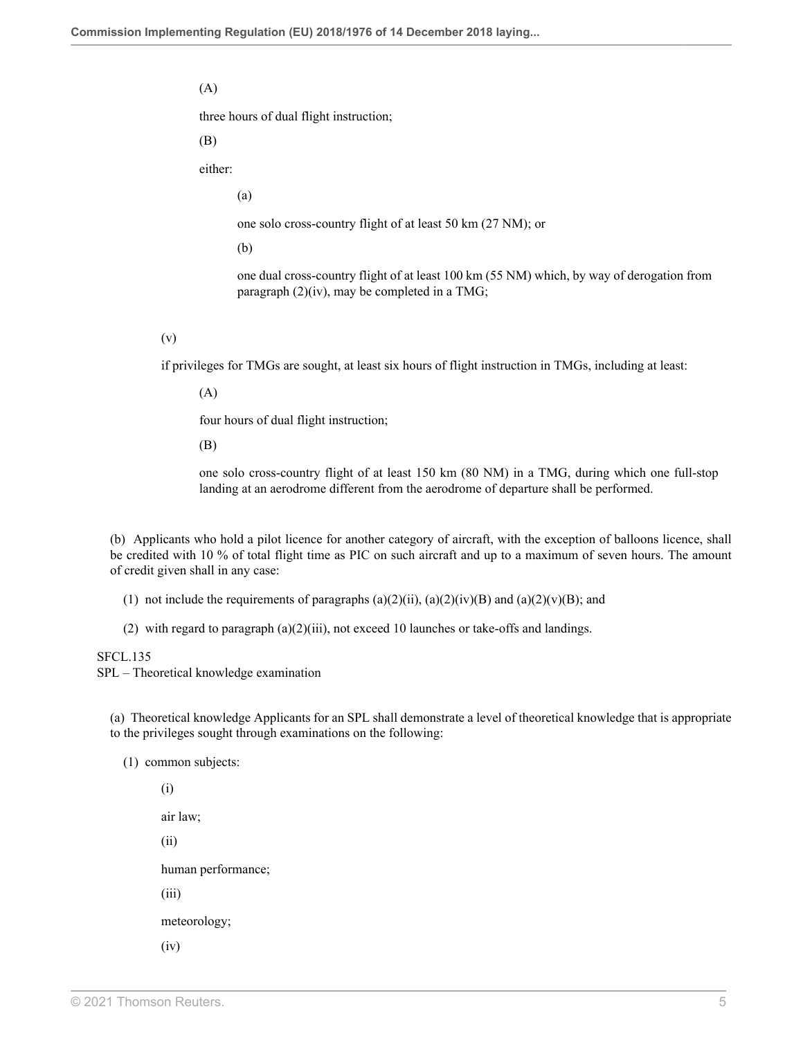(A)

three hours of dual flight instruction;

(B)

either:

(a)

one solo cross-country flight of at least 50 km (27 NM); or

(b)

one dual cross-country flight of at least 100 km (55 NM) which, by way of derogation from paragraph (2)(iv), may be completed in a TMG;

(v)

if privileges for TMGs are sought, at least six hours of flight instruction in TMGs, including at least:

(A)

four hours of dual flight instruction;

(B)

one solo cross-country flight of at least 150 km (80 NM) in a TMG, during which one full-stop landing at an aerodrome different from the aerodrome of departure shall be performed.

(b) Applicants who hold a pilot licence for another category of aircraft, with the exception of balloons licence, shall be credited with 10 % of total flight time as PIC on such aircraft and up to a maximum of seven hours. The amount of credit given shall in any case:

(1) not include the requirements of paragraphs (a)(2)(ii), (a)(2)(iv)(B) and (a)(2)(v)(B); and

(2) with regard to paragraph (a)(2)(iii), not exceed 10 launches or take-offs and landings.

SFCL.135
SPL – Theoretical knowledge examination

(a) Theoretical knowledge Applicants for an SPL shall demonstrate a level of theoretical knowledge that is appropriate to the privileges sought through examinations on the following:

(1) common subjects:

(i)

air law;

(ii)

human performance;

(iii)

meteorology;

(iv)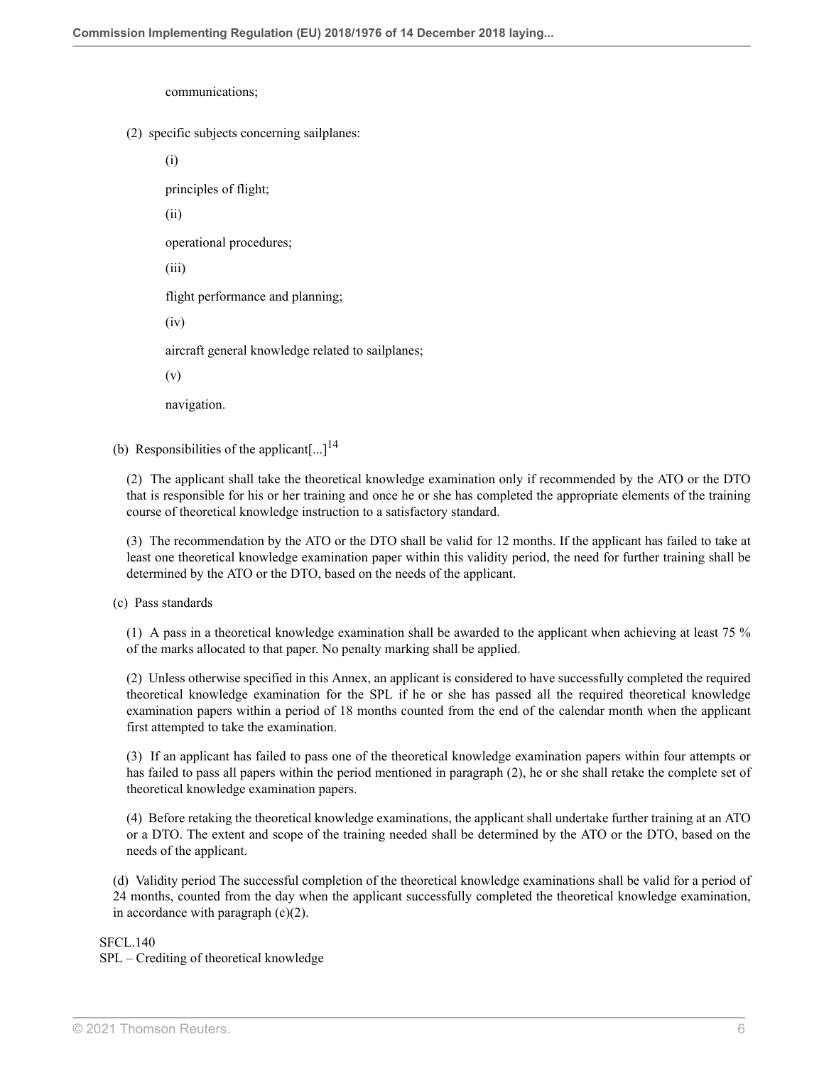communications;

(2) specific subjects concerning sailplanes:

(i)

principles of flight;

(ii)

operational procedures;

(iii)

flight performance and planning;

(iv)

aircraft general knowledge related to sailplanes;

(v)

navigation.

(b) Responsibilities of the applicant[...][14]

(2) The applicant shall take the theoretical knowledge examination only if recommended by the ATO or the DTO that is responsible for his or her training and once he or she has completed the appropriate elements of the training course of theoretical knowledge instruction to a satisfactory standard.

(3) The recommendation by the ATO or the DTO shall be valid for 12 months. If the applicant has failed to take at least one theoretical knowledge examination paper within this validity period, the need for further training shall be determined by the ATO or the DTO, based on the needs of the applicant.

(c) Pass standards

(1) A pass in a theoretical knowledge examination shall be awarded to the applicant when achieving at least 75 % of the marks allocated to that paper. No penalty marking shall be applied.

(2) Unless otherwise specified in this Annex, an applicant is considered to have successfully completed the required theoretical knowledge examination for the SPL if he or she has passed all the required theoretical knowledge examination papers within a period of 18 months counted from the end of the calendar month when the applicant first attempted to take the examination.

(3) If an applicant has failed to pass one of the theoretical knowledge examination papers within four attempts or has failed to pass all papers within the period mentioned in paragraph (2), he or she shall retake the complete set of theoretical knowledge examination papers.

(4) Before retaking the theoretical knowledge examinations, the applicant shall undertake further training at an ATO or a DTO. The extent and scope of the training needed shall be determined by the ATO or the DTO, based on the needs of the applicant.

(d) Validity period The successful completion of the theoretical knowledge examinations shall be valid for a period of 24 months, counted from the day when the applicant successfully completed the theoretical knowledge examination, in accordance with paragraph (c)(2).

SFCL.140
SPL – Crediting of theoretical knowledge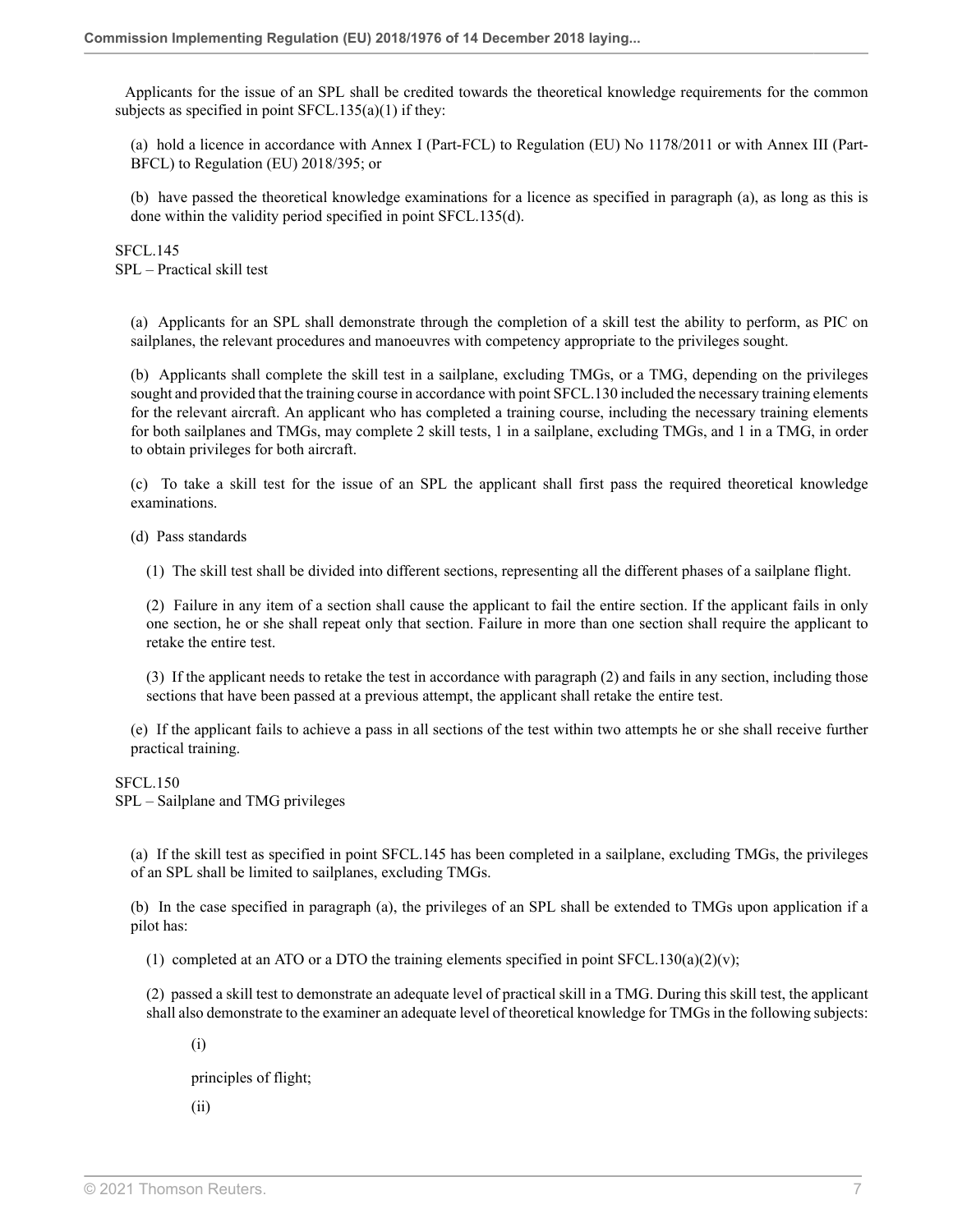Applicants for the issue of an SPL shall be credited towards the theoretical knowledge requirements for the common subjects as specified in point SFCL.135(a)(1) if they:

(a) hold a licence in accordance with Annex I (Part-FCL) to Regulation (EU) No 1178/2011 or with Annex III (Part-BFCL) to Regulation (EU) 2018/395; or

(b) have passed the theoretical knowledge examinations for a licence as specified in paragraph (a), as long as this is done within the validity period specified in point SFCL.135(d).

SFCL.145
SPL – Practical skill test

(a) Applicants for an SPL shall demonstrate through the completion of a skill test the ability to perform, as PIC on sailplanes, the relevant procedures and manoeuvres with competency appropriate to the privileges sought.

(b) Applicants shall complete the skill test in a sailplane, excluding TMGs, or a TMG, depending on the privileges sought and provided that the training course in accordance with point SFCL.130 included the necessary training elements for the relevant aircraft. An applicant who has completed a training course, including the necessary training elements for both sailplanes and TMGs, may complete 2 skill tests, 1 in a sailplane, excluding TMGs, and 1 in a TMG, in order to obtain privileges for both aircraft.

(c) To take a skill test for the issue of an SPL the applicant shall first pass the required theoretical knowledge examinations.

(d) Pass standards

(1) The skill test shall be divided into different sections, representing all the different phases of a sailplane flight.

(2) Failure in any item of a section shall cause the applicant to fail the entire section. If the applicant fails in only one section, he or she shall repeat only that section. Failure in more than one section shall require the applicant to retake the entire test.

(3) If the applicant needs to retake the test in accordance with paragraph (2) and fails in any section, including those sections that have been passed at a previous attempt, the applicant shall retake the entire test.

(e) If the applicant fails to achieve a pass in all sections of the test within two attempts he or she shall receive further practical training.

SFCL.150
SPL – Sailplane and TMG privileges

(a) If the skill test as specified in point SFCL.145 has been completed in a sailplane, excluding TMGs, the privileges of an SPL shall be limited to sailplanes, excluding TMGs.

(b) In the case specified in paragraph (a), the privileges of an SPL shall be extended to TMGs upon application if a pilot has:

(1) completed at an ATO or a DTO the training elements specified in point SFCL.130(a)(2)(v);

(2) passed a skill test to demonstrate an adequate level of practical skill in a TMG. During this skill test, the applicant shall also demonstrate to the examiner an adequate level of theoretical knowledge for TMGs in the following subjects:

(i)

principles of flight;

(ii)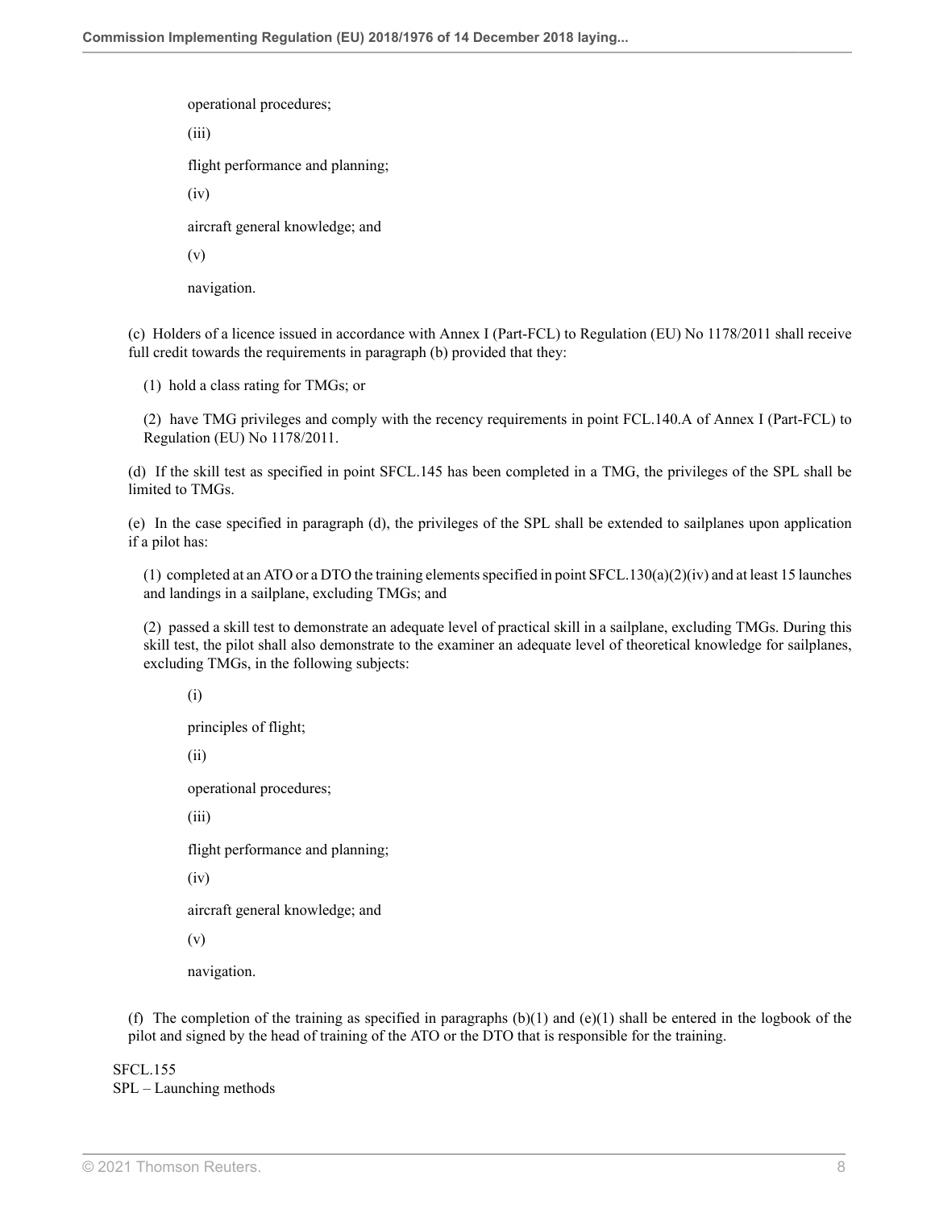operational procedures;

(iii)

flight performance and planning;

(iv)

aircraft general knowledge; and

(v)

navigation.

(c) Holders of a licence issued in accordance with Annex I (Part-FCL) to Regulation (EU) No 1178/2011 shall receive full credit towards the requirements in paragraph (b) provided that they:

(1) hold a class rating for TMGs; or

(2) have TMG privileges and comply with the recency requirements in point FCL.140.A of Annex I (Part-FCL) to Regulation (EU) No 1178/2011.

(d) If the skill test as specified in point SFCL.145 has been completed in a TMG, the privileges of the SPL shall be limited to TMGs.

(e) In the case specified in paragraph (d), the privileges of the SPL shall be extended to sailplanes upon application if a pilot has:

(1) completed at an ATO or a DTO the training elements specified in point SFCL.130(a)(2)(iv) and at least 15 launches and landings in a sailplane, excluding TMGs; and

(2) passed a skill test to demonstrate an adequate level of practical skill in a sailplane, excluding TMGs. During this skill test, the pilot shall also demonstrate to the examiner an adequate level of theoretical knowledge for sailplanes, excluding TMGs, in the following subjects:

(i)

principles of flight;

(ii)

operational procedures;

(iii)

flight performance and planning;

(iv)

aircraft general knowledge; and

(v)

navigation.

(f) The completion of the training as specified in paragraphs (b)(1) and (e)(1) shall be entered in the logbook of the pilot and signed by the head of training of the ATO or the DTO that is responsible for the training.

SFCL.155
SPL – Launching methods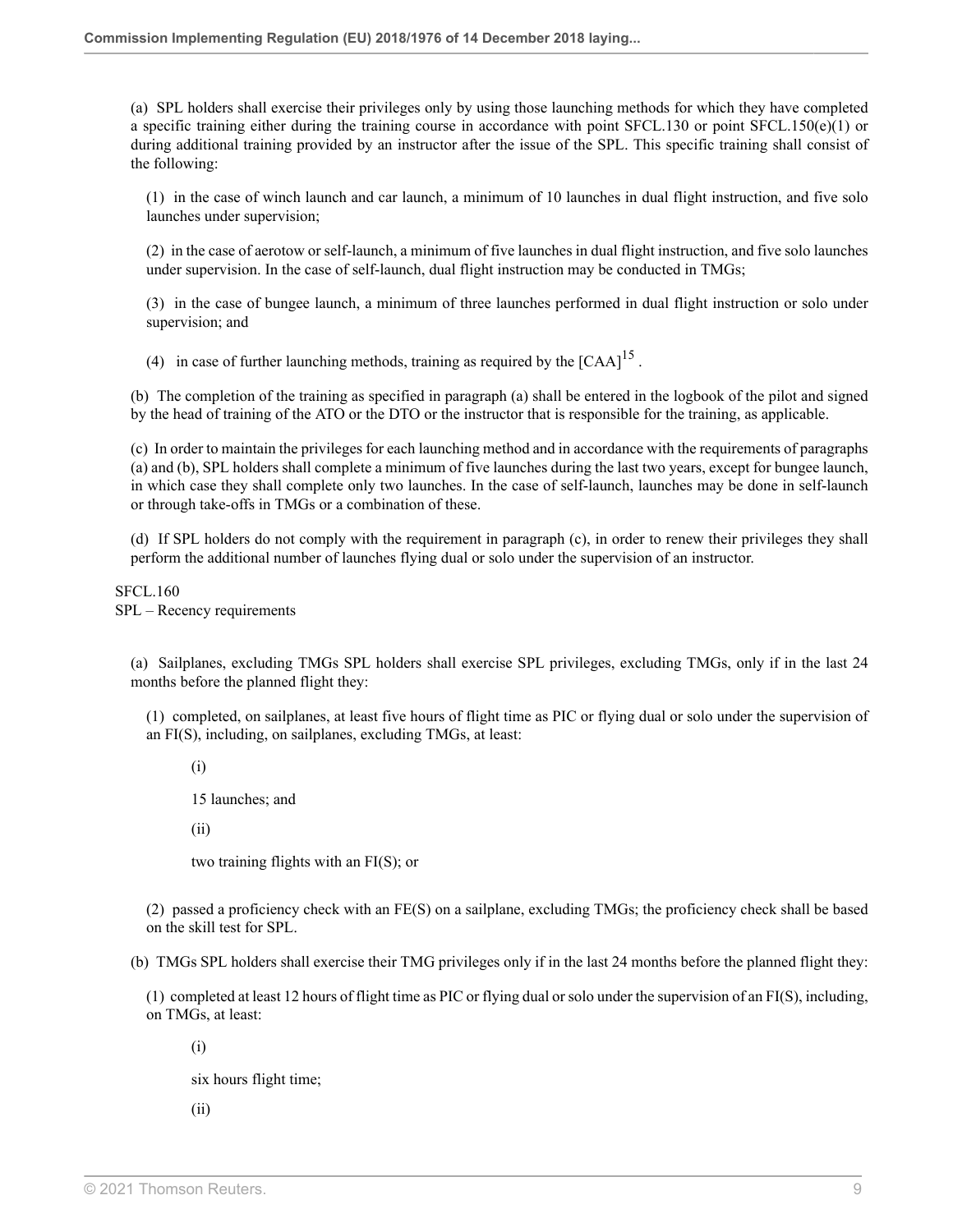(a) SPL holders shall exercise their privileges only by using those launching methods for which they have completed a specific training either during the training course in accordance with point SFCL.130 or point SFCL.150(e)(1) or during additional training provided by an instructor after the issue of the SPL. This specific training shall consist of the following:

(1) in the case of winch launch and car launch, a minimum of 10 launches in dual flight instruction, and five solo launches under supervision;

(2) in the case of aerotow or self-launch, a minimum of five launches in dual flight instruction, and five solo launches under supervision. In the case of self-launch, dual flight instruction may be conducted in TMGs;

(3) in the case of bungee launch, a minimum of three launches performed in dual flight instruction or solo under supervision; and

(4) in case of further launching methods, training as required by the [CAA][15] .

(b) The completion of the training as specified in paragraph (a) shall be entered in the logbook of the pilot and signed by the head of training of the ATO or the DTO or the instructor that is responsible for the training, as applicable.

(c) In order to maintain the privileges for each launching method and in accordance with the requirements of paragraphs (a) and (b), SPL holders shall complete a minimum of five launches during the last two years, except for bungee launch, in which case they shall complete only two launches. In the case of self-launch, launches may be done in self-launch or through take-offs in TMGs or a combination of these.

(d) If SPL holders do not comply with the requirement in paragraph (c), in order to renew their privileges they shall perform the additional number of launches flying dual or solo under the supervision of an instructor.

SFCL.160
SPL – Recency requirements

(a) Sailplanes, excluding TMGs SPL holders shall exercise SPL privileges, excluding TMGs, only if in the last 24 months before the planned flight they:

(1) completed, on sailplanes, at least five hours of flight time as PIC or flying dual or solo under the supervision of an FI(S), including, on sailplanes, excluding TMGs, at least:

(i)

15 launches; and

(ii)

two training flights with an FI(S); or

(2) passed a proficiency check with an FE(S) on a sailplane, excluding TMGs; the proficiency check shall be based on the skill test for SPL.

(b) TMGs SPL holders shall exercise their TMG privileges only if in the last 24 months before the planned flight they:

(1) completed at least 12 hours of flight time as PIC or flying dual or solo under the supervision of an FI(S), including, on TMGs, at least:

(i)

six hours flight time;

(ii)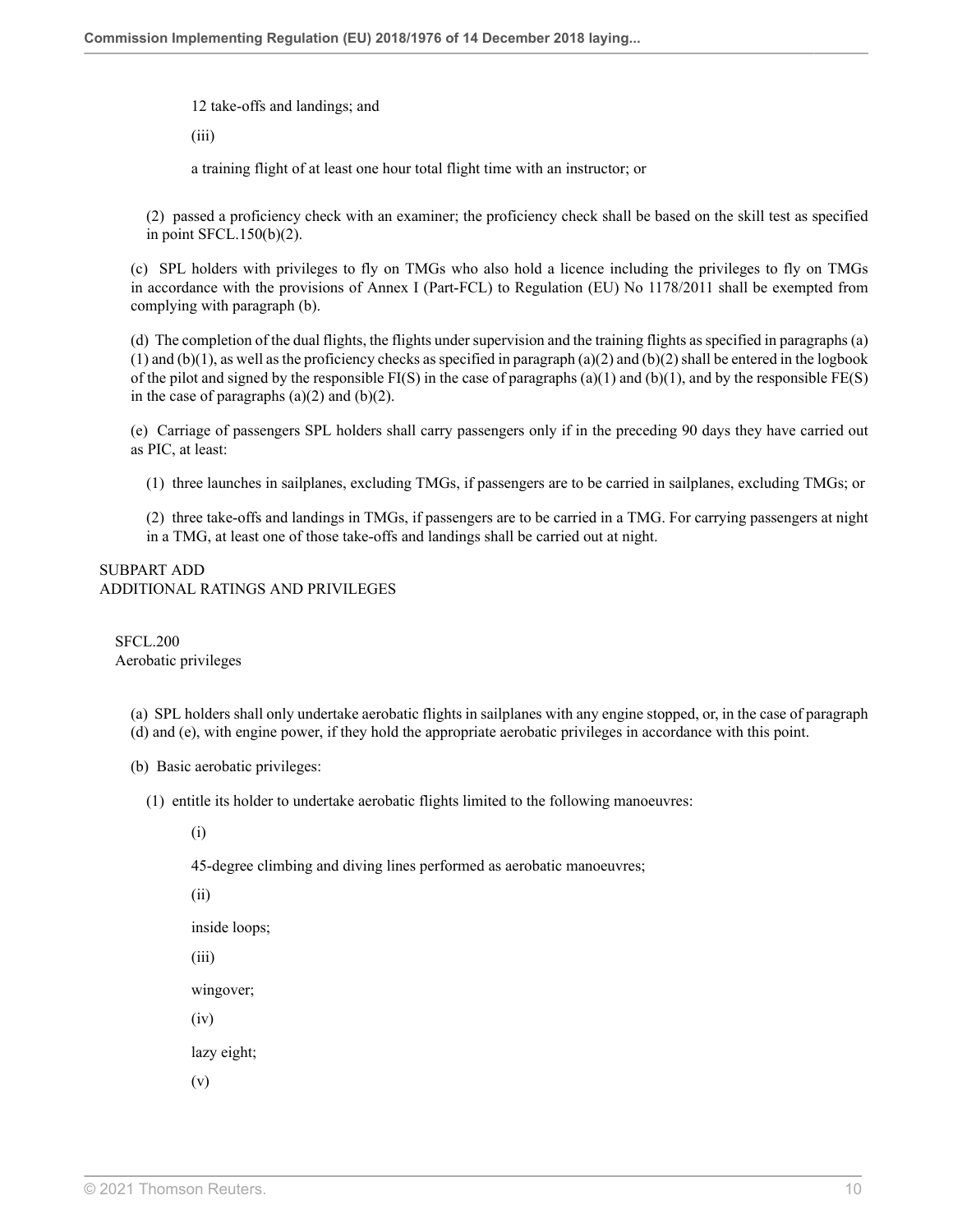12 take-offs and landings; and

(iii)

a training flight of at least one hour total flight time with an instructor; or

(2) passed a proficiency check with an examiner; the proficiency check shall be based on the skill test as specified in point SFCL.150(b)(2).

(c) SPL holders with privileges to fly on TMGs who also hold a licence including the privileges to fly on TMGs in accordance with the provisions of Annex I (Part-FCL) to Regulation (EU) No 1178/2011 shall be exempted from complying with paragraph (b).

(d) The completion of the dual flights, the flights under supervision and the training flights as specified in paragraphs (a)(1) and (b)(1), as well as the proficiency checks as specified in paragraph (a)(2) and (b)(2) shall be entered in the logbook of the pilot and signed by the responsible FI(S) in the case of paragraphs (a)(1) and (b)(1), and by the responsible FE(S) in the case of paragraphs (a)(2) and (b)(2).

(e) Carriage of passengers SPL holders shall carry passengers only if in the preceding 90 days they have carried out as PIC, at least:

(1) three launches in sailplanes, excluding TMGs, if passengers are to be carried in sailplanes, excluding TMGs; or

(2) three take-offs and landings in TMGs, if passengers are to be carried in a TMG. For carrying passengers at night in a TMG, at least one of those take-offs and landings shall be carried out at night.

## SUBPART ADD
## ADDITIONAL RATINGS AND PRIVILEGES

### SFCL.200
### Aerobatic privileges

(a) SPL holders shall only undertake aerobatic flights in sailplanes with any engine stopped, or, in the case of paragraph (d) and (e), with engine power, if they hold the appropriate aerobatic privileges in accordance with this point.

(b) Basic aerobatic privileges:

(1) entitle its holder to undertake aerobatic flights limited to the following manoeuvres:

(i)

45-degree climbing and diving lines performed as aerobatic manoeuvres;

(ii)

inside loops;

(iii)

wingover;

(iv)

lazy eight;

(v)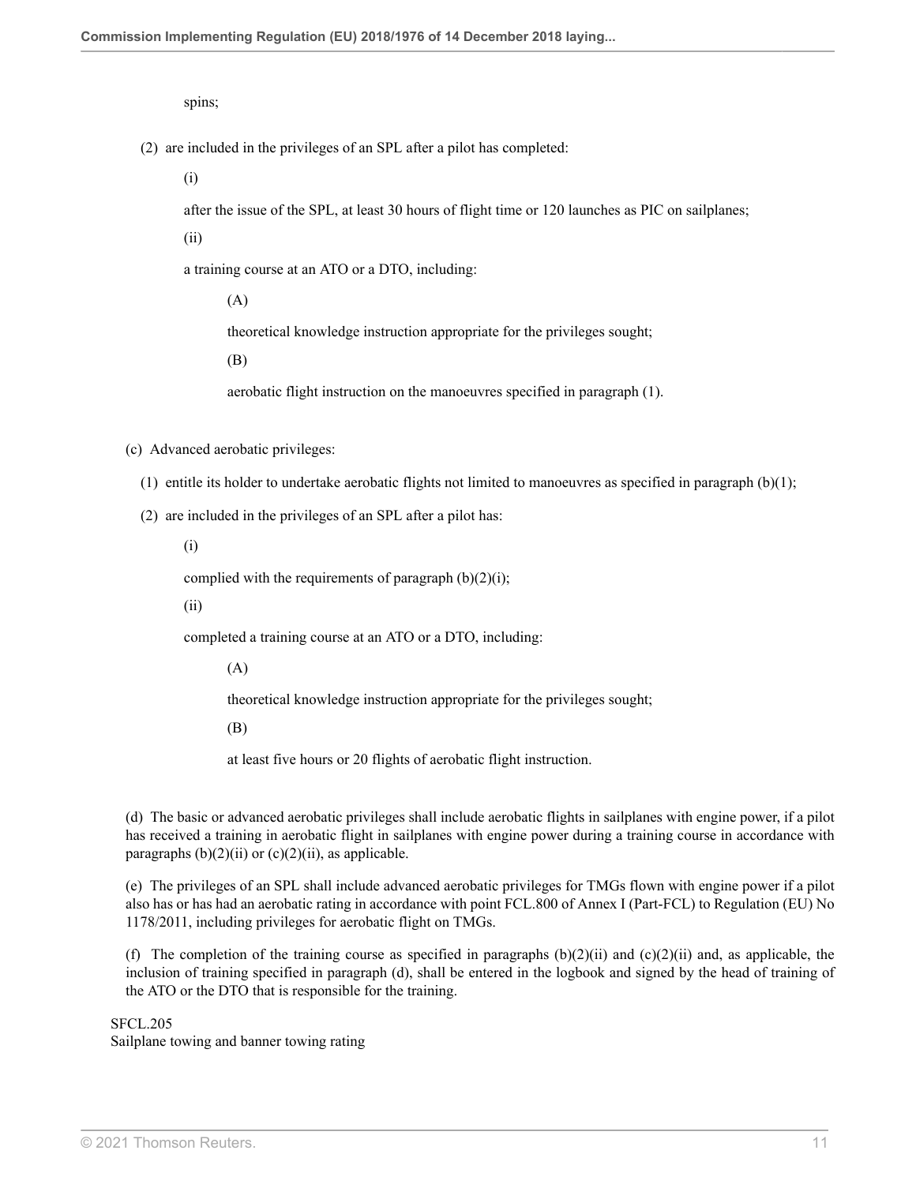spins;

(2) are included in the privileges of an SPL after a pilot has completed:

(i)

after the issue of the SPL, at least 30 hours of flight time or 120 launches as PIC on sailplanes;

(ii)

a training course at an ATO or a DTO, including:

(A)

theoretical knowledge instruction appropriate for the privileges sought;

(B)

aerobatic flight instruction on the manoeuvres specified in paragraph (1).

(c) Advanced aerobatic privileges:

(1) entitle its holder to undertake aerobatic flights not limited to manoeuvres as specified in paragraph (b)(1);

(2) are included in the privileges of an SPL after a pilot has:

(i)

complied with the requirements of paragraph (b)(2)(i);

(ii)

completed a training course at an ATO or a DTO, including:

(A)

theoretical knowledge instruction appropriate for the privileges sought;

(B)

at least five hours or 20 flights of aerobatic flight instruction.

(d) The basic or advanced aerobatic privileges shall include aerobatic flights in sailplanes with engine power, if a pilot has received a training in aerobatic flight in sailplanes with engine power during a training course in accordance with paragraphs (b)(2)(ii) or (c)(2)(ii), as applicable.

(e) The privileges of an SPL shall include advanced aerobatic privileges for TMGs flown with engine power if a pilot also has or has had an aerobatic rating in accordance with point FCL.800 of Annex I (Part-FCL) to Regulation (EU) No 1178/2011, including privileges for aerobatic flight on TMGs.

(f) The completion of the training course as specified in paragraphs (b)(2)(ii) and (c)(2)(ii) and, as applicable, the inclusion of training specified in paragraph (d), shall be entered in the logbook and signed by the head of training of the ATO or the DTO that is responsible for the training.

SFCL.205
Sailplane towing and banner towing rating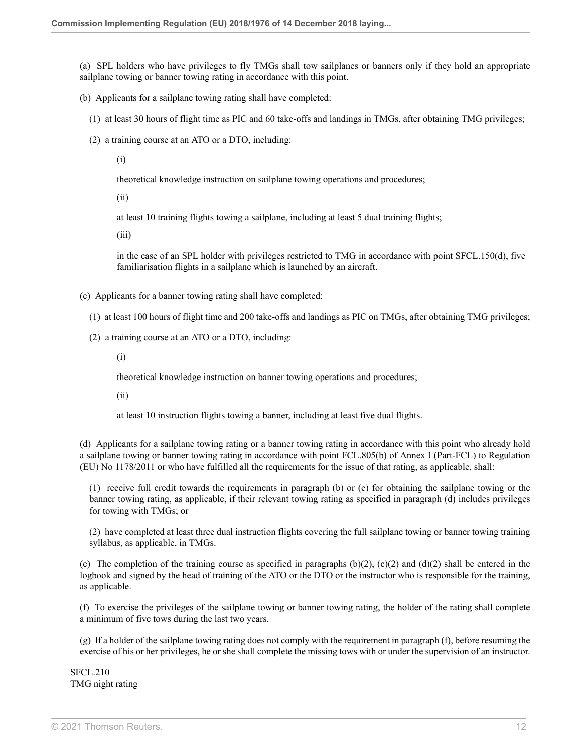(a) SPL holders who have privileges to fly TMGs shall tow sailplanes or banners only if they hold an appropriate sailplane towing or banner towing rating in accordance with this point.

(b) Applicants for a sailplane towing rating shall have completed:

(1) at least 30 hours of flight time as PIC and 60 take-offs and landings in TMGs, after obtaining TMG privileges;

(2) a training course at an ATO or a DTO, including:

(i)

theoretical knowledge instruction on sailplane towing operations and procedures;

(ii)

at least 10 training flights towing a sailplane, including at least 5 dual training flights;

(iii)

in the case of an SPL holder with privileges restricted to TMG in accordance with point SFCL.150(d), five familiarisation flights in a sailplane which is launched by an aircraft.

(c) Applicants for a banner towing rating shall have completed:

(1) at least 100 hours of flight time and 200 take-offs and landings as PIC on TMGs, after obtaining TMG privileges;

(2) a training course at an ATO or a DTO, including:

(i)

theoretical knowledge instruction on banner towing operations and procedures;

(ii)

at least 10 instruction flights towing a banner, including at least five dual flights.

(d) Applicants for a sailplane towing rating or a banner towing rating in accordance with this point who already hold a sailplane towing or banner towing rating in accordance with point FCL.805(b) of Annex I (Part-FCL) to Regulation (EU) No 1178/2011 or who have fulfilled all the requirements for the issue of that rating, as applicable, shall:

(1) receive full credit towards the requirements in paragraph (b) or (c) for obtaining the sailplane towing or the banner towing rating, as applicable, if their relevant towing rating as specified in paragraph (d) includes privileges for towing with TMGs; or

(2) have completed at least three dual instruction flights covering the full sailplane towing or banner towing training syllabus, as applicable, in TMGs.

(e) The completion of the training course as specified in paragraphs (b)(2), (c)(2) and (d)(2) shall be entered in the logbook and signed by the head of training of the ATO or the DTO or the instructor who is responsible for the training, as applicable.

(f) To exercise the privileges of the sailplane towing or banner towing rating, the holder of the rating shall complete a minimum of five tows during the last two years.

(g) If a holder of the sailplane towing rating does not comply with the requirement in paragraph (f), before resuming the exercise of his or her privileges, he or she shall complete the missing tows with or under the supervision of an instructor.

SFCL.210
TMG night rating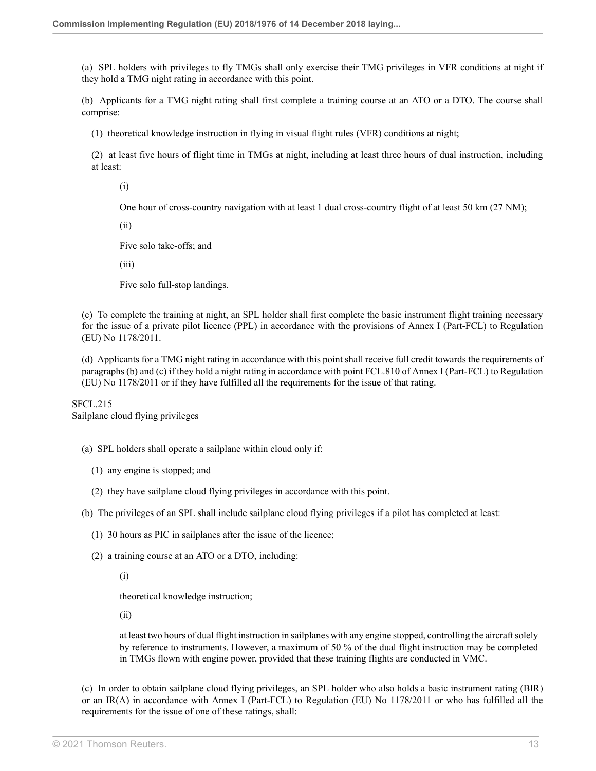(a) SPL holders with privileges to fly TMGs shall only exercise their TMG privileges in VFR conditions at night if they hold a TMG night rating in accordance with this point.

(b) Applicants for a TMG night rating shall first complete a training course at an ATO or a DTO. The course shall comprise:

(1) theoretical knowledge instruction in flying in visual flight rules (VFR) conditions at night;

(2) at least five hours of flight time in TMGs at night, including at least three hours of dual instruction, including at least:

(i)

One hour of cross-country navigation with at least 1 dual cross-country flight of at least 50 km (27 NM);

(ii)

Five solo take-offs; and

(iii)

Five solo full-stop landings.

(c) To complete the training at night, an SPL holder shall first complete the basic instrument flight training necessary for the issue of a private pilot licence (PPL) in accordance with the provisions of Annex I (Part-FCL) to Regulation (EU) No 1178/2011.

(d) Applicants for a TMG night rating in accordance with this point shall receive full credit towards the requirements of paragraphs (b) and (c) if they hold a night rating in accordance with point FCL.810 of Annex I (Part-FCL) to Regulation (EU) No 1178/2011 or if they have fulfilled all the requirements for the issue of that rating.

SFCL.215
Sailplane cloud flying privileges

(a) SPL holders shall operate a sailplane within cloud only if:

(1) any engine is stopped; and

(2) they have sailplane cloud flying privileges in accordance with this point.

(b) The privileges of an SPL shall include sailplane cloud flying privileges if a pilot has completed at least:

(1) 30 hours as PIC in sailplanes after the issue of the licence;

(2) a training course at an ATO or a DTO, including:

(i)

theoretical knowledge instruction;

(ii)

at least two hours of dual flight instruction in sailplanes with any engine stopped, controlling the aircraft solely by reference to instruments. However, a maximum of 50 % of the dual flight instruction may be completed in TMGs flown with engine power, provided that these training flights are conducted in VMC.

(c) In order to obtain sailplane cloud flying privileges, an SPL holder who also holds a basic instrument rating (BIR) or an IR(A) in accordance with Annex I (Part-FCL) to Regulation (EU) No 1178/2011 or who has fulfilled all the requirements for the issue of one of these ratings, shall: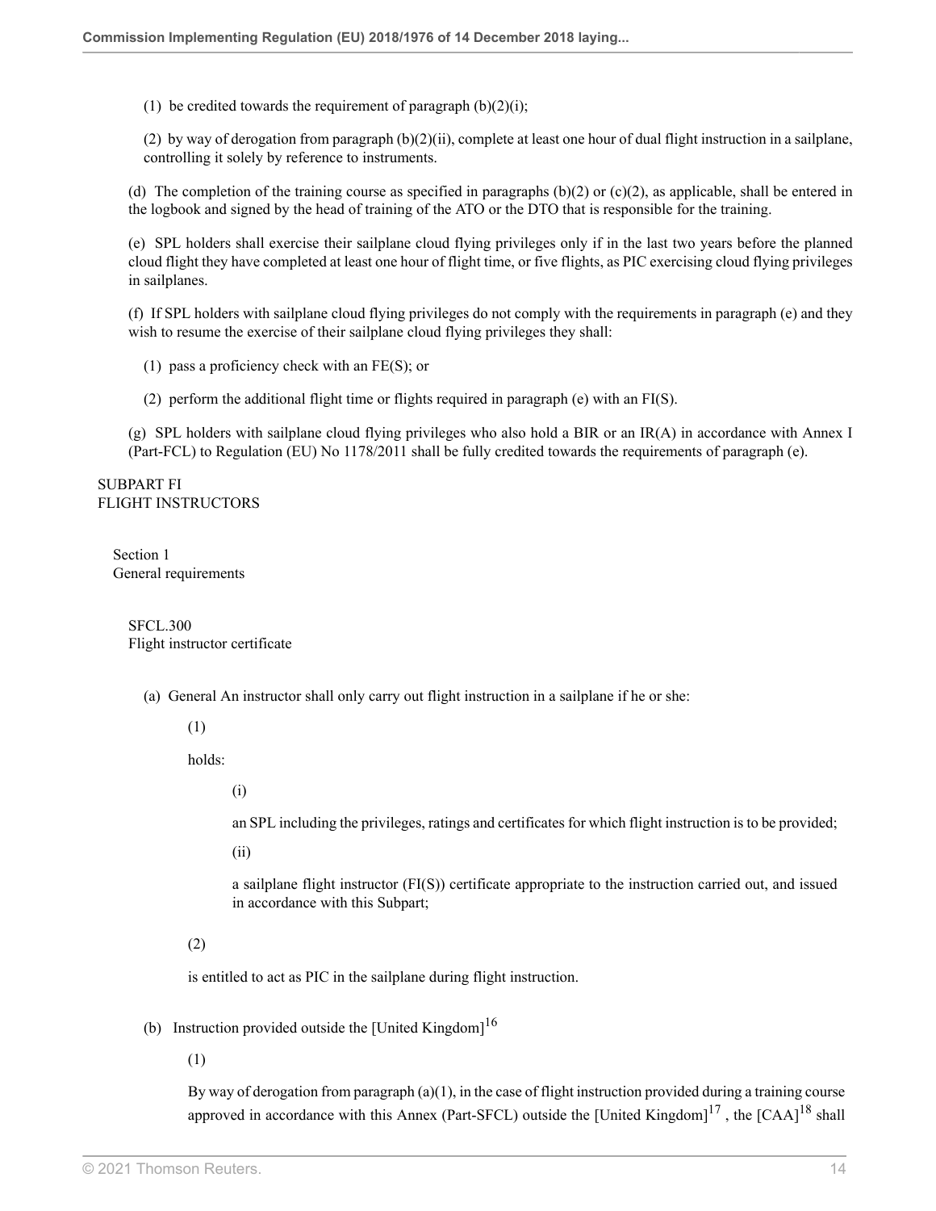(1) be credited towards the requirement of paragraph (b)(2)(i);

(2) by way of derogation from paragraph (b)(2)(ii), complete at least one hour of dual flight instruction in a sailplane, controlling it solely by reference to instruments.

(d) The completion of the training course as specified in paragraphs (b)(2) or (c)(2), as applicable, shall be entered in the logbook and signed by the head of training of the ATO or the DTO that is responsible for the training.

(e) SPL holders shall exercise their sailplane cloud flying privileges only if in the last two years before the planned cloud flight they have completed at least one hour of flight time, or five flights, as PIC exercising cloud flying privileges in sailplanes.

(f) If SPL holders with sailplane cloud flying privileges do not comply with the requirements in paragraph (e) and they wish to resume the exercise of their sailplane cloud flying privileges they shall:

(1) pass a proficiency check with an FE(S); or

(2) perform the additional flight time or flights required in paragraph (e) with an FI(S).

(g) SPL holders with sailplane cloud flying privileges who also hold a BIR or an IR(A) in accordance with Annex I (Part-FCL) to Regulation (EU) No 1178/2011 shall be fully credited towards the requirements of paragraph (e).

## SUBPART FI
## FLIGHT INSTRUCTORS

### Section 1
### General requirements

#### SFCL.300
#### Flight instructor certificate

(a) General An instructor shall only carry out flight instruction in a sailplane if he or she:

(1)

holds:

(i)

an SPL including the privileges, ratings and certificates for which flight instruction is to be provided;

(ii)

a sailplane flight instructor (FI(S)) certificate appropriate to the instruction carried out, and issued in accordance with this Subpart;

(2)

is entitled to act as PIC in the sailplane during flight instruction.

(b) Instruction provided outside the [United Kingdom][16]

(1)

By way of derogation from paragraph (a)(1), in the case of flight instruction provided during a training course approved in accordance with this Annex (Part-SFCL) outside the [United Kingdom][17] , the [CAA][18] shall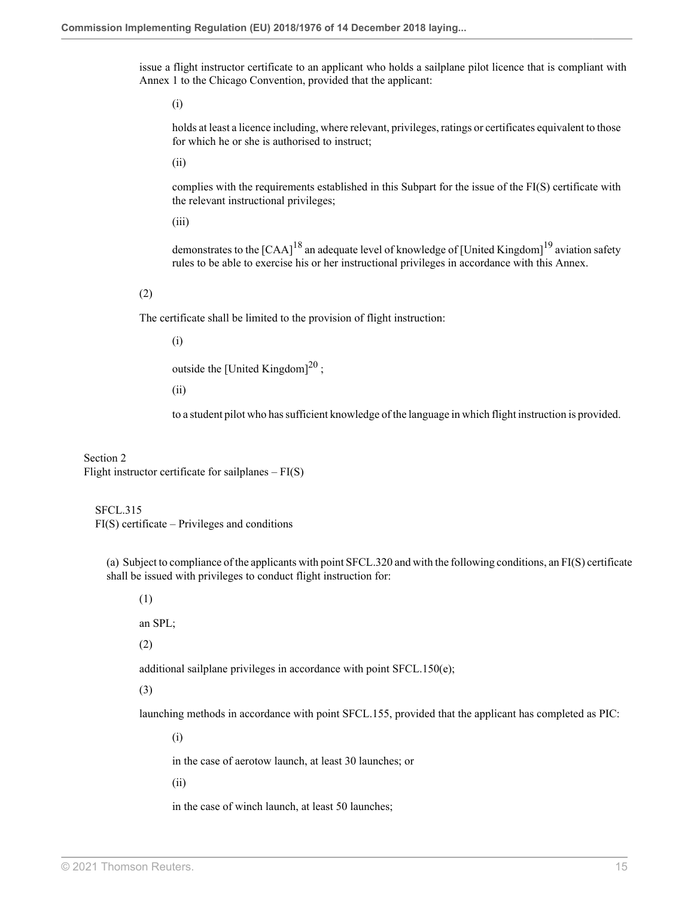issue a flight instructor certificate to an applicant who holds a sailplane pilot licence that is compliant with Annex 1 to the Chicago Convention, provided that the applicant:

(i)

holds at least a licence including, where relevant, privileges, ratings or certificates equivalent to those for which he or she is authorised to instruct;

(ii)

complies with the requirements established in this Subpart for the issue of the FI(S) certificate with the relevant instructional privileges;

(iii)

demonstrates to the [CAA][18] an adequate level of knowledge of [United Kingdom][19] aviation safety rules to be able to exercise his or her instructional privileges in accordance with this Annex.

(2)

The certificate shall be limited to the provision of flight instruction:

(i)

outside the [United Kingdom][20] ;

(ii)

to a student pilot who has sufficient knowledge of the language in which flight instruction is provided.

Section 2
Flight instructor certificate for sailplanes – FI(S)

SFCL.315
FI(S) certificate – Privileges and conditions

(a) Subject to compliance of the applicants with point SFCL.320 and with the following conditions, an FI(S) certificate shall be issued with privileges to conduct flight instruction for:

(1)

an SPL;

(2)

additional sailplane privileges in accordance with point SFCL.150(e);

(3)

launching methods in accordance with point SFCL.155, provided that the applicant has completed as PIC:

(i)

in the case of aerotow launch, at least 30 launches; or

(ii)

in the case of winch launch, at least 50 launches;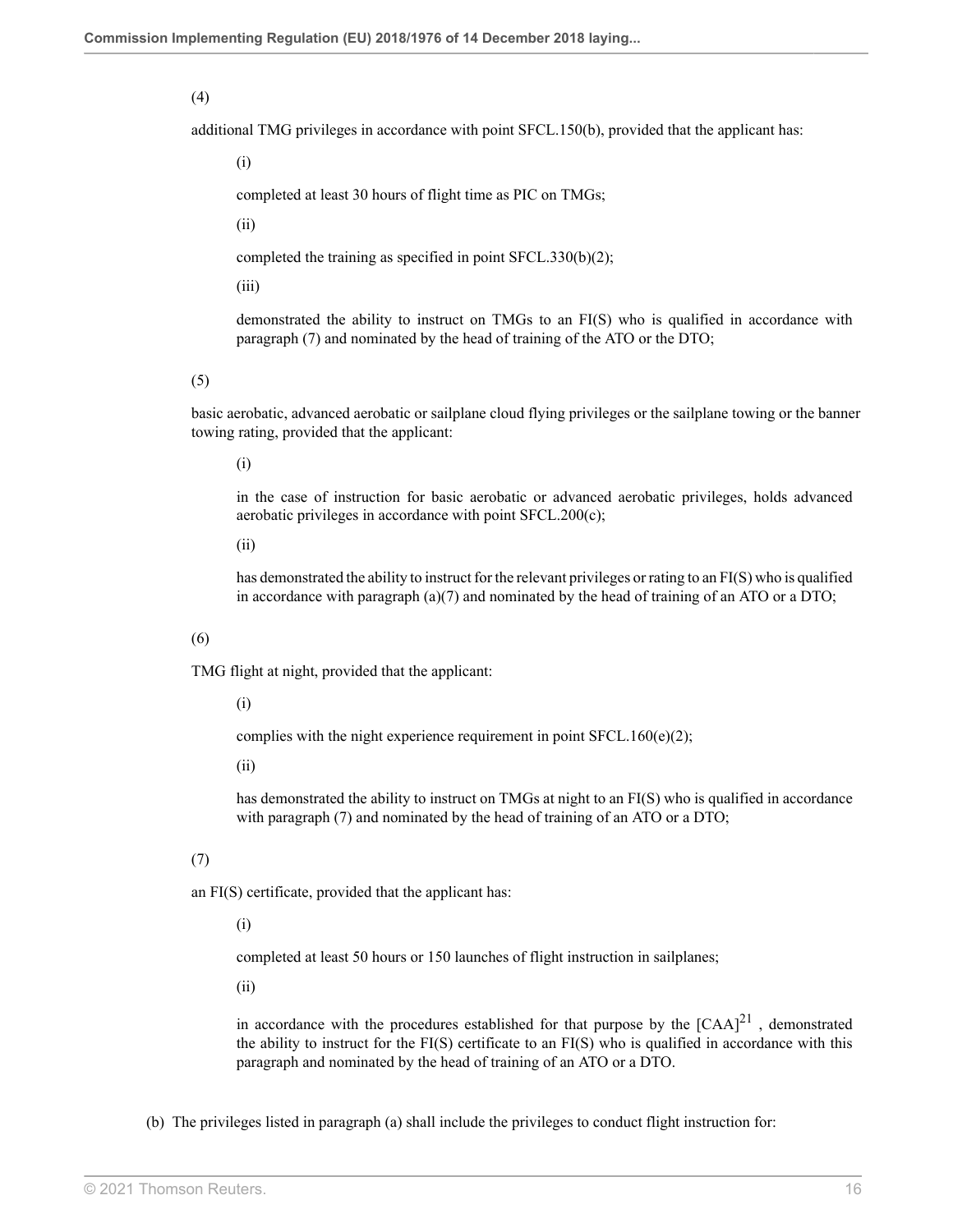(4)

additional TMG privileges in accordance with point SFCL.150(b), provided that the applicant has:

(i)

completed at least 30 hours of flight time as PIC on TMGs;

(ii)

completed the training as specified in point SFCL.330(b)(2);

(iii)

demonstrated the ability to instruct on TMGs to an FI(S) who is qualified in accordance with paragraph (7) and nominated by the head of training of the ATO or the DTO;

(5)

basic aerobatic, advanced aerobatic or sailplane cloud flying privileges or the sailplane towing or the banner towing rating, provided that the applicant:

(i)

in the case of instruction for basic aerobatic or advanced aerobatic privileges, holds advanced aerobatic privileges in accordance with point SFCL.200(c);

(ii)

has demonstrated the ability to instruct for the relevant privileges or rating to an FI(S) who is qualified in accordance with paragraph (a)(7) and nominated by the head of training of an ATO or a DTO;

(6)

TMG flight at night, provided that the applicant:

(i)

complies with the night experience requirement in point SFCL.160(e)(2);

(ii)

has demonstrated the ability to instruct on TMGs at night to an FI(S) who is qualified in accordance with paragraph (7) and nominated by the head of training of an ATO or a DTO;

(7)

an FI(S) certificate, provided that the applicant has:

(i)

completed at least 50 hours or 150 launches of flight instruction in sailplanes;

(ii)

in accordance with the procedures established for that purpose by the [CAA][21], demonstrated the ability to instruct for the FI(S) certificate to an FI(S) who is qualified in accordance with this paragraph and nominated by the head of training of an ATO or a DTO.

(b) The privileges listed in paragraph (a) shall include the privileges to conduct flight instruction for: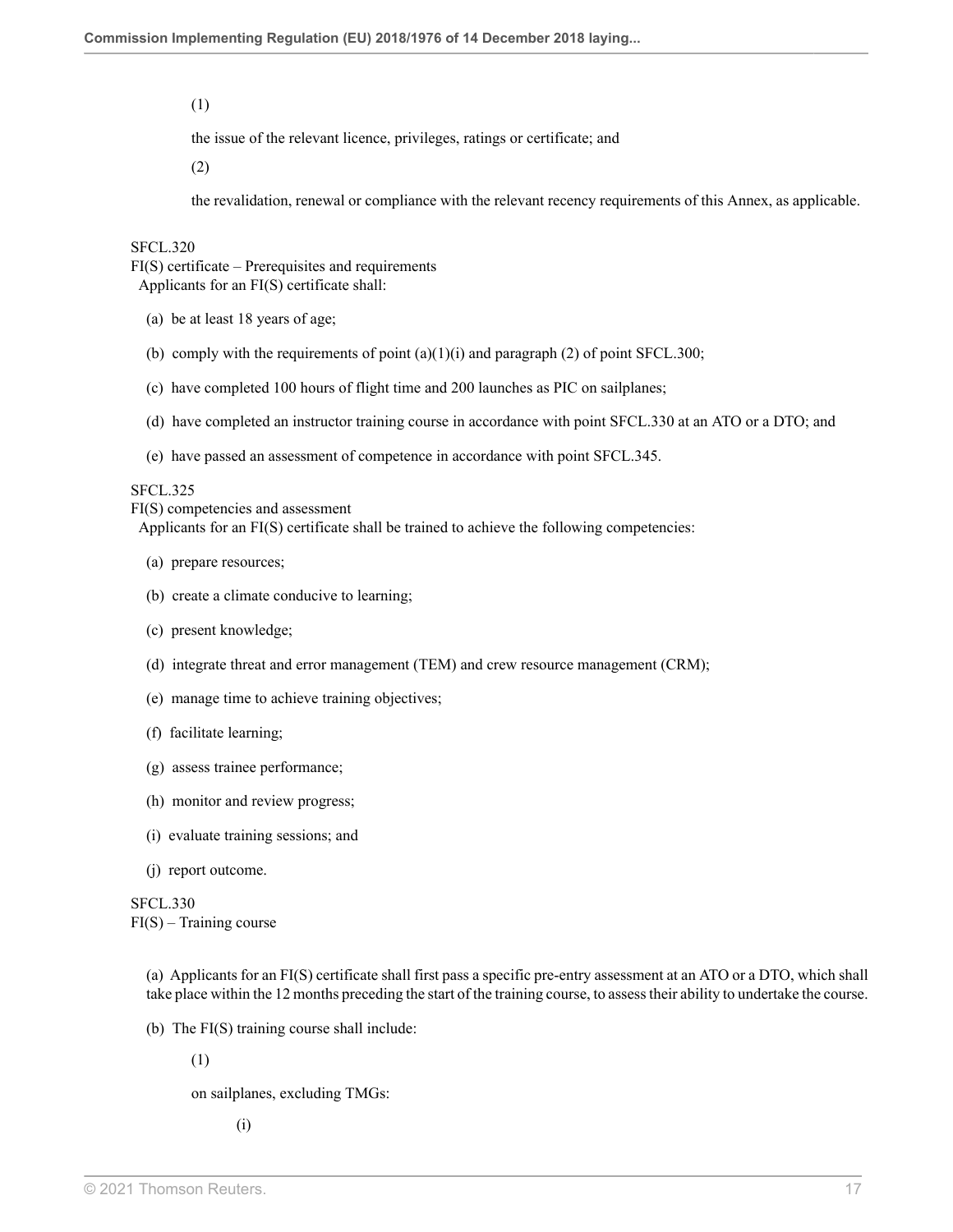(1)

the issue of the relevant licence, privileges, ratings or certificate; and

(2)

the revalidation, renewal or compliance with the relevant recency requirements of this Annex, as applicable.

SFCL.320
FI(S) certificate – Prerequisites and requirements
Applicants for an FI(S) certificate shall:

(a) be at least 18 years of age;

(b) comply with the requirements of point (a)(1)(i) and paragraph (2) of point SFCL.300;

(c) have completed 100 hours of flight time and 200 launches as PIC on sailplanes;

(d) have completed an instructor training course in accordance with point SFCL.330 at an ATO or a DTO; and

(e) have passed an assessment of competence in accordance with point SFCL.345.

SFCL.325
FI(S) competencies and assessment
Applicants for an FI(S) certificate shall be trained to achieve the following competencies:

(a) prepare resources;

(b) create a climate conducive to learning;

(c) present knowledge;

(d) integrate threat and error management (TEM) and crew resource management (CRM);

(e) manage time to achieve training objectives;

(f) facilitate learning;

(g) assess trainee performance;

(h) monitor and review progress;

(i) evaluate training sessions; and

(j) report outcome.

SFCL.330
FI(S) – Training course

(a) Applicants for an FI(S) certificate shall first pass a specific pre-entry assessment at an ATO or a DTO, which shall take place within the 12 months preceding the start of the training course, to assess their ability to undertake the course.

(b) The FI(S) training course shall include:

(1)

on sailplanes, excluding TMGs:

(i)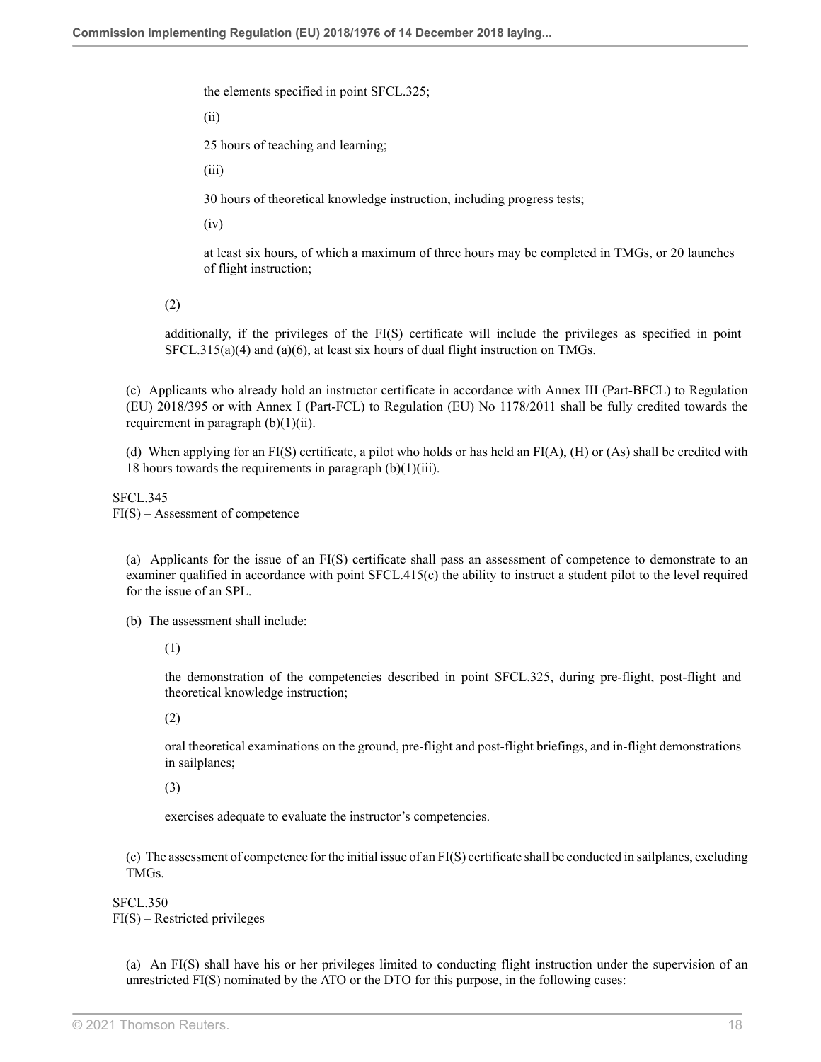the elements specified in point SFCL.325;

(ii)

25 hours of teaching and learning;

(iii)

30 hours of theoretical knowledge instruction, including progress tests;

(iv)

at least six hours, of which a maximum of three hours may be completed in TMGs, or 20 launches of flight instruction;

(2)

additionally, if the privileges of the FI(S) certificate will include the privileges as specified in point SFCL.315(a)(4) and (a)(6), at least six hours of dual flight instruction on TMGs.

(c) Applicants who already hold an instructor certificate in accordance with Annex III (Part-BFCL) to Regulation (EU) 2018/395 or with Annex I (Part-FCL) to Regulation (EU) No 1178/2011 shall be fully credited towards the requirement in paragraph (b)(1)(ii).

(d) When applying for an FI(S) certificate, a pilot who holds or has held an FI(A), (H) or (As) shall be credited with 18 hours towards the requirements in paragraph (b)(1)(iii).

SFCL.345
FI(S) – Assessment of competence

(a) Applicants for the issue of an FI(S) certificate shall pass an assessment of competence to demonstrate to an examiner qualified in accordance with point SFCL.415(c) the ability to instruct a student pilot to the level required for the issue of an SPL.

(b) The assessment shall include:

(1)

the demonstration of the competencies described in point SFCL.325, during pre-flight, post-flight and theoretical knowledge instruction;

(2)

oral theoretical examinations on the ground, pre-flight and post-flight briefings, and in-flight demonstrations in sailplanes;

(3)

exercises adequate to evaluate the instructor's competencies.

(c) The assessment of competence for the initial issue of an FI(S) certificate shall be conducted in sailplanes, excluding TMGs.

SFCL.350
FI(S) – Restricted privileges

(a) An FI(S) shall have his or her privileges limited to conducting flight instruction under the supervision of an unrestricted FI(S) nominated by the ATO or the DTO for this purpose, in the following cases: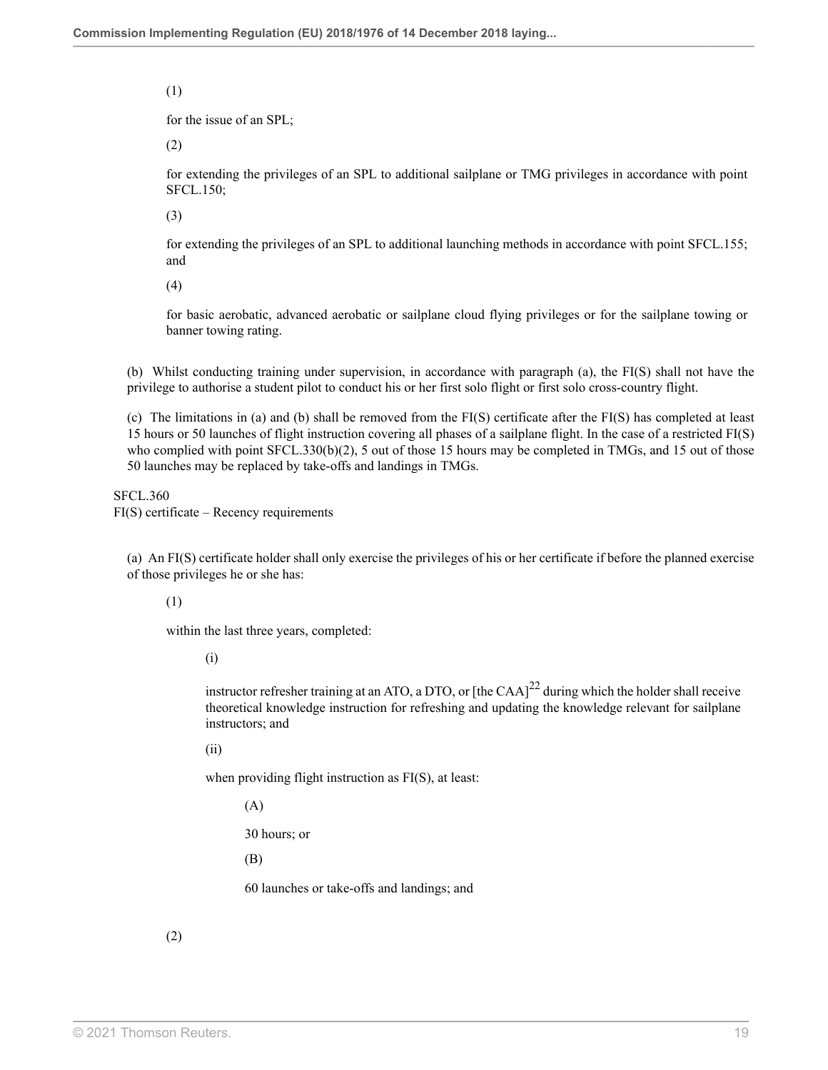(1)

for the issue of an SPL;

(2)

for extending the privileges of an SPL to additional sailplane or TMG privileges in accordance with point SFCL.150;

(3)

for extending the privileges of an SPL to additional launching methods in accordance with point SFCL.155; and

(4)

for basic aerobatic, advanced aerobatic or sailplane cloud flying privileges or for the sailplane towing or banner towing rating.

(b) Whilst conducting training under supervision, in accordance with paragraph (a), the FI(S) shall not have the privilege to authorise a student pilot to conduct his or her first solo flight or first solo cross-country flight.

(c) The limitations in (a) and (b) shall be removed from the FI(S) certificate after the FI(S) has completed at least 15 hours or 50 launches of flight instruction covering all phases of a sailplane flight. In the case of a restricted FI(S) who complied with point SFCL.330(b)(2), 5 out of those 15 hours may be completed in TMGs, and 15 out of those 50 launches may be replaced by take-offs and landings in TMGs.

SFCL.360
FI(S) certificate – Recency requirements

(a) An FI(S) certificate holder shall only exercise the privileges of his or her certificate if before the planned exercise of those privileges he or she has:

(1)

within the last three years, completed:

(i)

instructor refresher training at an ATO, a DTO, or [the CAA][22] during which the holder shall receive theoretical knowledge instruction for refreshing and updating the knowledge relevant for sailplane instructors; and

(ii)

when providing flight instruction as FI(S), at least:

(A)

30 hours; or

(B)

60 launches or take-offs and landings; and

(2)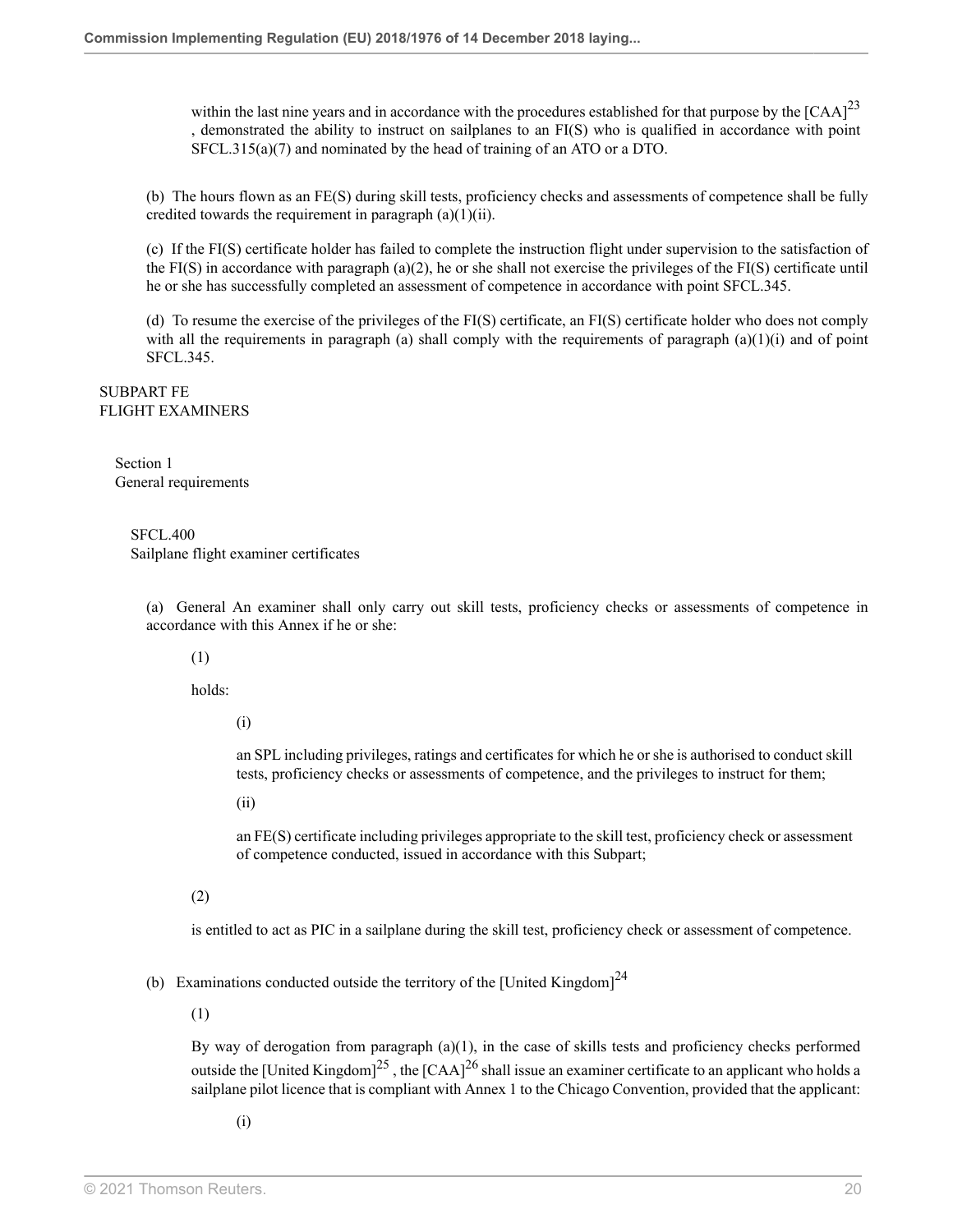within the last nine years and in accordance with the procedures established for that purpose by the [CAA][23], demonstrated the ability to instruct on sailplanes to an FI(S) who is qualified in accordance with point SFCL.315(a)(7) and nominated by the head of training of an ATO or a DTO.

(b) The hours flown as an FE(S) during skill tests, proficiency checks and assessments of competence shall be fully credited towards the requirement in paragraph (a)(1)(ii).

(c) If the FI(S) certificate holder has failed to complete the instruction flight under supervision to the satisfaction of the FI(S) in accordance with paragraph (a)(2), he or she shall not exercise the privileges of the FI(S) certificate until he or she has successfully completed an assessment of competence in accordance with point SFCL.345.

(d) To resume the exercise of the privileges of the FI(S) certificate, an FI(S) certificate holder who does not comply with all the requirements in paragraph (a) shall comply with the requirements of paragraph (a)(1)(i) and of point SFCL.345.

## SUBPART FE
## FLIGHT EXAMINERS

### Section 1
### General requirements

#### SFCL.400
#### Sailplane flight examiner certificates

(a) General An examiner shall only carry out skill tests, proficiency checks or assessments of competence in accordance with this Annex if he or she:

(1)

holds:

(i)

an SPL including privileges, ratings and certificates for which he or she is authorised to conduct skill tests, proficiency checks or assessments of competence, and the privileges to instruct for them;

(ii)

an FE(S) certificate including privileges appropriate to the skill test, proficiency check or assessment of competence conducted, issued in accordance with this Subpart;

(2)

is entitled to act as PIC in a sailplane during the skill test, proficiency check or assessment of competence.

(b) Examinations conducted outside the territory of the [United Kingdom][24]

(1)

By way of derogation from paragraph (a)(1), in the case of skills tests and proficiency checks performed outside the [United Kingdom][25], the [CAA][26] shall issue an examiner certificate to an applicant who holds a sailplane pilot licence that is compliant with Annex 1 to the Chicago Convention, provided that the applicant:

(i)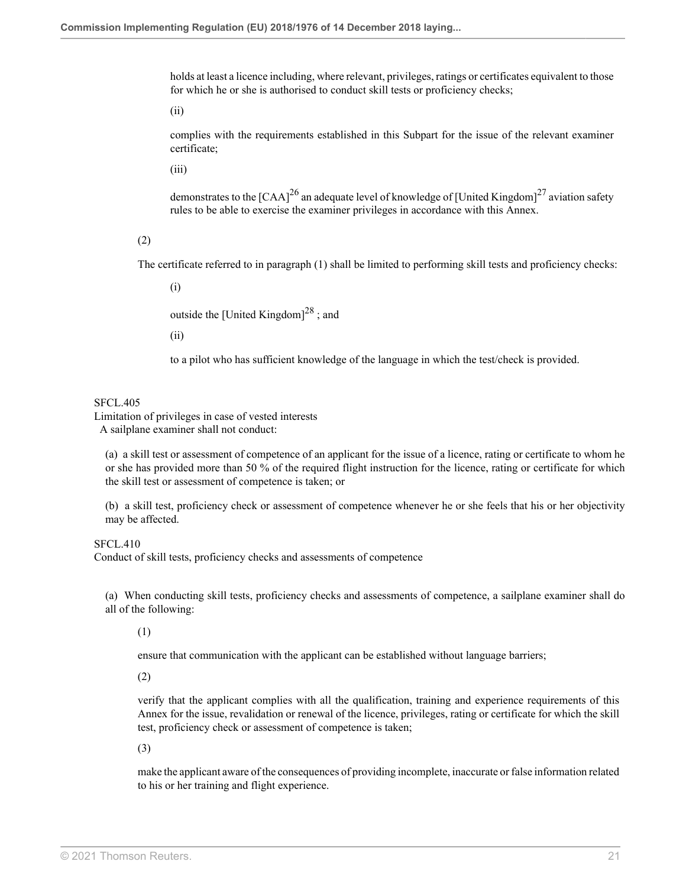holds at least a licence including, where relevant, privileges, ratings or certificates equivalent to those for which he or she is authorised to conduct skill tests or proficiency checks;

(ii)

complies with the requirements established in this Subpart for the issue of the relevant examiner certificate;

(iii)

demonstrates to the [CAA][26] an adequate level of knowledge of [United Kingdom][27] aviation safety rules to be able to exercise the examiner privileges in accordance with this Annex.

(2)

The certificate referred to in paragraph (1) shall be limited to performing skill tests and proficiency checks:

(i)

outside the [United Kingdom][28] ; and

(ii)

to a pilot who has sufficient knowledge of the language in which the test/check is provided.

SFCL.405
Limitation of privileges in case of vested interests
A sailplane examiner shall not conduct:

(a) a skill test or assessment of competence of an applicant for the issue of a licence, rating or certificate to whom he or she has provided more than 50 % of the required flight instruction for the licence, rating or certificate for which the skill test or assessment of competence is taken; or

(b) a skill test, proficiency check or assessment of competence whenever he or she feels that his or her objectivity may be affected.

SFCL.410
Conduct of skill tests, proficiency checks and assessments of competence

(a) When conducting skill tests, proficiency checks and assessments of competence, a sailplane examiner shall do all of the following:

(1)

ensure that communication with the applicant can be established without language barriers;

(2)

verify that the applicant complies with all the qualification, training and experience requirements of this Annex for the issue, revalidation or renewal of the licence, privileges, rating or certificate for which the skill test, proficiency check or assessment of competence is taken;

(3)

make the applicant aware of the consequences of providing incomplete, inaccurate or false information related to his or her training and flight experience.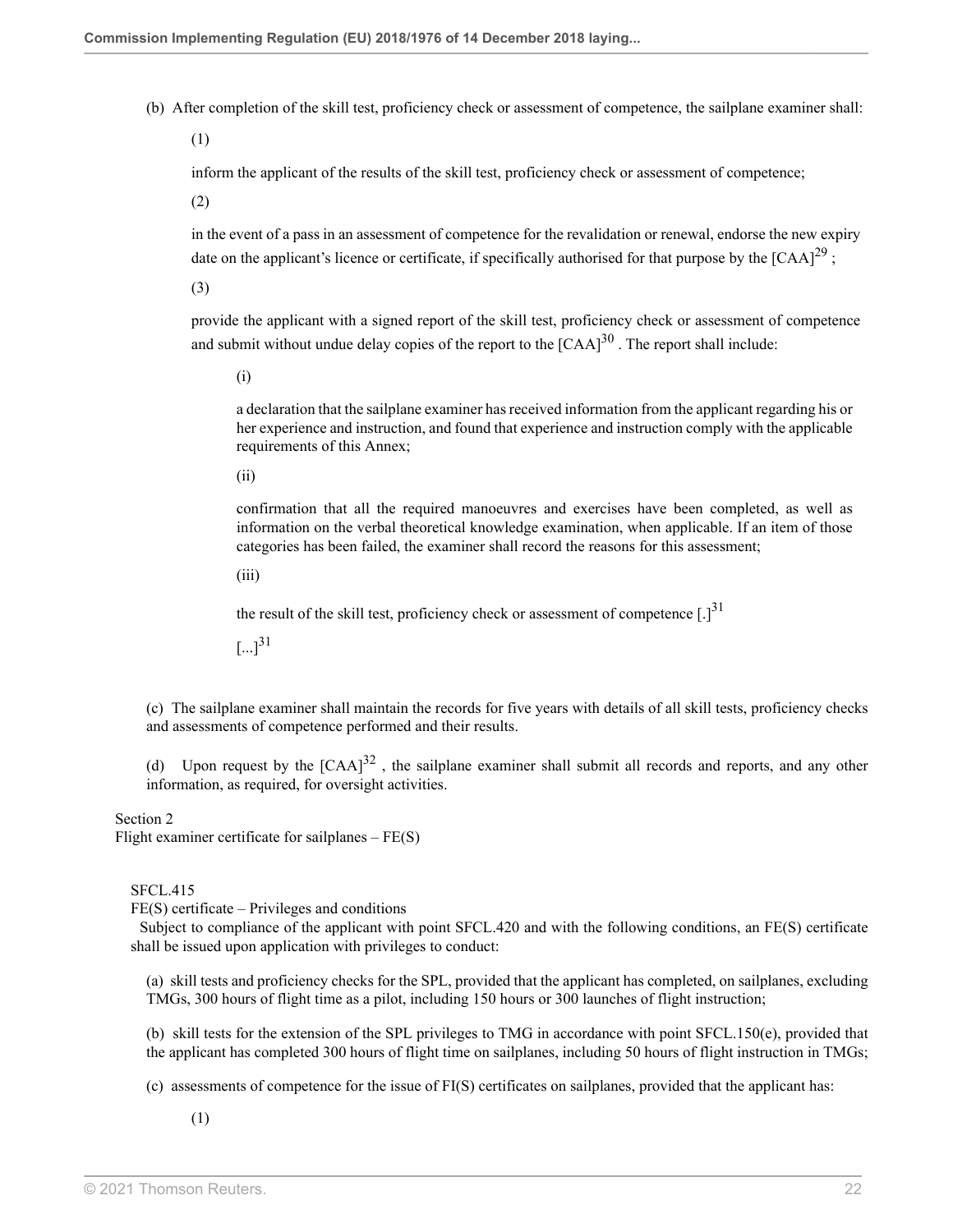(b) After completion of the skill test, proficiency check or assessment of competence, the sailplane examiner shall:

(1)

inform the applicant of the results of the skill test, proficiency check or assessment of competence;

(2)

in the event of a pass in an assessment of competence for the revalidation or renewal, endorse the new expiry date on the applicant's licence or certificate, if specifically authorised for that purpose by the [CAA][29] ;

(3)

provide the applicant with a signed report of the skill test, proficiency check or assessment of competence and submit without undue delay copies of the report to the [CAA][30] . The report shall include:

(i)

a declaration that the sailplane examiner has received information from the applicant regarding his or her experience and instruction, and found that experience and instruction comply with the applicable requirements of this Annex;

(ii)

confirmation that all the required manoeuvres and exercises have been completed, as well as information on the verbal theoretical knowledge examination, when applicable. If an item of those categories has been failed, the examiner shall record the reasons for this assessment;

(iii)

the result of the skill test, proficiency check or assessment of competence [.][31]

[...][31]

(c) The sailplane examiner shall maintain the records for five years with details of all skill tests, proficiency checks and assessments of competence performed and their results.

(d) Upon request by the [CAA][32] , the sailplane examiner shall submit all records and reports, and any other information, as required, for oversight activities.

## Section 2
## Flight examiner certificate for sailplanes – FE(S)

### SFCL.415
### FE(S) certificate – Privileges and conditions

Subject to compliance of the applicant with point SFCL.420 and with the following conditions, an FE(S) certificate shall be issued upon application with privileges to conduct:

(a) skill tests and proficiency checks for the SPL, provided that the applicant has completed, on sailplanes, excluding TMGs, 300 hours of flight time as a pilot, including 150 hours or 300 launches of flight instruction;

(b) skill tests for the extension of the SPL privileges to TMG in accordance with point SFCL.150(e), provided that the applicant has completed 300 hours of flight time on sailplanes, including 50 hours of flight instruction in TMGs;

(c) assessments of competence for the issue of FI(S) certificates on sailplanes, provided that the applicant has:

(1)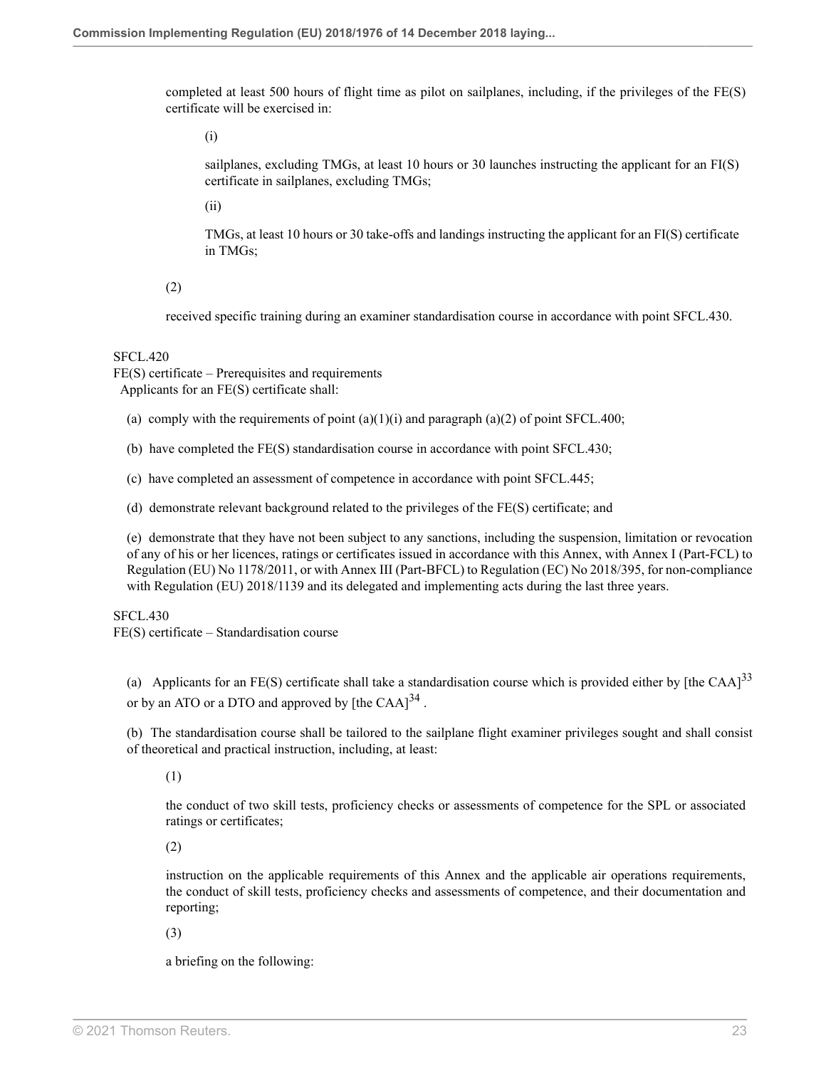completed at least 500 hours of flight time as pilot on sailplanes, including, if the privileges of the FE(S) certificate will be exercised in:

(i)

sailplanes, excluding TMGs, at least 10 hours or 30 launches instructing the applicant for an FI(S) certificate in sailplanes, excluding TMGs;

(ii)

TMGs, at least 10 hours or 30 take-offs and landings instructing the applicant for an FI(S) certificate in TMGs;

(2)

received specific training during an examiner standardisation course in accordance with point SFCL.430.

SFCL.420
FE(S) certificate – Prerequisites and requirements
Applicants for an FE(S) certificate shall:

(a) comply with the requirements of point (a)(1)(i) and paragraph (a)(2) of point SFCL.400;

(b) have completed the FE(S) standardisation course in accordance with point SFCL.430;

(c) have completed an assessment of competence in accordance with point SFCL.445;

(d) demonstrate relevant background related to the privileges of the FE(S) certificate; and

(e) demonstrate that they have not been subject to any sanctions, including the suspension, limitation or revocation of any of his or her licences, ratings or certificates issued in accordance with this Annex, with Annex I (Part-FCL) to Regulation (EU) No 1178/2011, or with Annex III (Part-BFCL) to Regulation (EC) No 2018/395, for non-compliance with Regulation (EU) 2018/1139 and its delegated and implementing acts during the last three years.

SFCL.430
FE(S) certificate – Standardisation course

(a) Applicants for an FE(S) certificate shall take a standardisation course which is provided either by [the CAA][33] or by an ATO or a DTO and approved by [the CAA][34] .

(b) The standardisation course shall be tailored to the sailplane flight examiner privileges sought and shall consist of theoretical and practical instruction, including, at least:

(1)

the conduct of two skill tests, proficiency checks or assessments of competence for the SPL or associated ratings or certificates;

(2)

instruction on the applicable requirements of this Annex and the applicable air operations requirements, the conduct of skill tests, proficiency checks and assessments of competence, and their documentation and reporting;

(3)

a briefing on the following: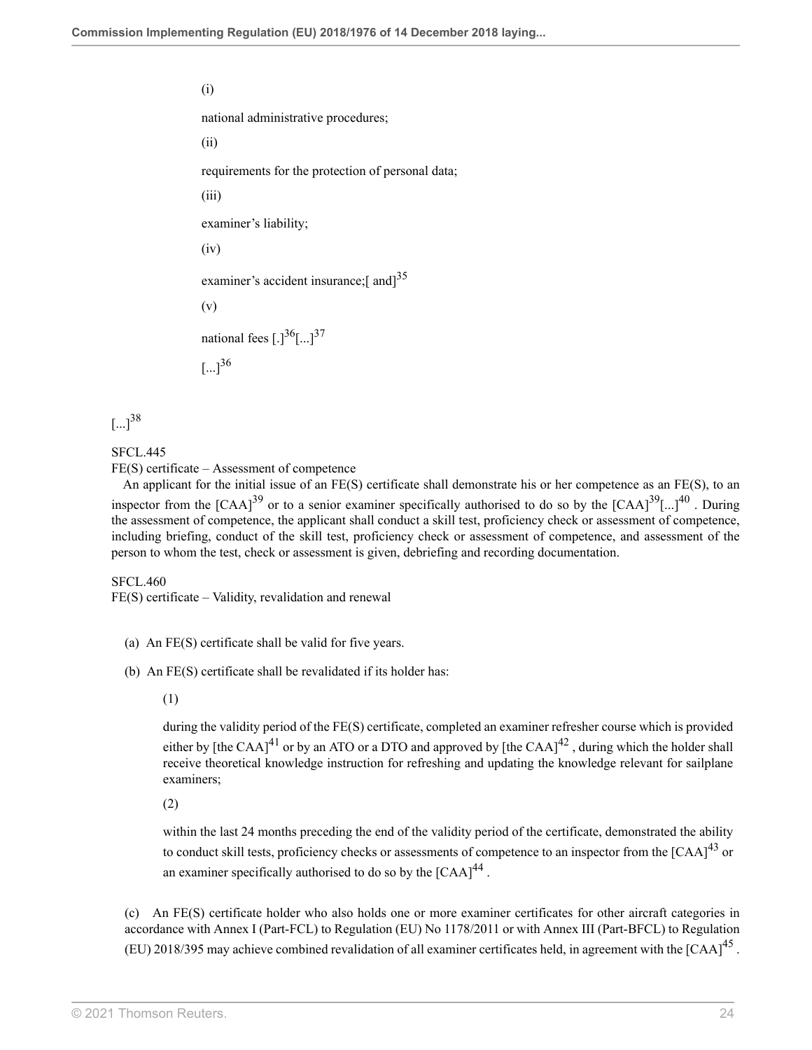(i)

national administrative procedures;

(ii)

requirements for the protection of personal data;

(iii)

examiner's liability;

(iv)

examiner's accident insurance;[ and][35]

(v)

national fees [.][36][...][37]

[...][36]

[...][38]

SFCL.445

FE(S) certificate – Assessment of competence

An applicant for the initial issue of an FE(S) certificate shall demonstrate his or her competence as an FE(S), to an inspector from the [CAA][39] or to a senior examiner specifically authorised to do so by the [CAA][39][...][40] . During the assessment of competence, the applicant shall conduct a skill test, proficiency check or assessment of competence, including briefing, conduct of the skill test, proficiency check or assessment of competence, and assessment of the person to whom the test, check or assessment is given, debriefing and recording documentation.

SFCL.460

FE(S) certificate – Validity, revalidation and renewal

(a) An FE(S) certificate shall be valid for five years.

(b) An FE(S) certificate shall be revalidated if its holder has:

(1)

during the validity period of the FE(S) certificate, completed an examiner refresher course which is provided either by [the CAA][41] or by an ATO or a DTO and approved by [the CAA][42] , during which the holder shall receive theoretical knowledge instruction for refreshing and updating the knowledge relevant for sailplane examiners;

(2)

within the last 24 months preceding the end of the validity period of the certificate, demonstrated the ability to conduct skill tests, proficiency checks or assessments of competence to an inspector from the [CAA][43] or an examiner specifically authorised to do so by the [CAA][44] .

(c) An FE(S) certificate holder who also holds one or more examiner certificates for other aircraft categories in accordance with Annex I (Part-FCL) to Regulation (EU) No 1178/2011 or with Annex III (Part-BFCL) to Regulation (EU) 2018/395 may achieve combined revalidation of all examiner certificates held, in agreement with the [CAA][45] .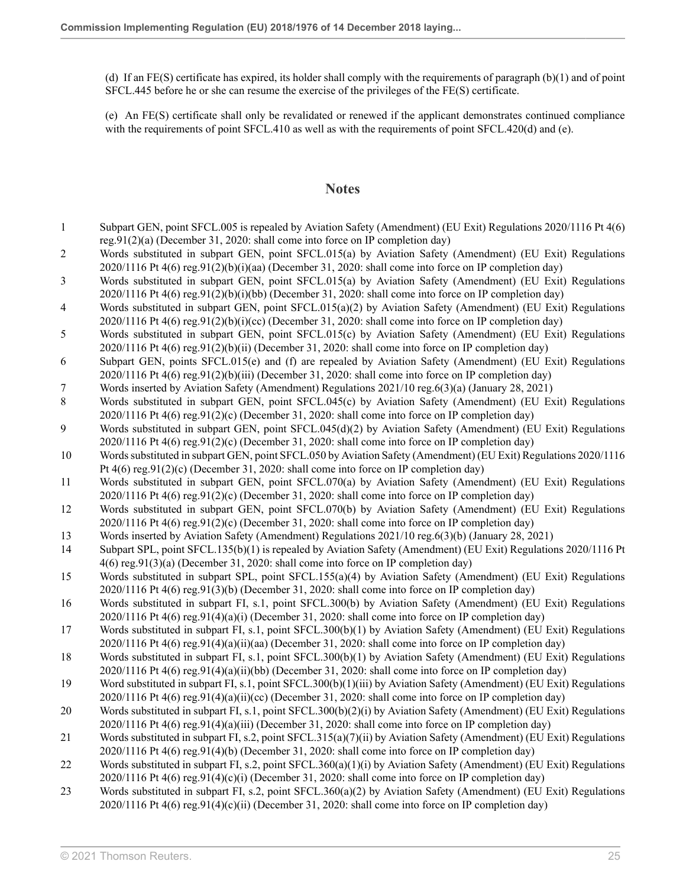(d) If an FE(S) certificate has expired, its holder shall comply with the requirements of paragraph (b)(1) and of point SFCL.445 before he or she can resume the exercise of the privileges of the FE(S) certificate.

(e) An FE(S) certificate shall only be revalidated or renewed if the applicant demonstrates continued compliance with the requirements of point SFCL.410 as well as with the requirements of point SFCL.420(d) and (e).

## Notes

1 Subpart GEN, point SFCL.005 is repealed by Aviation Safety (Amendment) (EU Exit) Regulations 2020/1116 Pt 4(6) reg.91(2)(a) (December 31, 2020: shall come into force on IP completion day)

2 Words substituted in subpart GEN, point SFCL.015(a) by Aviation Safety (Amendment) (EU Exit) Regulations 2020/1116 Pt 4(6) reg.91(2)(b)(i)(aa) (December 31, 2020: shall come into force on IP completion day)

3 Words substituted in subpart GEN, point SFCL.015(a) by Aviation Safety (Amendment) (EU Exit) Regulations 2020/1116 Pt 4(6) reg.91(2)(b)(i)(bb) (December 31, 2020: shall come into force on IP completion day)

4 Words substituted in subpart GEN, point SFCL.015(a)(2) by Aviation Safety (Amendment) (EU Exit) Regulations 2020/1116 Pt 4(6) reg.91(2)(b)(i)(cc) (December 31, 2020: shall come into force on IP completion day)

5 Words substituted in subpart GEN, point SFCL.015(c) by Aviation Safety (Amendment) (EU Exit) Regulations 2020/1116 Pt 4(6) reg.91(2)(b)(ii) (December 31, 2020: shall come into force on IP completion day)

6 Subpart GEN, points SFCL.015(e) and (f) are repealed by Aviation Safety (Amendment) (EU Exit) Regulations 2020/1116 Pt 4(6) reg.91(2)(b)(iii) (December 31, 2020: shall come into force on IP completion day)

7 Words inserted by Aviation Safety (Amendment) Regulations 2021/10 reg.6(3)(a) (January 28, 2021)

8 Words substituted in subpart GEN, point SFCL.045(c) by Aviation Safety (Amendment) (EU Exit) Regulations 2020/1116 Pt 4(6) reg.91(2)(c) (December 31, 2020: shall come into force on IP completion day)

9 Words substituted in subpart GEN, point SFCL.045(d)(2) by Aviation Safety (Amendment) (EU Exit) Regulations 2020/1116 Pt 4(6) reg.91(2)(c) (December 31, 2020: shall come into force on IP completion day)

10 Words substituted in subpart GEN, point SFCL.050 by Aviation Safety (Amendment) (EU Exit) Regulations 2020/1116 Pt 4(6) reg.91(2)(c) (December 31, 2020: shall come into force on IP completion day)

11 Words substituted in subpart GEN, point SFCL.070(a) by Aviation Safety (Amendment) (EU Exit) Regulations 2020/1116 Pt 4(6) reg.91(2)(c) (December 31, 2020: shall come into force on IP completion day)

12 Words substituted in subpart GEN, point SFCL.070(b) by Aviation Safety (Amendment) (EU Exit) Regulations 2020/1116 Pt 4(6) reg.91(2)(c) (December 31, 2020: shall come into force on IP completion day)

13 Words inserted by Aviation Safety (Amendment) Regulations 2021/10 reg.6(3)(b) (January 28, 2021)

14 Subpart SPL, point SFCL.135(b)(1) is repealed by Aviation Safety (Amendment) (EU Exit) Regulations 2020/1116 Pt 4(6) reg.91(3)(a) (December 31, 2020: shall come into force on IP completion day)

15 Words substituted in subpart SPL, point SFCL.155(a)(4) by Aviation Safety (Amendment) (EU Exit) Regulations 2020/1116 Pt 4(6) reg.91(3)(b) (December 31, 2020: shall come into force on IP completion day)

16 Words substituted in subpart FI, s.1, point SFCL.300(b) by Aviation Safety (Amendment) (EU Exit) Regulations 2020/1116 Pt 4(6) reg.91(4)(a)(i) (December 31, 2020: shall come into force on IP completion day)

17 Words substituted in subpart FI, s.1, point SFCL.300(b)(1) by Aviation Safety (Amendment) (EU Exit) Regulations 2020/1116 Pt 4(6) reg.91(4)(a)(ii)(aa) (December 31, 2020: shall come into force on IP completion day)

18 Words substituted in subpart FI, s.1, point SFCL.300(b)(1) by Aviation Safety (Amendment) (EU Exit) Regulations 2020/1116 Pt 4(6) reg.91(4)(a)(ii)(bb) (December 31, 2020: shall come into force on IP completion day)

19 Word substituted in subpart FI, s.1, point SFCL.300(b)(1)(iii) by Aviation Safety (Amendment) (EU Exit) Regulations 2020/1116 Pt 4(6) reg.91(4)(a)(ii)(cc) (December 31, 2020: shall come into force on IP completion day)

20 Words substituted in subpart FI, s.1, point SFCL.300(b)(2)(i) by Aviation Safety (Amendment) (EU Exit) Regulations 2020/1116 Pt 4(6) reg.91(4)(a)(iii) (December 31, 2020: shall come into force on IP completion day)

21 Words substituted in subpart FI, s.2, point SFCL.315(a)(7)(ii) by Aviation Safety (Amendment) (EU Exit) Regulations 2020/1116 Pt 4(6) reg.91(4)(b) (December 31, 2020: shall come into force on IP completion day)

22 Words substituted in subpart FI, s.2, point SFCL.360(a)(1)(i) by Aviation Safety (Amendment) (EU Exit) Regulations 2020/1116 Pt 4(6) reg.91(4)(c)(i) (December 31, 2020: shall come into force on IP completion day)

23 Words substituted in subpart FI, s.2, point SFCL.360(a)(2) by Aviation Safety (Amendment) (EU Exit) Regulations 2020/1116 Pt 4(6) reg.91(4)(c)(ii) (December 31, 2020: shall come into force on IP completion day)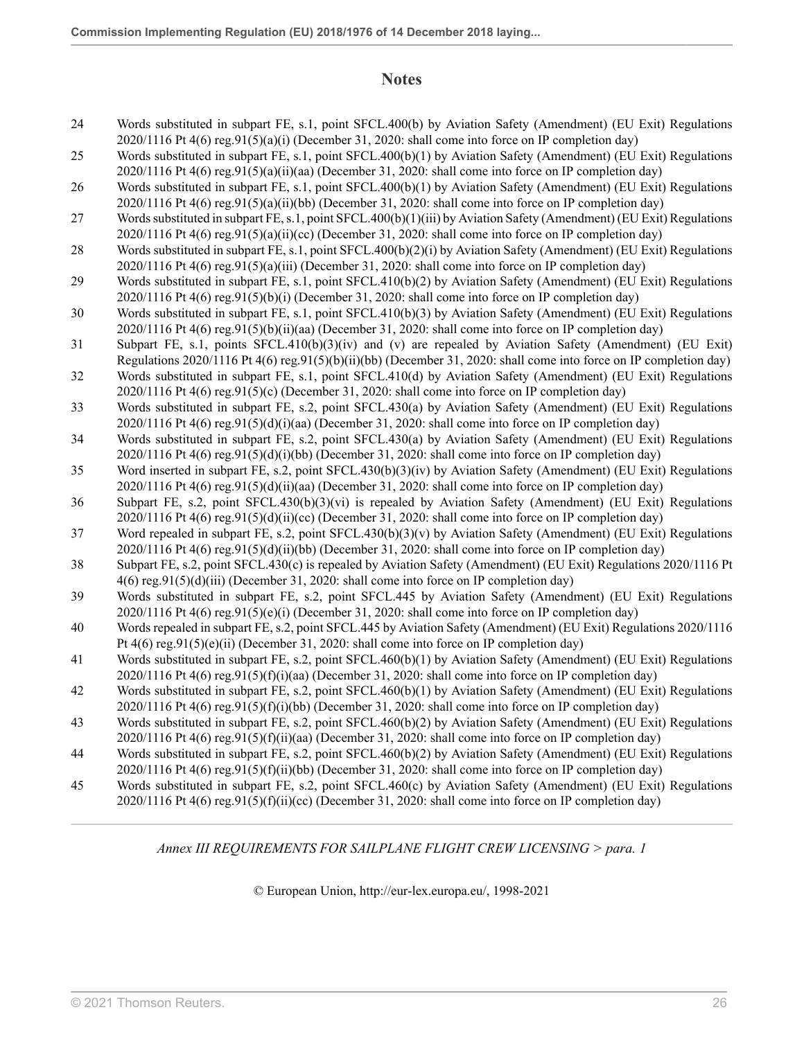## Notes

24 Words substituted in subpart FE, s.1, point SFCL.400(b) by Aviation Safety (Amendment) (EU Exit) Regulations 2020/1116 Pt 4(6) reg.91(5)(a)(i) (December 31, 2020: shall come into force on IP completion day)

25 Words substituted in subpart FE, s.1, point SFCL.400(b)(1) by Aviation Safety (Amendment) (EU Exit) Regulations 2020/1116 Pt 4(6) reg.91(5)(a)(ii)(aa) (December 31, 2020: shall come into force on IP completion day)

26 Words substituted in subpart FE, s.1, point SFCL.400(b)(1) by Aviation Safety (Amendment) (EU Exit) Regulations 2020/1116 Pt 4(6) reg.91(5)(a)(ii)(bb) (December 31, 2020: shall come into force on IP completion day)

27 Words substituted in subpart FE, s.1, point SFCL.400(b)(1)(iii) by Aviation Safety (Amendment) (EU Exit) Regulations 2020/1116 Pt 4(6) reg.91(5)(a)(ii)(cc) (December 31, 2020: shall come into force on IP completion day)

28 Words substituted in subpart FE, s.1, point SFCL.400(b)(2)(i) by Aviation Safety (Amendment) (EU Exit) Regulations 2020/1116 Pt 4(6) reg.91(5)(a)(iii) (December 31, 2020: shall come into force on IP completion day)

29 Words substituted in subpart FE, s.1, point SFCL.410(b)(2) by Aviation Safety (Amendment) (EU Exit) Regulations 2020/1116 Pt 4(6) reg.91(5)(b)(i) (December 31, 2020: shall come into force on IP completion day)

30 Words substituted in subpart FE, s.1, point SFCL.410(b)(3) by Aviation Safety (Amendment) (EU Exit) Regulations 2020/1116 Pt 4(6) reg.91(5)(b)(ii)(aa) (December 31, 2020: shall come into force on IP completion day)

31 Subpart FE, s.1, points SFCL.410(b)(3)(iv) and (v) are repealed by Aviation Safety (Amendment) (EU Exit) Regulations 2020/1116 Pt 4(6) reg.91(5)(b)(ii)(bb) (December 31, 2020: shall come into force on IP completion day)

32 Words substituted in subpart FE, s.1, point SFCL.410(d) by Aviation Safety (Amendment) (EU Exit) Regulations 2020/1116 Pt 4(6) reg.91(5)(c) (December 31, 2020: shall come into force on IP completion day)

33 Words substituted in subpart FE, s.2, point SFCL.430(a) by Aviation Safety (Amendment) (EU Exit) Regulations 2020/1116 Pt 4(6) reg.91(5)(d)(i)(aa) (December 31, 2020: shall come into force on IP completion day)

34 Words substituted in subpart FE, s.2, point SFCL.430(a) by Aviation Safety (Amendment) (EU Exit) Regulations 2020/1116 Pt 4(6) reg.91(5)(d)(i)(bb) (December 31, 2020: shall come into force on IP completion day)

35 Word inserted in subpart FE, s.2, point SFCL.430(b)(3)(iv) by Aviation Safety (Amendment) (EU Exit) Regulations 2020/1116 Pt 4(6) reg.91(5)(d)(ii)(aa) (December 31, 2020: shall come into force on IP completion day)

36 Subpart FE, s.2, point SFCL.430(b)(3)(vi) is repealed by Aviation Safety (Amendment) (EU Exit) Regulations 2020/1116 Pt 4(6) reg.91(5)(d)(ii)(cc) (December 31, 2020: shall come into force on IP completion day)

37 Word repealed in subpart FE, s.2, point SFCL.430(b)(3)(v) by Aviation Safety (Amendment) (EU Exit) Regulations 2020/1116 Pt 4(6) reg.91(5)(d)(ii)(bb) (December 31, 2020: shall come into force on IP completion day)

38 Subpart FE, s.2, point SFCL.430(c) is repealed by Aviation Safety (Amendment) (EU Exit) Regulations 2020/1116 Pt 4(6) reg.91(5)(d)(iii) (December 31, 2020: shall come into force on IP completion day)

39 Words substituted in subpart FE, s.2, point SFCL.445 by Aviation Safety (Amendment) (EU Exit) Regulations 2020/1116 Pt 4(6) reg.91(5)(e)(i) (December 31, 2020: shall come into force on IP completion day)

40 Words repealed in subpart FE, s.2, point SFCL.445 by Aviation Safety (Amendment) (EU Exit) Regulations 2020/1116 Pt 4(6) reg.91(5)(e)(ii) (December 31, 2020: shall come into force on IP completion day)

41 Words substituted in subpart FE, s.2, point SFCL.460(b)(1) by Aviation Safety (Amendment) (EU Exit) Regulations 2020/1116 Pt 4(6) reg.91(5)(f)(i)(aa) (December 31, 2020: shall come into force on IP completion day)

42 Words substituted in subpart FE, s.2, point SFCL.460(b)(1) by Aviation Safety (Amendment) (EU Exit) Regulations 2020/1116 Pt 4(6) reg.91(5)(f)(i)(bb) (December 31, 2020: shall come into force on IP completion day)

43 Words substituted in subpart FE, s.2, point SFCL.460(b)(2) by Aviation Safety (Amendment) (EU Exit) Regulations 2020/1116 Pt 4(6) reg.91(5)(f)(ii)(aa) (December 31, 2020: shall come into force on IP completion day)

44 Words substituted in subpart FE, s.2, point SFCL.460(b)(2) by Aviation Safety (Amendment) (EU Exit) Regulations 2020/1116 Pt 4(6) reg.91(5)(f)(ii)(bb) (December 31, 2020: shall come into force on IP completion day)

45 Words substituted in subpart FE, s.2, point SFCL.460(c) by Aviation Safety (Amendment) (EU Exit) Regulations 2020/1116 Pt 4(6) reg.91(5)(f)(ii)(cc) (December 31, 2020: shall come into force on IP completion day)

---

*Annex III REQUIREMENTS FOR SAILPLANE FLIGHT CREW LICENSING > para. 1*

© European Union, http://eur-lex.europa.eu/, 1998-2021